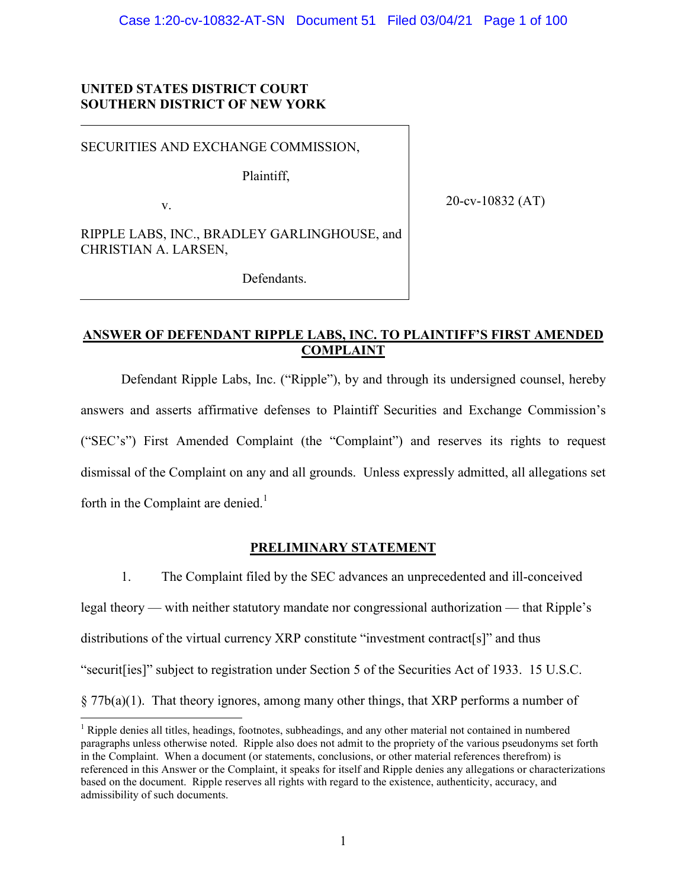**UNITED STATES DISTRICT COURT**
**SOUTHERN DISTRICT OF NEW YORK**

| | |
|---|---|
| SECURITIES AND EXCHANGE COMMISSION,<br><br>Plaintiff,<br><br>v.<br><br>RIPPLE LABS, INC., BRADLEY GARLINGHOUSE, and CHRISTIAN A. LARSEN,<br><br>Defendants. | 20-cv-10832 (AT) |

## ANSWER OF DEFENDANT RIPPLE LABS, INC. TO PLAINTIFF'S FIRST AMENDED COMPLAINT

Defendant Ripple Labs, Inc. ("Ripple"), by and through its undersigned counsel, hereby answers and asserts affirmative defenses to Plaintiff Securities and Exchange Commission's ("SEC's") First Amended Complaint (the "Complaint") and reserves its rights to request dismissal of the Complaint on any and all grounds. Unless expressly admitted, all allegations set forth in the Complaint are denied.[1]

## PRELIMINARY STATEMENT

1. The Complaint filed by the SEC advances an unprecedented and ill-conceived legal theory — with neither statutory mandate nor congressional authorization — that Ripple's distributions of the virtual currency XRP constitute "investment contract[s]" and thus "securit[ies]" subject to registration under Section 5 of the Securities Act of 1933. 15 U.S.C. § 77b(a)(1). That theory ignores, among many other things, that XRP performs a number of

[1] Ripple denies all titles, headings, footnotes, subheadings, and any other material not contained in numbered paragraphs unless otherwise noted. Ripple also does not admit to the propriety of the various pseudonyms set forth in the Complaint. When a document (or statements, conclusions, or other material references therefrom) is referenced in this Answer or the Complaint, it speaks for itself and Ripple denies any allegations or characterizations based on the document. Ripple reserves all rights with regard to the existence, authenticity, accuracy, and admissibility of such documents.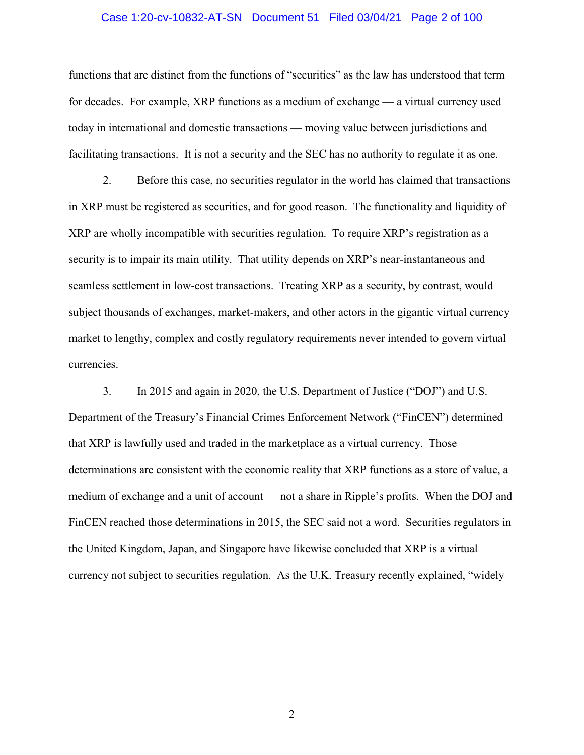functions that are distinct from the functions of "securities" as the law has understood that term for decades. For example, XRP functions as a medium of exchange — a virtual currency used today in international and domestic transactions — moving value between jurisdictions and facilitating transactions. It is not a security and the SEC has no authority to regulate it as one.

2. Before this case, no securities regulator in the world has claimed that transactions in XRP must be registered as securities, and for good reason. The functionality and liquidity of XRP are wholly incompatible with securities regulation. To require XRP's registration as a security is to impair its main utility. That utility depends on XRP's near-instantaneous and seamless settlement in low-cost transactions. Treating XRP as a security, by contrast, would subject thousands of exchanges, market-makers, and other actors in the gigantic virtual currency market to lengthy, complex and costly regulatory requirements never intended to govern virtual currencies.

3. In 2015 and again in 2020, the U.S. Department of Justice ("DOJ") and U.S. Department of the Treasury's Financial Crimes Enforcement Network ("FinCEN") determined that XRP is lawfully used and traded in the marketplace as a virtual currency. Those determinations are consistent with the economic reality that XRP functions as a store of value, a medium of exchange and a unit of account — not a share in Ripple's profits. When the DOJ and FinCEN reached those determinations in 2015, the SEC said not a word. Securities regulators in the United Kingdom, Japan, and Singapore have likewise concluded that XRP is a virtual currency not subject to securities regulation. As the U.K. Treasury recently explained, "widely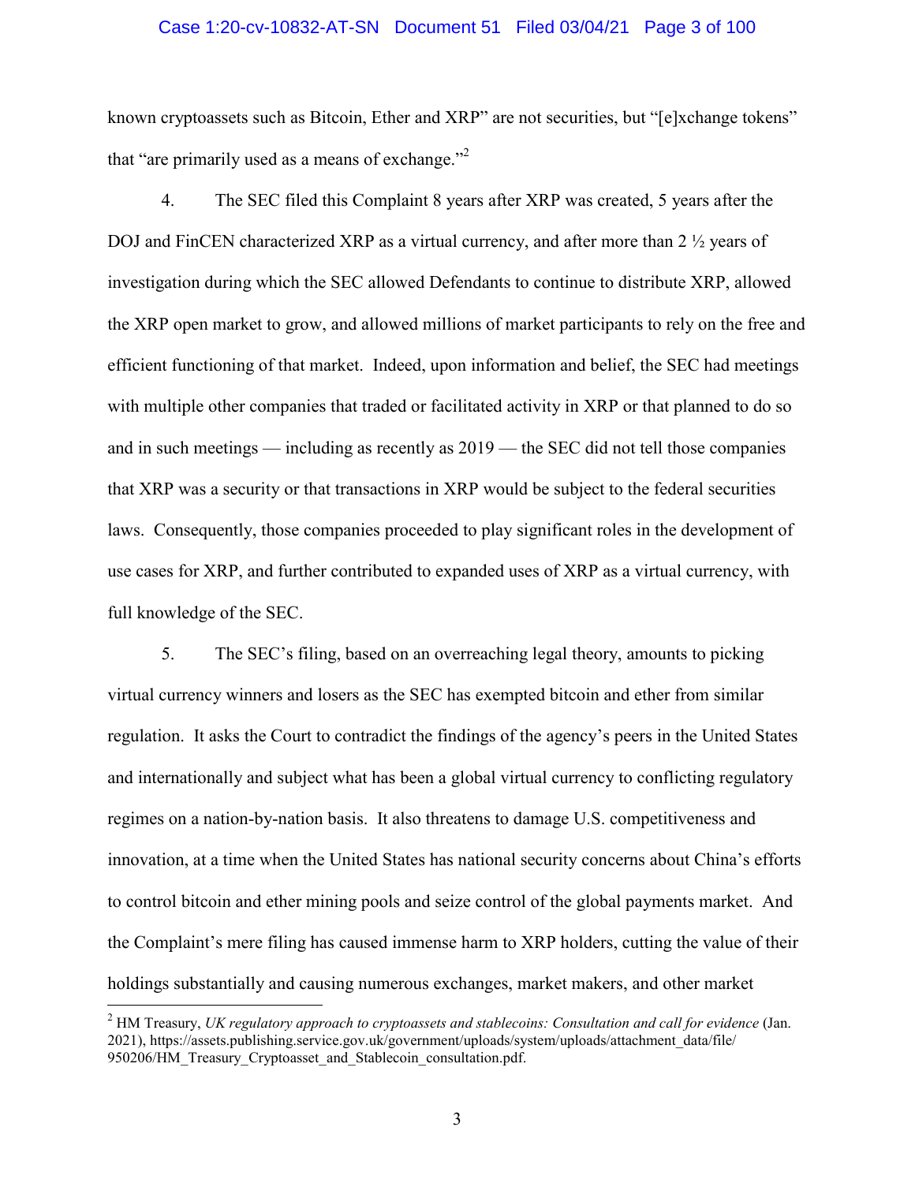known cryptoassets such as Bitcoin, Ether and XRP" are not securities, but "[e]xchange tokens" that "are primarily used as a means of exchange."[2]

4. The SEC filed this Complaint 8 years after XRP was created, 5 years after the DOJ and FinCEN characterized XRP as a virtual currency, and after more than 2 ½ years of investigation during which the SEC allowed Defendants to continue to distribute XRP, allowed the XRP open market to grow, and allowed millions of market participants to rely on the free and efficient functioning of that market. Indeed, upon information and belief, the SEC had meetings with multiple other companies that traded or facilitated activity in XRP or that planned to do so and in such meetings — including as recently as 2019 — the SEC did not tell those companies that XRP was a security or that transactions in XRP would be subject to the federal securities laws. Consequently, those companies proceeded to play significant roles in the development of use cases for XRP, and further contributed to expanded uses of XRP as a virtual currency, with full knowledge of the SEC.

5. The SEC's filing, based on an overreaching legal theory, amounts to picking virtual currency winners and losers as the SEC has exempted bitcoin and ether from similar regulation. It asks the Court to contradict the findings of the agency's peers in the United States and internationally and subject what has been a global virtual currency to conflicting regulatory regimes on a nation-by-nation basis. It also threatens to damage U.S. competitiveness and innovation, at a time when the United States has national security concerns about China's efforts to control bitcoin and ether mining pools and seize control of the global payments market. And the Complaint's mere filing has caused immense harm to XRP holders, cutting the value of their holdings substantially and causing numerous exchanges, market makers, and other market

---

[2] HM Treasury, *UK regulatory approach to cryptoassets and stablecoins: Consultation and call for evidence* (Jan. 2021), https://assets.publishing.service.gov.uk/government/uploads/system/uploads/attachment_data/file/950206/HM_Treasury_Cryptoasset_and_Stablecoin_consultation.pdf.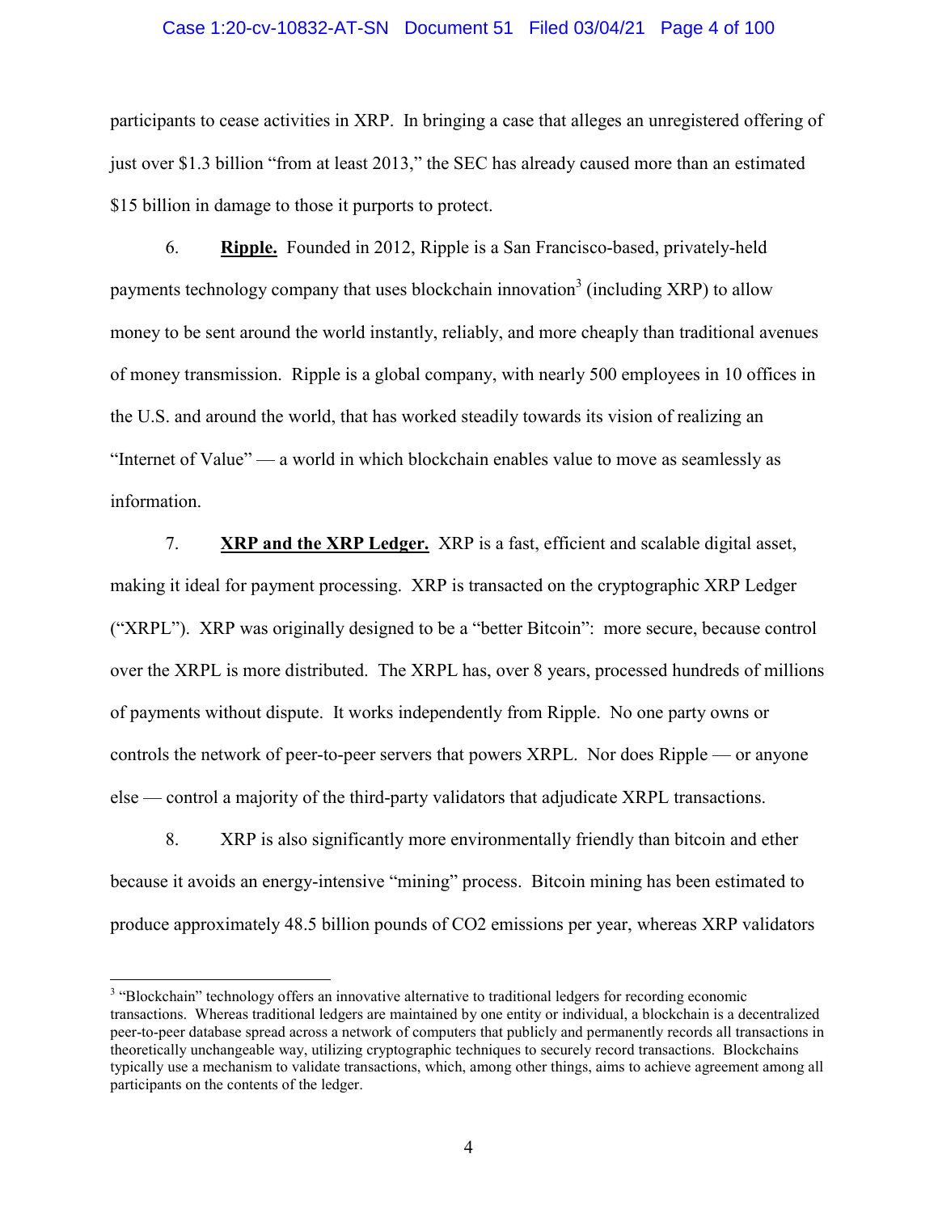participants to cease activities in XRP. In bringing a case that alleges an unregistered offering of just over $1.3 billion "from at least 2013," the SEC has already caused more than an estimated $15 billion in damage to those it purports to protect.

6. **Ripple.** Founded in 2012, Ripple is a San Francisco-based, privately-held payments technology company that uses blockchain innovation[3] (including XRP) to allow money to be sent around the world instantly, reliably, and more cheaply than traditional avenues of money transmission. Ripple is a global company, with nearly 500 employees in 10 offices in the U.S. and around the world, that has worked steadily towards its vision of realizing an "Internet of Value" — a world in which blockchain enables value to move as seamlessly as information.

7. **XRP and the XRP Ledger.** XRP is a fast, efficient and scalable digital asset, making it ideal for payment processing. XRP is transacted on the cryptographic XRP Ledger ("XRPL"). XRP was originally designed to be a "better Bitcoin": more secure, because control over the XRPL is more distributed. The XRPL has, over 8 years, processed hundreds of millions of payments without dispute. It works independently from Ripple. No one party owns or controls the network of peer-to-peer servers that powers XRPL. Nor does Ripple — or anyone else — control a majority of the third-party validators that adjudicate XRPL transactions.

8. XRP is also significantly more environmentally friendly than bitcoin and ether because it avoids an energy-intensive "mining" process. Bitcoin mining has been estimated to produce approximately 48.5 billion pounds of $CO_2$ emissions per year, whereas XRP validators

---

[3] "Blockchain" technology offers an innovative alternative to traditional ledgers for recording economic transactions. Whereas traditional ledgers are maintained by one entity or individual, a blockchain is a decentralized peer-to-peer database spread across a network of computers that publicly and permanently records all transactions in theoretically unchangeable way, utilizing cryptographic techniques to securely record transactions. Blockchains typically use a mechanism to validate transactions, which, among other things, aims to achieve agreement among all participants on the contents of the ledger.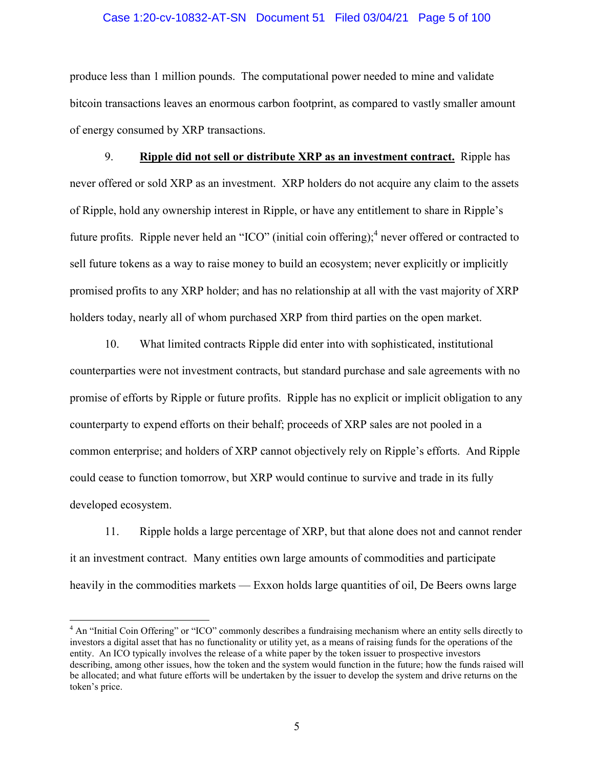produce less than 1 million pounds. The computational power needed to mine and validate bitcoin transactions leaves an enormous carbon footprint, as compared to vastly smaller amount of energy consumed by XRP transactions.

9. **Ripple did not sell or distribute XRP as an investment contract.** Ripple has never offered or sold XRP as an investment. XRP holders do not acquire any claim to the assets of Ripple, hold any ownership interest in Ripple, or have any entitlement to share in Ripple's future profits. Ripple never held an "ICO" (initial coin offering);[4] never offered or contracted to sell future tokens as a way to raise money to build an ecosystem; never explicitly or implicitly promised profits to any XRP holder; and has no relationship at all with the vast majority of XRP holders today, nearly all of whom purchased XRP from third parties on the open market.

10. What limited contracts Ripple did enter into with sophisticated, institutional counterparties were not investment contracts, but standard purchase and sale agreements with no promise of efforts by Ripple or future profits. Ripple has no explicit or implicit obligation to any counterparty to expend efforts on their behalf; proceeds of XRP sales are not pooled in a common enterprise; and holders of XRP cannot objectively rely on Ripple's efforts. And Ripple could cease to function tomorrow, but XRP would continue to survive and trade in its fully developed ecosystem.

11. Ripple holds a large percentage of XRP, but that alone does not and cannot render it an investment contract. Many entities own large amounts of commodities and participate heavily in the commodities markets — Exxon holds large quantities of oil, De Beers owns large

---

[4] An "Initial Coin Offering" or "ICO" commonly describes a fundraising mechanism where an entity sells directly to investors a digital asset that has no functionality or utility yet, as a means of raising funds for the operations of the entity. An ICO typically involves the release of a white paper by the token issuer to prospective investors describing, among other issues, how the token and the system would function in the future; how the funds raised will be allocated; and what future efforts will be undertaken by the issuer to develop the system and drive returns on the token's price.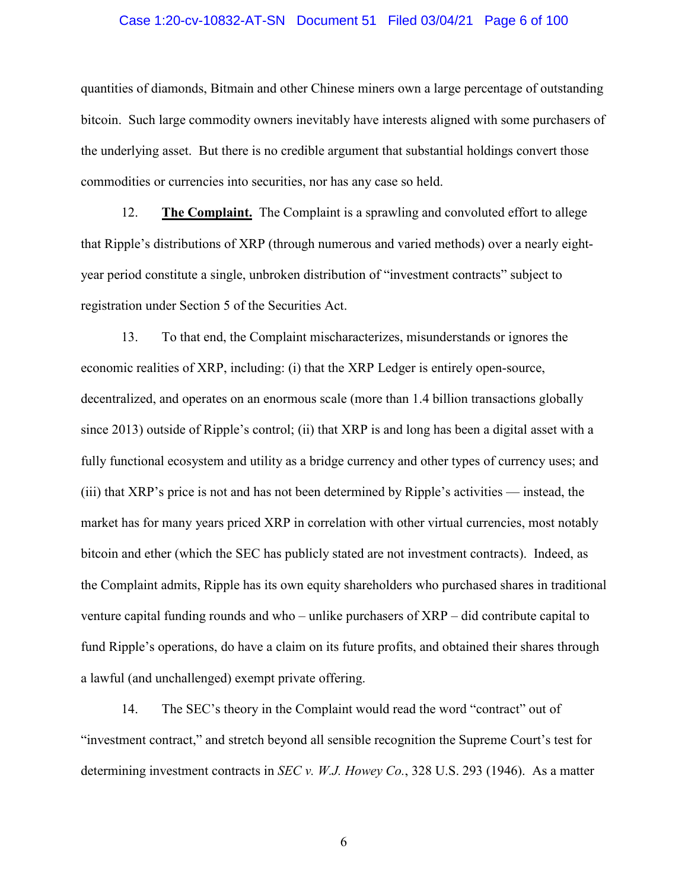quantities of diamonds, Bitmain and other Chinese miners own a large percentage of outstanding bitcoin. Such large commodity owners inevitably have interests aligned with some purchasers of the underlying asset. But there is no credible argument that substantial holdings convert those commodities or currencies into securities, nor has any case so held.

12. **The Complaint.** The Complaint is a sprawling and convoluted effort to allege that Ripple's distributions of XRP (through numerous and varied methods) over a nearly eight-year period constitute a single, unbroken distribution of "investment contracts" subject to registration under Section 5 of the Securities Act.

13. To that end, the Complaint mischaracterizes, misunderstands or ignores the economic realities of XRP, including: (i) that the XRP Ledger is entirely open-source, decentralized, and operates on an enormous scale (more than 1.4 billion transactions globally since 2013) outside of Ripple's control; (ii) that XRP is and long has been a digital asset with a fully functional ecosystem and utility as a bridge currency and other types of currency uses; and (iii) that XRP's price is not and has not been determined by Ripple's activities — instead, the market has for many years priced XRP in correlation with other virtual currencies, most notably bitcoin and ether (which the SEC has publicly stated are not investment contracts). Indeed, as the Complaint admits, Ripple has its own equity shareholders who purchased shares in traditional venture capital funding rounds and who – unlike purchasers of XRP – did contribute capital to fund Ripple's operations, do have a claim on its future profits, and obtained their shares through a lawful (and unchallenged) exempt private offering.

14. The SEC's theory in the Complaint would read the word "contract" out of "investment contract," and stretch beyond all sensible recognition the Supreme Court's test for determining investment contracts in *SEC v. W.J. Howey Co.*, 328 U.S. 293 (1946). As a matter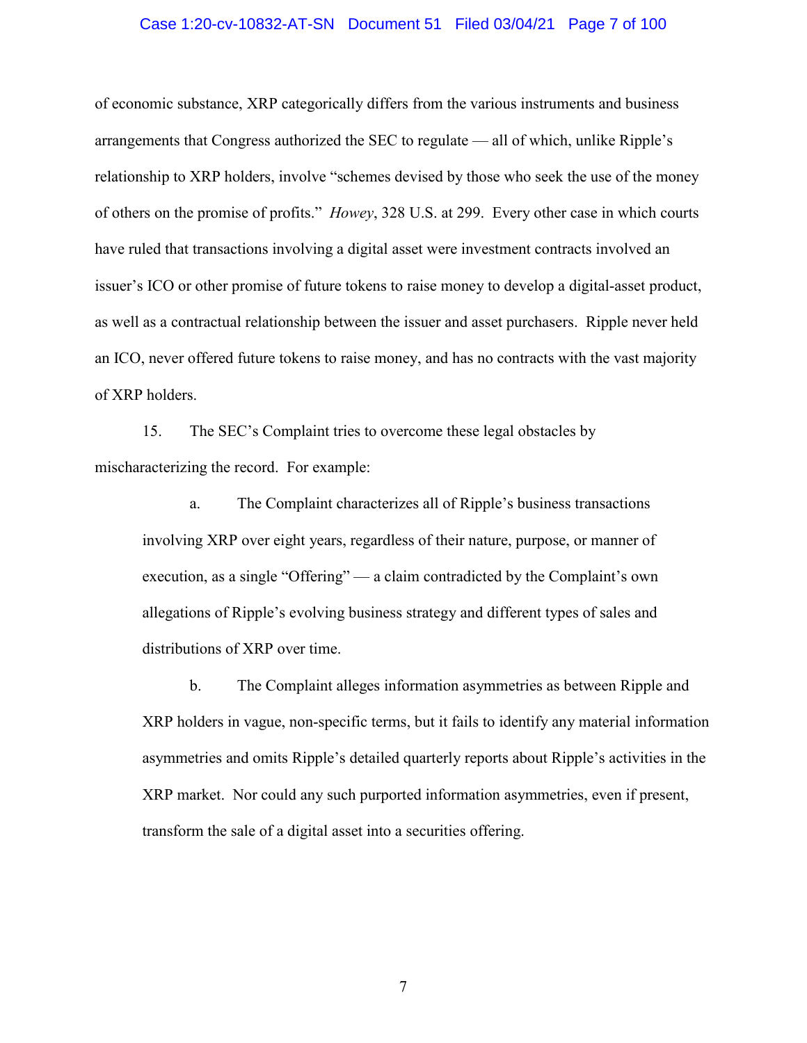of economic substance, XRP categorically differs from the various instruments and business arrangements that Congress authorized the SEC to regulate — all of which, unlike Ripple's relationship to XRP holders, involve "schemes devised by those who seek the use of the money of others on the promise of profits." *Howey*, 328 U.S. at 299. Every other case in which courts have ruled that transactions involving a digital asset were investment contracts involved an issuer's ICO or other promise of future tokens to raise money to develop a digital-asset product, as well as a contractual relationship between the issuer and asset purchasers. Ripple never held an ICO, never offered future tokens to raise money, and has no contracts with the vast majority of XRP holders.

15. The SEC's Complaint tries to overcome these legal obstacles by mischaracterizing the record. For example:

a. The Complaint characterizes all of Ripple's business transactions involving XRP over eight years, regardless of their nature, purpose, or manner of execution, as a single "Offering" — a claim contradicted by the Complaint's own allegations of Ripple's evolving business strategy and different types of sales and distributions of XRP over time.

b. The Complaint alleges information asymmetries as between Ripple and XRP holders in vague, non-specific terms, but it fails to identify any material information asymmetries and omits Ripple's detailed quarterly reports about Ripple's activities in the XRP market. Nor could any such purported information asymmetries, even if present, transform the sale of a digital asset into a securities offering.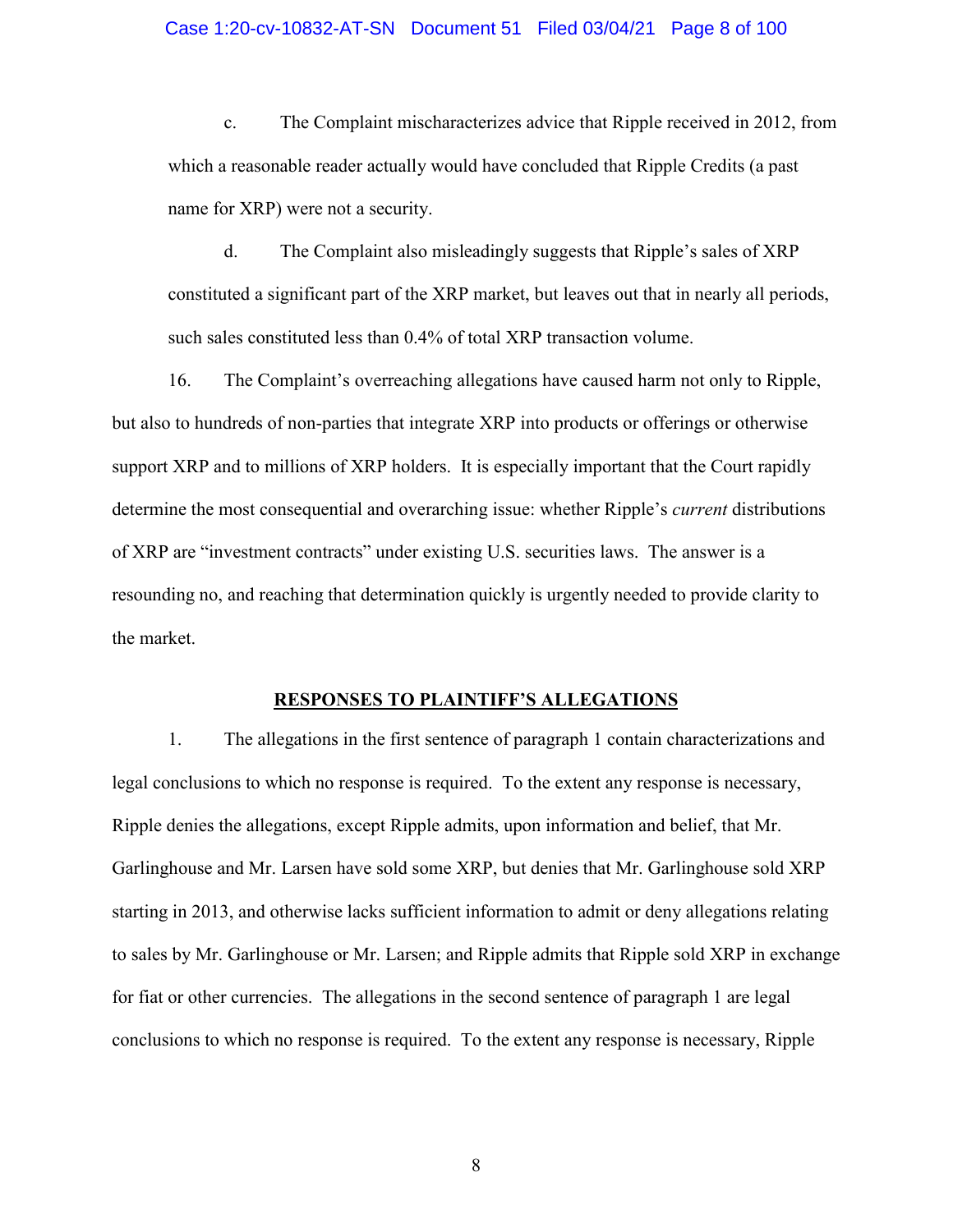c. The Complaint mischaracterizes advice that Ripple received in 2012, from which a reasonable reader actually would have concluded that Ripple Credits (a past name for XRP) were not a security.

d. The Complaint also misleadingly suggests that Ripple's sales of XRP constituted a significant part of the XRP market, but leaves out that in nearly all periods, such sales constituted less than 0.4% of total XRP transaction volume.

16. The Complaint's overreaching allegations have caused harm not only to Ripple, but also to hundreds of non-parties that integrate XRP into products or offerings or otherwise support XRP and to millions of XRP holders. It is especially important that the Court rapidly determine the most consequential and overarching issue: whether Ripple's *current* distributions of XRP are "investment contracts" under existing U.S. securities laws. The answer is a resounding no, and reaching that determination quickly is urgently needed to provide clarity to the market.

## RESPONSES TO PLAINTIFF'S ALLEGATIONS

1. The allegations in the first sentence of paragraph 1 contain characterizations and legal conclusions to which no response is required. To the extent any response is necessary, Ripple denies the allegations, except Ripple admits, upon information and belief, that Mr. Garlinghouse and Mr. Larsen have sold some XRP, but denies that Mr. Garlinghouse sold XRP starting in 2013, and otherwise lacks sufficient information to admit or deny allegations relating to sales by Mr. Garlinghouse or Mr. Larsen; and Ripple admits that Ripple sold XRP in exchange for fiat or other currencies. The allegations in the second sentence of paragraph 1 are legal conclusions to which no response is required. To the extent any response is necessary, Ripple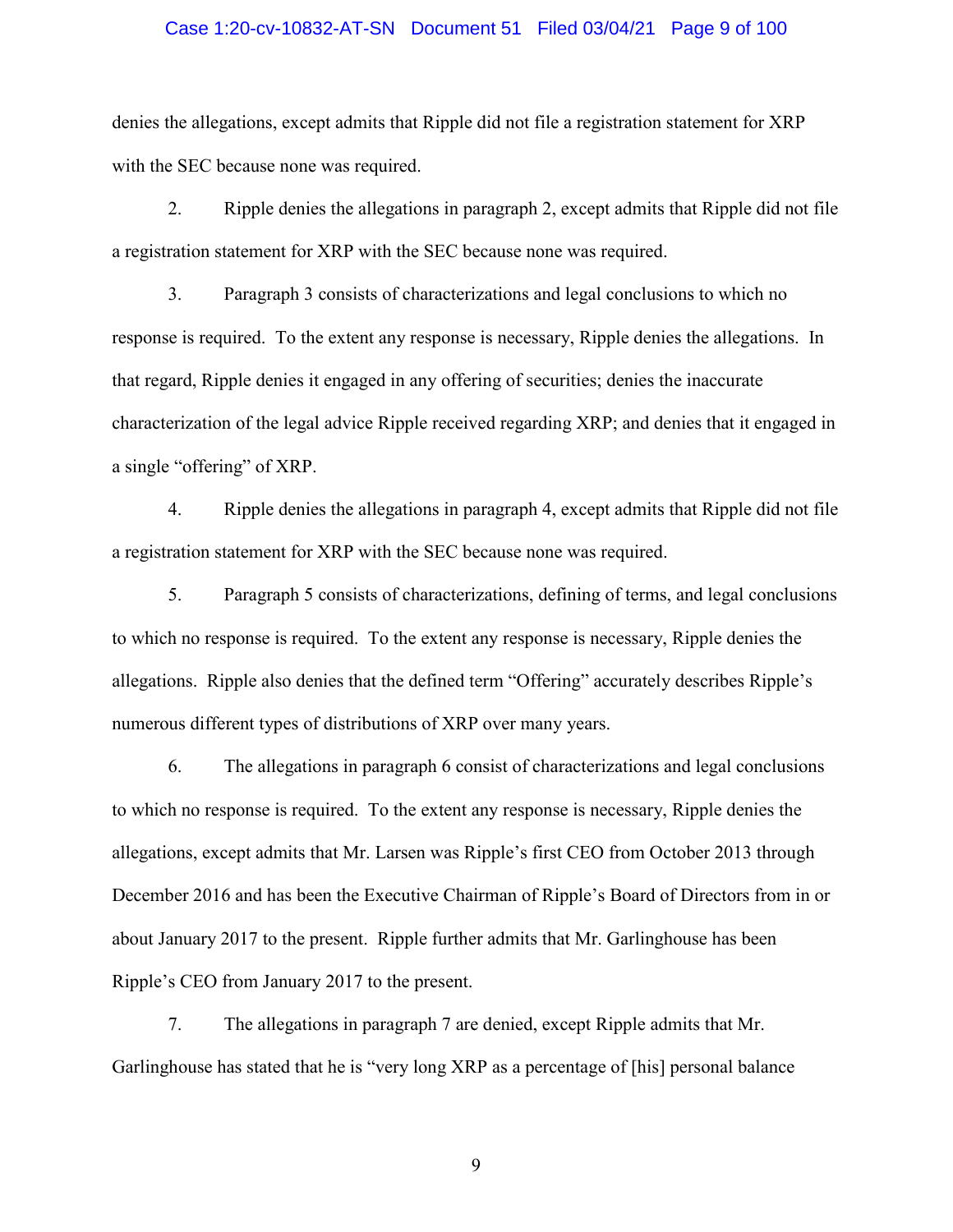denies the allegations, except admits that Ripple did not file a registration statement for XRP with the SEC because none was required.

2. Ripple denies the allegations in paragraph 2, except admits that Ripple did not file a registration statement for XRP with the SEC because none was required.

3. Paragraph 3 consists of characterizations and legal conclusions to which no response is required. To the extent any response is necessary, Ripple denies the allegations. In that regard, Ripple denies it engaged in any offering of securities; denies the inaccurate characterization of the legal advice Ripple received regarding XRP; and denies that it engaged in a single "offering" of XRP.

4. Ripple denies the allegations in paragraph 4, except admits that Ripple did not file a registration statement for XRP with the SEC because none was required.

5. Paragraph 5 consists of characterizations, defining of terms, and legal conclusions to which no response is required. To the extent any response is necessary, Ripple denies the allegations. Ripple also denies that the defined term "Offering" accurately describes Ripple's numerous different types of distributions of XRP over many years.

6. The allegations in paragraph 6 consist of characterizations and legal conclusions to which no response is required. To the extent any response is necessary, Ripple denies the allegations, except admits that Mr. Larsen was Ripple's first CEO from October 2013 through December 2016 and has been the Executive Chairman of Ripple's Board of Directors from in or about January 2017 to the present. Ripple further admits that Mr. Garlinghouse has been Ripple's CEO from January 2017 to the present.

7. The allegations in paragraph 7 are denied, except Ripple admits that Mr. Garlinghouse has stated that he is "very long XRP as a percentage of [his] personal balance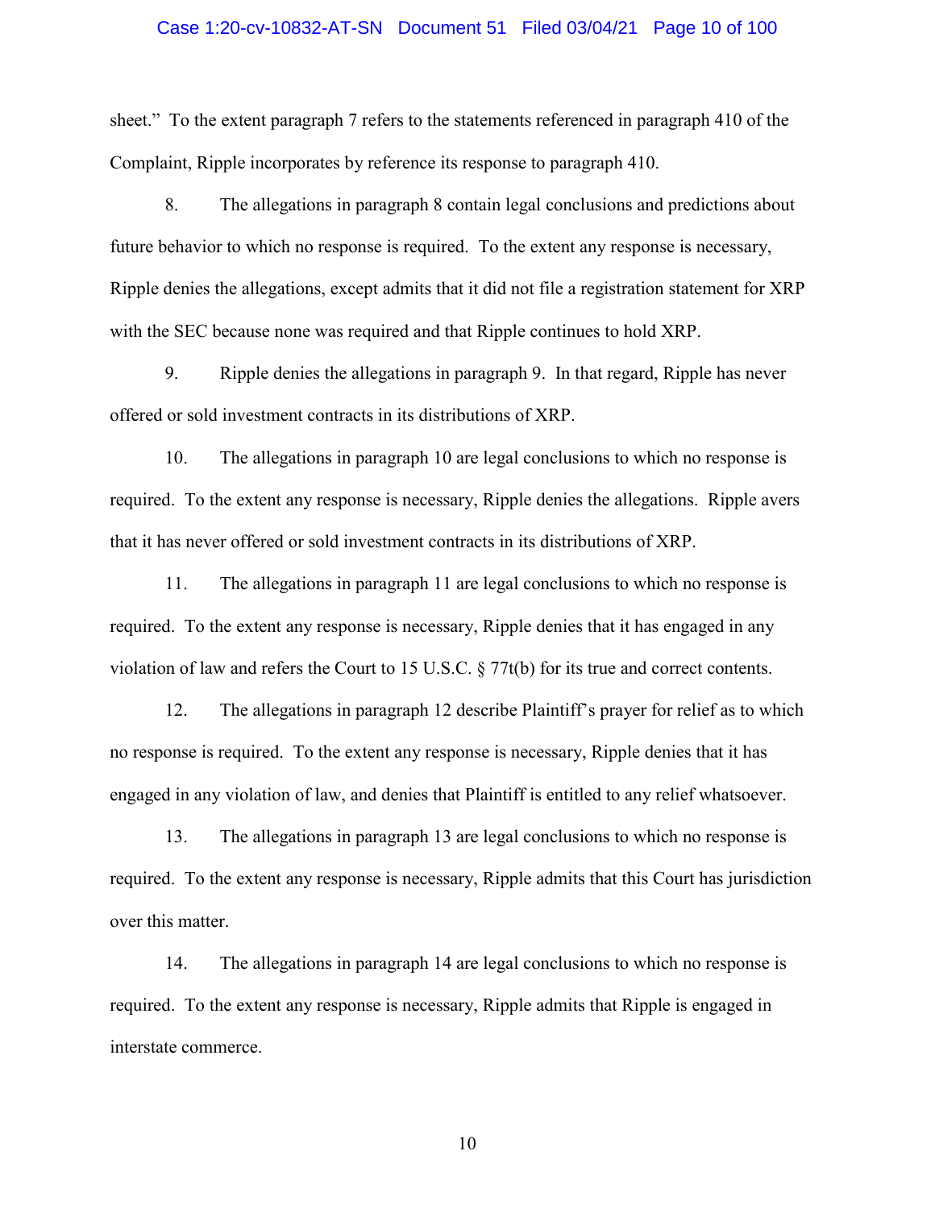sheet." To the extent paragraph 7 refers to the statements referenced in paragraph 410 of the Complaint, Ripple incorporates by reference its response to paragraph 410.

8. The allegations in paragraph 8 contain legal conclusions and predictions about future behavior to which no response is required. To the extent any response is necessary, Ripple denies the allegations, except admits that it did not file a registration statement for XRP with the SEC because none was required and that Ripple continues to hold XRP.

9. Ripple denies the allegations in paragraph 9. In that regard, Ripple has never offered or sold investment contracts in its distributions of XRP.

10. The allegations in paragraph 10 are legal conclusions to which no response is required. To the extent any response is necessary, Ripple denies the allegations. Ripple avers that it has never offered or sold investment contracts in its distributions of XRP.

11. The allegations in paragraph 11 are legal conclusions to which no response is required. To the extent any response is necessary, Ripple denies that it has engaged in any violation of law and refers the Court to 15 U.S.C. § 77t(b) for its true and correct contents.

12. The allegations in paragraph 12 describe Plaintiff's prayer for relief as to which no response is required. To the extent any response is necessary, Ripple denies that it has engaged in any violation of law, and denies that Plaintiff is entitled to any relief whatsoever.

13. The allegations in paragraph 13 are legal conclusions to which no response is required. To the extent any response is necessary, Ripple admits that this Court has jurisdiction over this matter.

14. The allegations in paragraph 14 are legal conclusions to which no response is required. To the extent any response is necessary, Ripple admits that Ripple is engaged in interstate commerce.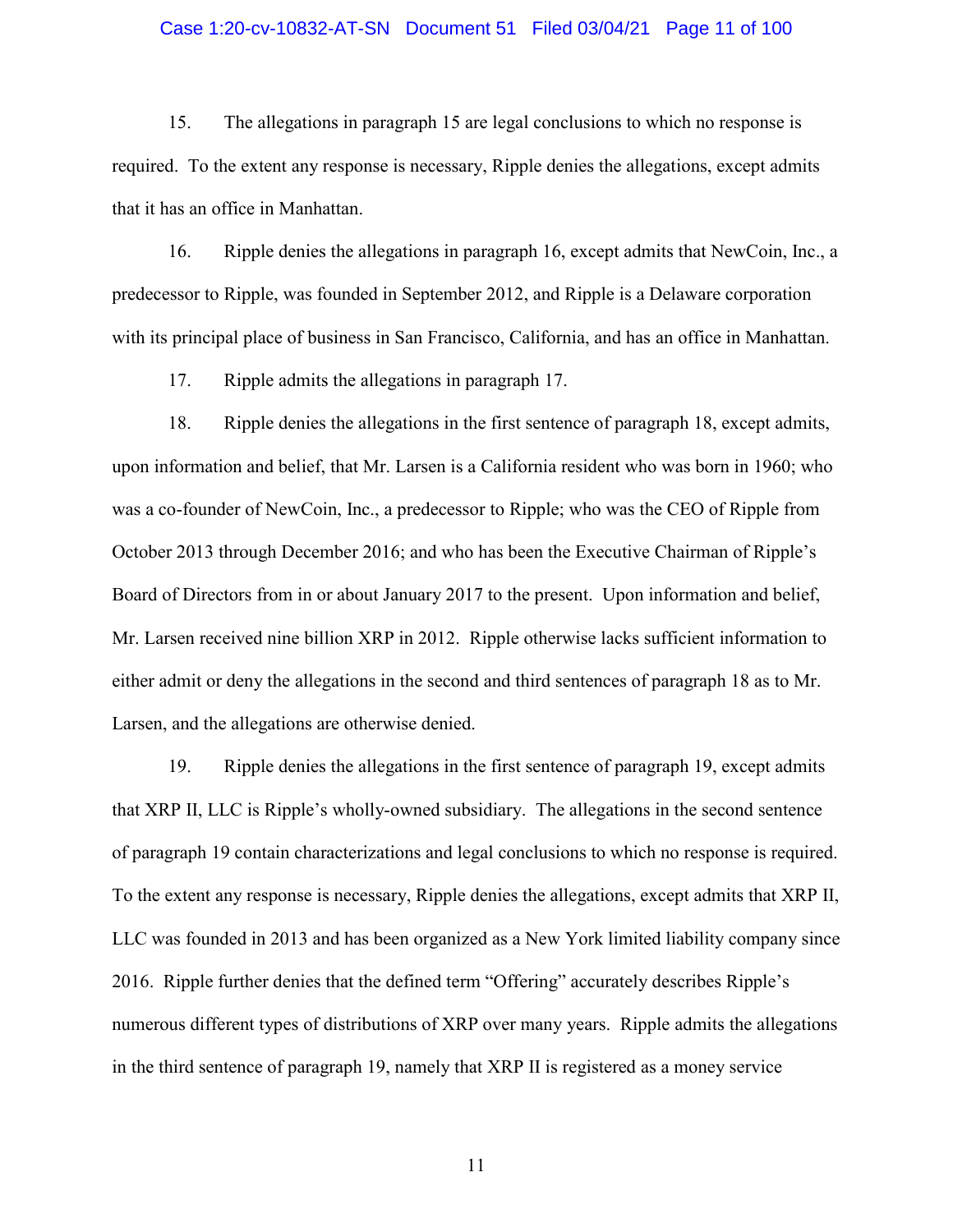15. The allegations in paragraph 15 are legal conclusions to which no response is required. To the extent any response is necessary, Ripple denies the allegations, except admits that it has an office in Manhattan.

16. Ripple denies the allegations in paragraph 16, except admits that NewCoin, Inc., a predecessor to Ripple, was founded in September 2012, and Ripple is a Delaware corporation with its principal place of business in San Francisco, California, and has an office in Manhattan.

17. Ripple admits the allegations in paragraph 17.

18. Ripple denies the allegations in the first sentence of paragraph 18, except admits, upon information and belief, that Mr. Larsen is a California resident who was born in 1960; who was a co-founder of NewCoin, Inc., a predecessor to Ripple; who was the CEO of Ripple from October 2013 through December 2016; and who has been the Executive Chairman of Ripple's Board of Directors from in or about January 2017 to the present. Upon information and belief, Mr. Larsen received nine billion XRP in 2012. Ripple otherwise lacks sufficient information to either admit or deny the allegations in the second and third sentences of paragraph 18 as to Mr. Larsen, and the allegations are otherwise denied.

19. Ripple denies the allegations in the first sentence of paragraph 19, except admits that XRP II, LLC is Ripple's wholly-owned subsidiary. The allegations in the second sentence of paragraph 19 contain characterizations and legal conclusions to which no response is required. To the extent any response is necessary, Ripple denies the allegations, except admits that XRP II, LLC was founded in 2013 and has been organized as a New York limited liability company since 2016. Ripple further denies that the defined term "Offering" accurately describes Ripple's numerous different types of distributions of XRP over many years. Ripple admits the allegations in the third sentence of paragraph 19, namely that XRP II is registered as a money service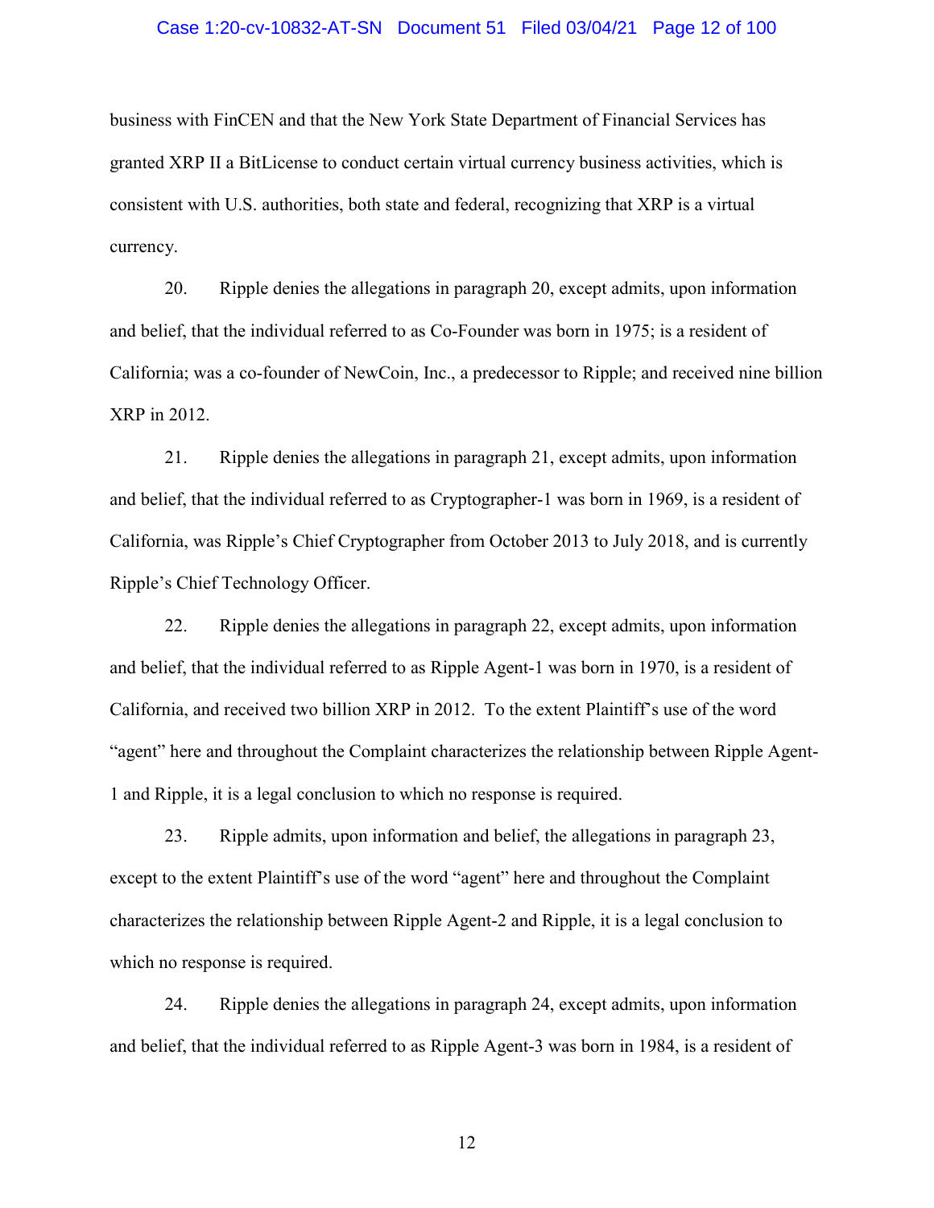business with FinCEN and that the New York State Department of Financial Services has granted XRP II a BitLicense to conduct certain virtual currency business activities, which is consistent with U.S. authorities, both state and federal, recognizing that XRP is a virtual currency.

20. Ripple denies the allegations in paragraph 20, except admits, upon information and belief, that the individual referred to as Co-Founder was born in 1975; is a resident of California; was a co-founder of NewCoin, Inc., a predecessor to Ripple; and received nine billion XRP in 2012.

21. Ripple denies the allegations in paragraph 21, except admits, upon information and belief, that the individual referred to as Cryptographer-1 was born in 1969, is a resident of California, was Ripple's Chief Cryptographer from October 2013 to July 2018, and is currently Ripple's Chief Technology Officer.

22. Ripple denies the allegations in paragraph 22, except admits, upon information and belief, that the individual referred to as Ripple Agent-1 was born in 1970, is a resident of California, and received two billion XRP in 2012. To the extent Plaintiff's use of the word "agent" here and throughout the Complaint characterizes the relationship between Ripple Agent-1 and Ripple, it is a legal conclusion to which no response is required.

23. Ripple admits, upon information and belief, the allegations in paragraph 23, except to the extent Plaintiff's use of the word "agent" here and throughout the Complaint characterizes the relationship between Ripple Agent-2 and Ripple, it is a legal conclusion to which no response is required.

24. Ripple denies the allegations in paragraph 24, except admits, upon information and belief, that the individual referred to as Ripple Agent-3 was born in 1984, is a resident of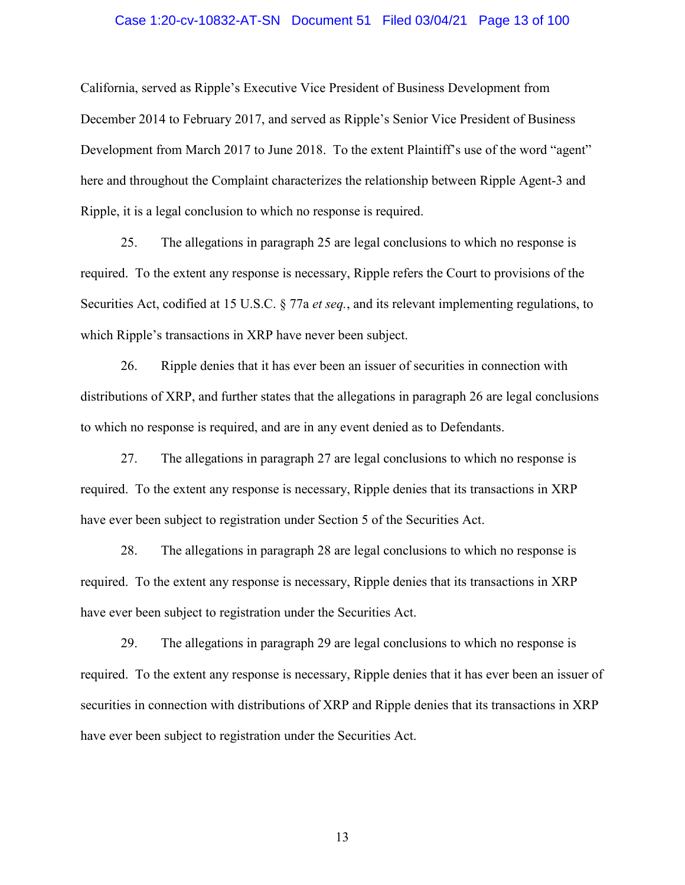California, served as Ripple's Executive Vice President of Business Development from December 2014 to February 2017, and served as Ripple's Senior Vice President of Business Development from March 2017 to June 2018. To the extent Plaintiff's use of the word "agent" here and throughout the Complaint characterizes the relationship between Ripple Agent-3 and Ripple, it is a legal conclusion to which no response is required.

25. The allegations in paragraph 25 are legal conclusions to which no response is required. To the extent any response is necessary, Ripple refers the Court to provisions of the Securities Act, codified at 15 U.S.C. § 77a *et seq.*, and its relevant implementing regulations, to which Ripple's transactions in XRP have never been subject.

26. Ripple denies that it has ever been an issuer of securities in connection with distributions of XRP, and further states that the allegations in paragraph 26 are legal conclusions to which no response is required, and are in any event denied as to Defendants.

27. The allegations in paragraph 27 are legal conclusions to which no response is required. To the extent any response is necessary, Ripple denies that its transactions in XRP have ever been subject to registration under Section 5 of the Securities Act.

28. The allegations in paragraph 28 are legal conclusions to which no response is required. To the extent any response is necessary, Ripple denies that its transactions in XRP have ever been subject to registration under the Securities Act.

29. The allegations in paragraph 29 are legal conclusions to which no response is required. To the extent any response is necessary, Ripple denies that it has ever been an issuer of securities in connection with distributions of XRP and Ripple denies that its transactions in XRP have ever been subject to registration under the Securities Act.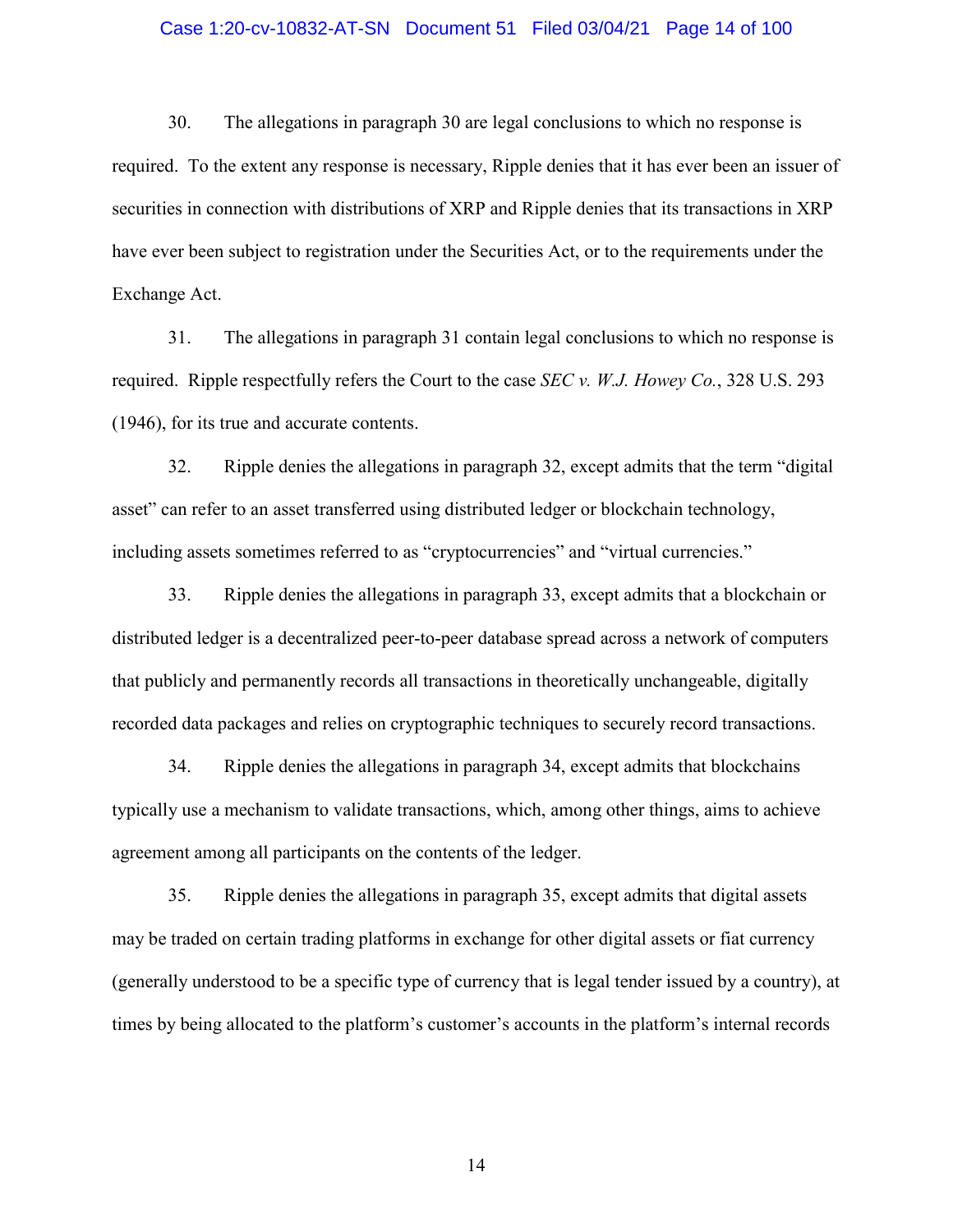30. The allegations in paragraph 30 are legal conclusions to which no response is required. To the extent any response is necessary, Ripple denies that it has ever been an issuer of securities in connection with distributions of XRP and Ripple denies that its transactions in XRP have ever been subject to registration under the Securities Act, or to the requirements under the Exchange Act.

31. The allegations in paragraph 31 contain legal conclusions to which no response is required. Ripple respectfully refers the Court to the case *SEC v. W.J. Howey Co.*, 328 U.S. 293 (1946), for its true and accurate contents.

32. Ripple denies the allegations in paragraph 32, except admits that the term "digital asset" can refer to an asset transferred using distributed ledger or blockchain technology, including assets sometimes referred to as "cryptocurrencies" and "virtual currencies."

33. Ripple denies the allegations in paragraph 33, except admits that a blockchain or distributed ledger is a decentralized peer-to-peer database spread across a network of computers that publicly and permanently records all transactions in theoretically unchangeable, digitally recorded data packages and relies on cryptographic techniques to securely record transactions.

34. Ripple denies the allegations in paragraph 34, except admits that blockchains typically use a mechanism to validate transactions, which, among other things, aims to achieve agreement among all participants on the contents of the ledger.

35. Ripple denies the allegations in paragraph 35, except admits that digital assets may be traded on certain trading platforms in exchange for other digital assets or fiat currency (generally understood to be a specific type of currency that is legal tender issued by a country), at times by being allocated to the platform's customer's accounts in the platform's internal records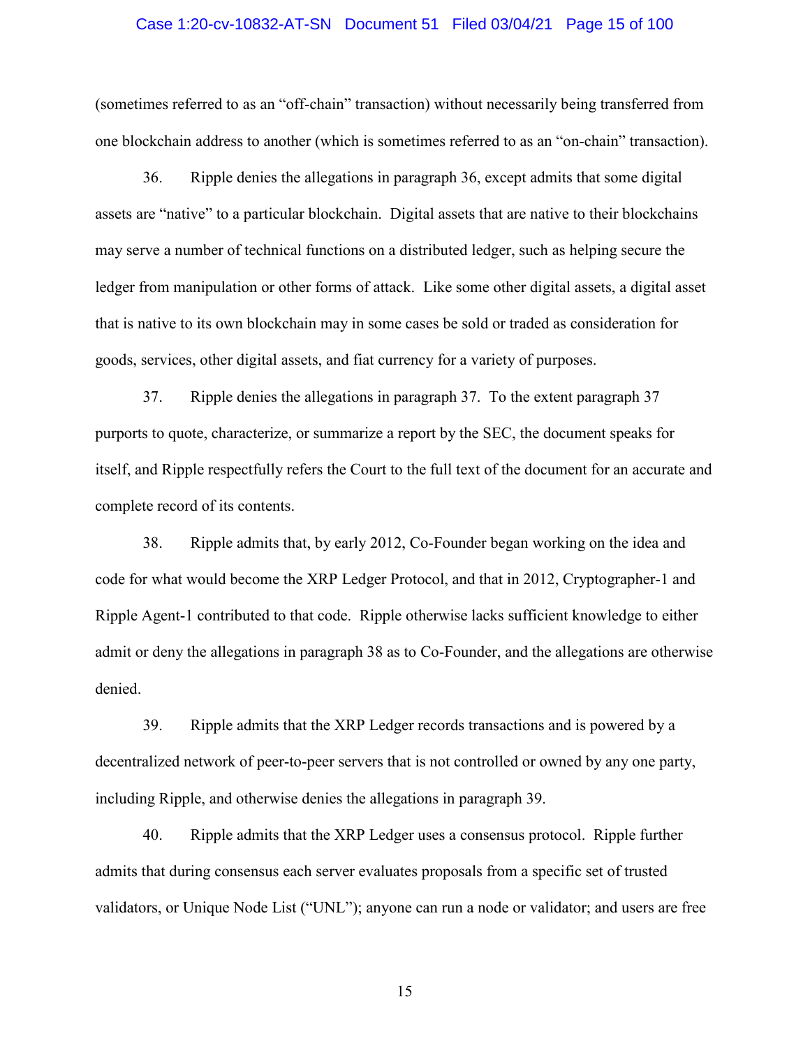(sometimes referred to as an "off-chain" transaction) without necessarily being transferred from one blockchain address to another (which is sometimes referred to as an "on-chain" transaction).

36. Ripple denies the allegations in paragraph 36, except admits that some digital assets are "native" to a particular blockchain. Digital assets that are native to their blockchains may serve a number of technical functions on a distributed ledger, such as helping secure the ledger from manipulation or other forms of attack. Like some other digital assets, a digital asset that is native to its own blockchain may in some cases be sold or traded as consideration for goods, services, other digital assets, and fiat currency for a variety of purposes.

37. Ripple denies the allegations in paragraph 37. To the extent paragraph 37 purports to quote, characterize, or summarize a report by the SEC, the document speaks for itself, and Ripple respectfully refers the Court to the full text of the document for an accurate and complete record of its contents.

38. Ripple admits that, by early 2012, Co-Founder began working on the idea and code for what would become the XRP Ledger Protocol, and that in 2012, Cryptographer-1 and Ripple Agent-1 contributed to that code. Ripple otherwise lacks sufficient knowledge to either admit or deny the allegations in paragraph 38 as to Co-Founder, and the allegations are otherwise denied.

39. Ripple admits that the XRP Ledger records transactions and is powered by a decentralized network of peer-to-peer servers that is not controlled or owned by any one party, including Ripple, and otherwise denies the allegations in paragraph 39.

40. Ripple admits that the XRP Ledger uses a consensus protocol. Ripple further admits that during consensus each server evaluates proposals from a specific set of trusted validators, or Unique Node List ("UNL"); anyone can run a node or validator; and users are free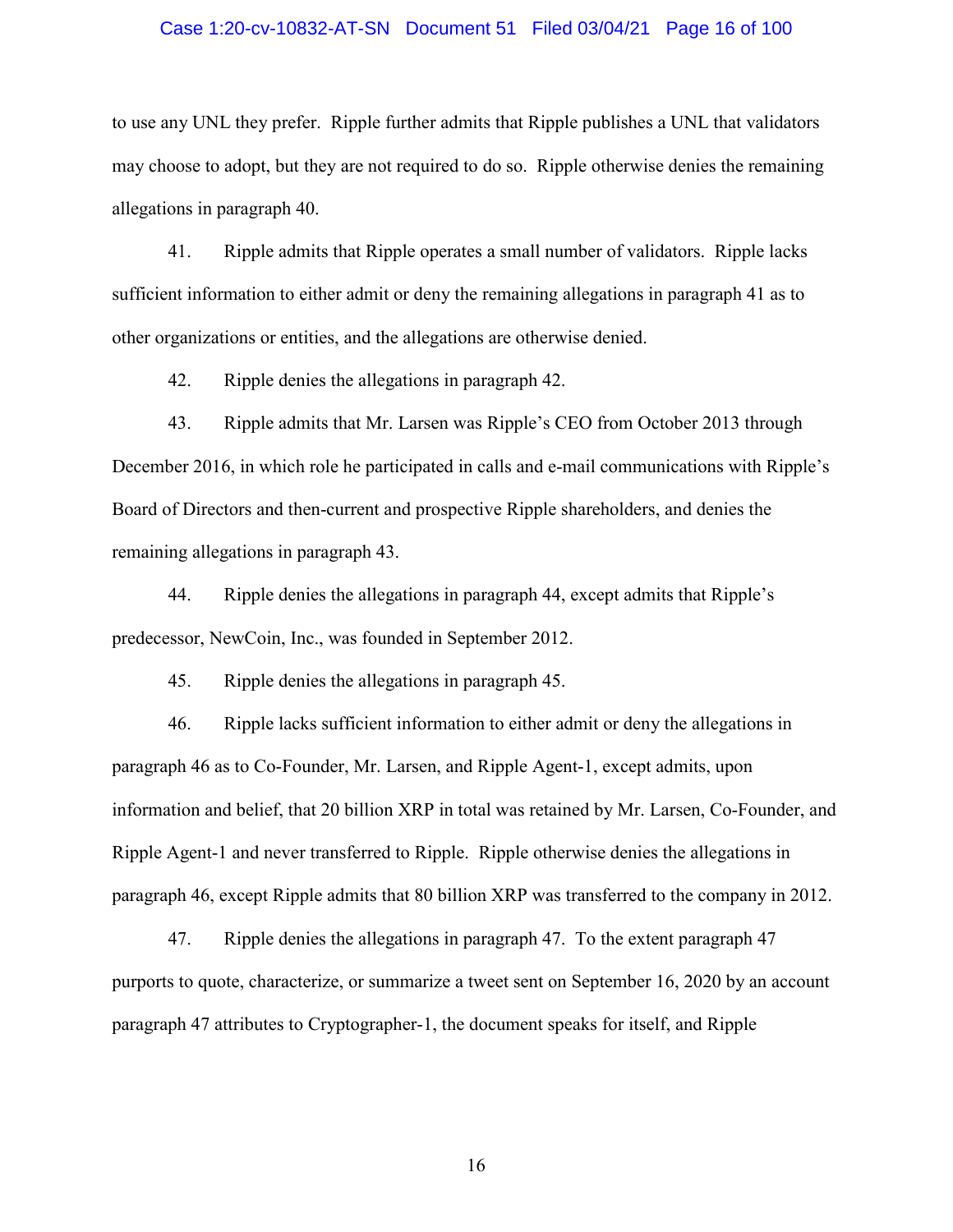to use any UNL they prefer. Ripple further admits that Ripple publishes a UNL that validators may choose to adopt, but they are not required to do so. Ripple otherwise denies the remaining allegations in paragraph 40.

41. Ripple admits that Ripple operates a small number of validators. Ripple lacks sufficient information to either admit or deny the remaining allegations in paragraph 41 as to other organizations or entities, and the allegations are otherwise denied.

42. Ripple denies the allegations in paragraph 42.

43. Ripple admits that Mr. Larsen was Ripple's CEO from October 2013 through December 2016, in which role he participated in calls and e-mail communications with Ripple's Board of Directors and then-current and prospective Ripple shareholders, and denies the remaining allegations in paragraph 43.

44. Ripple denies the allegations in paragraph 44, except admits that Ripple's predecessor, NewCoin, Inc., was founded in September 2012.

45. Ripple denies the allegations in paragraph 45.

46. Ripple lacks sufficient information to either admit or deny the allegations in paragraph 46 as to Co-Founder, Mr. Larsen, and Ripple Agent-1, except admits, upon information and belief, that 20 billion XRP in total was retained by Mr. Larsen, Co-Founder, and Ripple Agent-1 and never transferred to Ripple. Ripple otherwise denies the allegations in paragraph 46, except Ripple admits that 80 billion XRP was transferred to the company in 2012.

47. Ripple denies the allegations in paragraph 47. To the extent paragraph 47 purports to quote, characterize, or summarize a tweet sent on September 16, 2020 by an account paragraph 47 attributes to Cryptographer-1, the document speaks for itself, and Ripple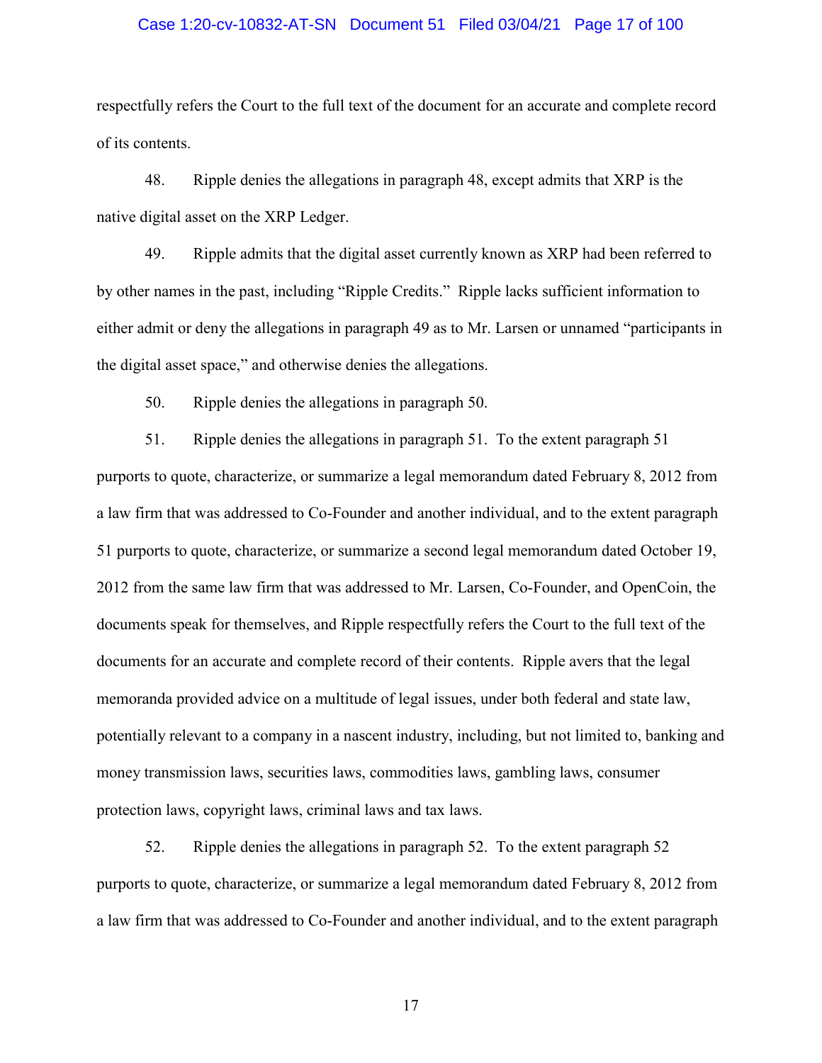respectfully refers the Court to the full text of the document for an accurate and complete record of its contents.

48. Ripple denies the allegations in paragraph 48, except admits that XRP is the native digital asset on the XRP Ledger.

49. Ripple admits that the digital asset currently known as XRP had been referred to by other names in the past, including "Ripple Credits." Ripple lacks sufficient information to either admit or deny the allegations in paragraph 49 as to Mr. Larsen or unnamed "participants in the digital asset space," and otherwise denies the allegations.

50. Ripple denies the allegations in paragraph 50.

51. Ripple denies the allegations in paragraph 51. To the extent paragraph 51 purports to quote, characterize, or summarize a legal memorandum dated February 8, 2012 from a law firm that was addressed to Co-Founder and another individual, and to the extent paragraph 51 purports to quote, characterize, or summarize a second legal memorandum dated October 19, 2012 from the same law firm that was addressed to Mr. Larsen, Co-Founder, and OpenCoin, the documents speak for themselves, and Ripple respectfully refers the Court to the full text of the documents for an accurate and complete record of their contents. Ripple avers that the legal memoranda provided advice on a multitude of legal issues, under both federal and state law, potentially relevant to a company in a nascent industry, including, but not limited to, banking and money transmission laws, securities laws, commodities laws, gambling laws, consumer protection laws, copyright laws, criminal laws and tax laws.

52. Ripple denies the allegations in paragraph 52. To the extent paragraph 52 purports to quote, characterize, or summarize a legal memorandum dated February 8, 2012 from a law firm that was addressed to Co-Founder and another individual, and to the extent paragraph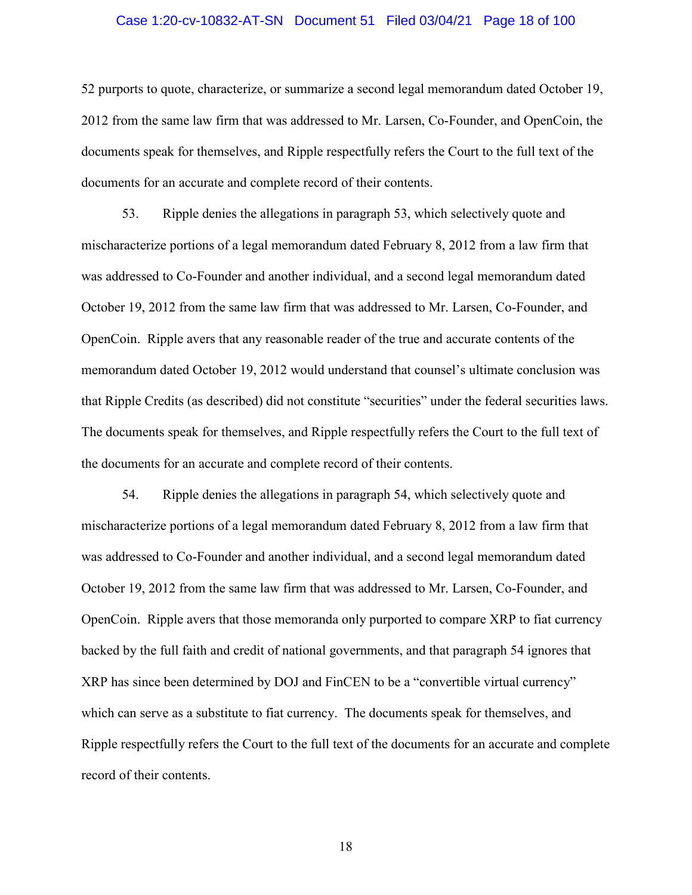52 purports to quote, characterize, or summarize a second legal memorandum dated October 19, 2012 from the same law firm that was addressed to Mr. Larsen, Co-Founder, and OpenCoin, the documents speak for themselves, and Ripple respectfully refers the Court to the full text of the documents for an accurate and complete record of their contents.

53. Ripple denies the allegations in paragraph 53, which selectively quote and mischaracterize portions of a legal memorandum dated February 8, 2012 from a law firm that was addressed to Co-Founder and another individual, and a second legal memorandum dated October 19, 2012 from the same law firm that was addressed to Mr. Larsen, Co-Founder, and OpenCoin. Ripple avers that any reasonable reader of the true and accurate contents of the memorandum dated October 19, 2012 would understand that counsel's ultimate conclusion was that Ripple Credits (as described) did not constitute "securities" under the federal securities laws. The documents speak for themselves, and Ripple respectfully refers the Court to the full text of the documents for an accurate and complete record of their contents.

54. Ripple denies the allegations in paragraph 54, which selectively quote and mischaracterize portions of a legal memorandum dated February 8, 2012 from a law firm that was addressed to Co-Founder and another individual, and a second legal memorandum dated October 19, 2012 from the same law firm that was addressed to Mr. Larsen, Co-Founder, and OpenCoin. Ripple avers that those memoranda only purported to compare XRP to fiat currency backed by the full faith and credit of national governments, and that paragraph 54 ignores that XRP has since been determined by DOJ and FinCEN to be a "convertible virtual currency" which can serve as a substitute to fiat currency. The documents speak for themselves, and Ripple respectfully refers the Court to the full text of the documents for an accurate and complete record of their contents.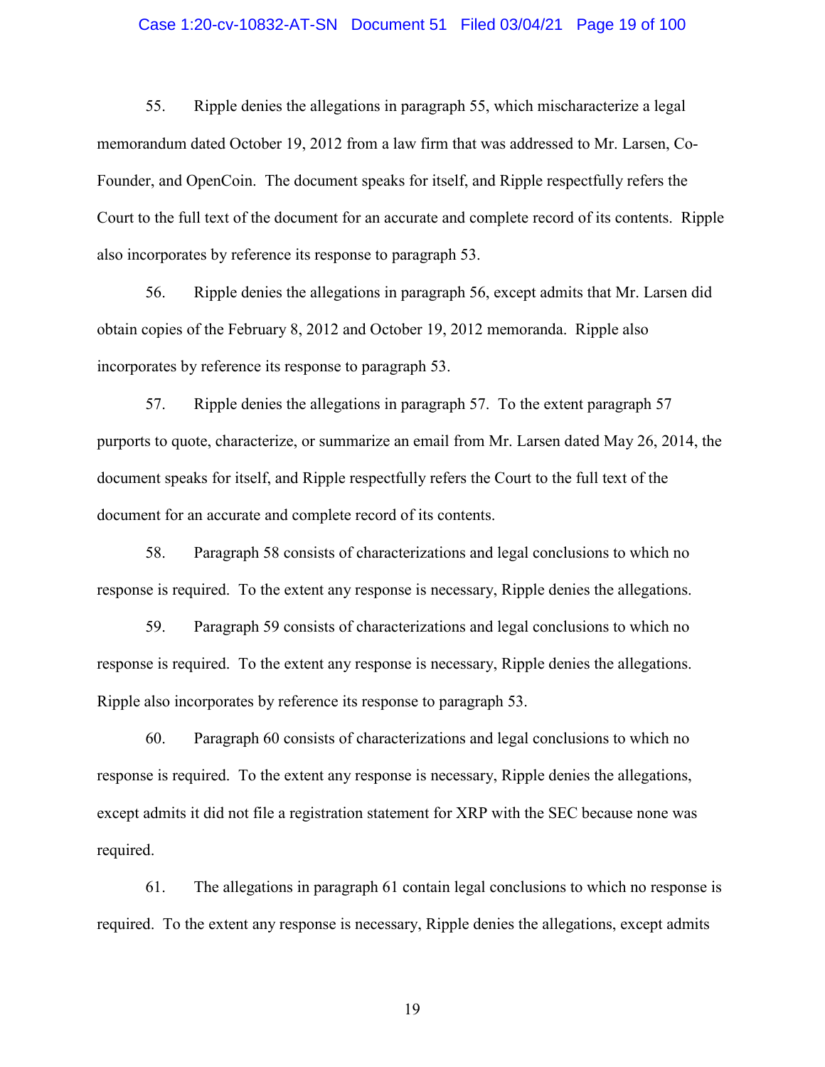55. Ripple denies the allegations in paragraph 55, which mischaracterize a legal memorandum dated October 19, 2012 from a law firm that was addressed to Mr. Larsen, Co-Founder, and OpenCoin. The document speaks for itself, and Ripple respectfully refers the Court to the full text of the document for an accurate and complete record of its contents. Ripple also incorporates by reference its response to paragraph 53.

56. Ripple denies the allegations in paragraph 56, except admits that Mr. Larsen did obtain copies of the February 8, 2012 and October 19, 2012 memoranda. Ripple also incorporates by reference its response to paragraph 53.

57. Ripple denies the allegations in paragraph 57. To the extent paragraph 57 purports to quote, characterize, or summarize an email from Mr. Larsen dated May 26, 2014, the document speaks for itself, and Ripple respectfully refers the Court to the full text of the document for an accurate and complete record of its contents.

58. Paragraph 58 consists of characterizations and legal conclusions to which no response is required. To the extent any response is necessary, Ripple denies the allegations.

59. Paragraph 59 consists of characterizations and legal conclusions to which no response is required. To the extent any response is necessary, Ripple denies the allegations. Ripple also incorporates by reference its response to paragraph 53.

60. Paragraph 60 consists of characterizations and legal conclusions to which no response is required. To the extent any response is necessary, Ripple denies the allegations, except admits it did not file a registration statement for XRP with the SEC because none was required.

61. The allegations in paragraph 61 contain legal conclusions to which no response is required. To the extent any response is necessary, Ripple denies the allegations, except admits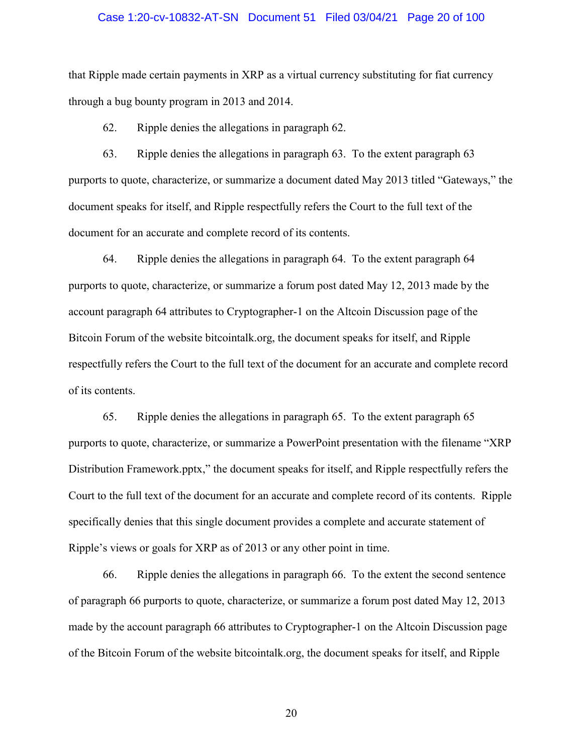that Ripple made certain payments in XRP as a virtual currency substituting for fiat currency through a bug bounty program in 2013 and 2014.

62. Ripple denies the allegations in paragraph 62.

63. Ripple denies the allegations in paragraph 63. To the extent paragraph 63 purports to quote, characterize, or summarize a document dated May 2013 titled "Gateways," the document speaks for itself, and Ripple respectfully refers the Court to the full text of the document for an accurate and complete record of its contents.

64. Ripple denies the allegations in paragraph 64. To the extent paragraph 64 purports to quote, characterize, or summarize a forum post dated May 12, 2013 made by the account paragraph 64 attributes to Cryptographer-1 on the Altcoin Discussion page of the Bitcoin Forum of the website bitcointalk.org, the document speaks for itself, and Ripple respectfully refers the Court to the full text of the document for an accurate and complete record of its contents.

65. Ripple denies the allegations in paragraph 65. To the extent paragraph 65 purports to quote, characterize, or summarize a PowerPoint presentation with the filename "XRP Distribution Framework.pptx," the document speaks for itself, and Ripple respectfully refers the Court to the full text of the document for an accurate and complete record of its contents. Ripple specifically denies that this single document provides a complete and accurate statement of Ripple's views or goals for XRP as of 2013 or any other point in time.

66. Ripple denies the allegations in paragraph 66. To the extent the second sentence of paragraph 66 purports to quote, characterize, or summarize a forum post dated May 12, 2013 made by the account paragraph 66 attributes to Cryptographer-1 on the Altcoin Discussion page of the Bitcoin Forum of the website bitcointalk.org, the document speaks for itself, and Ripple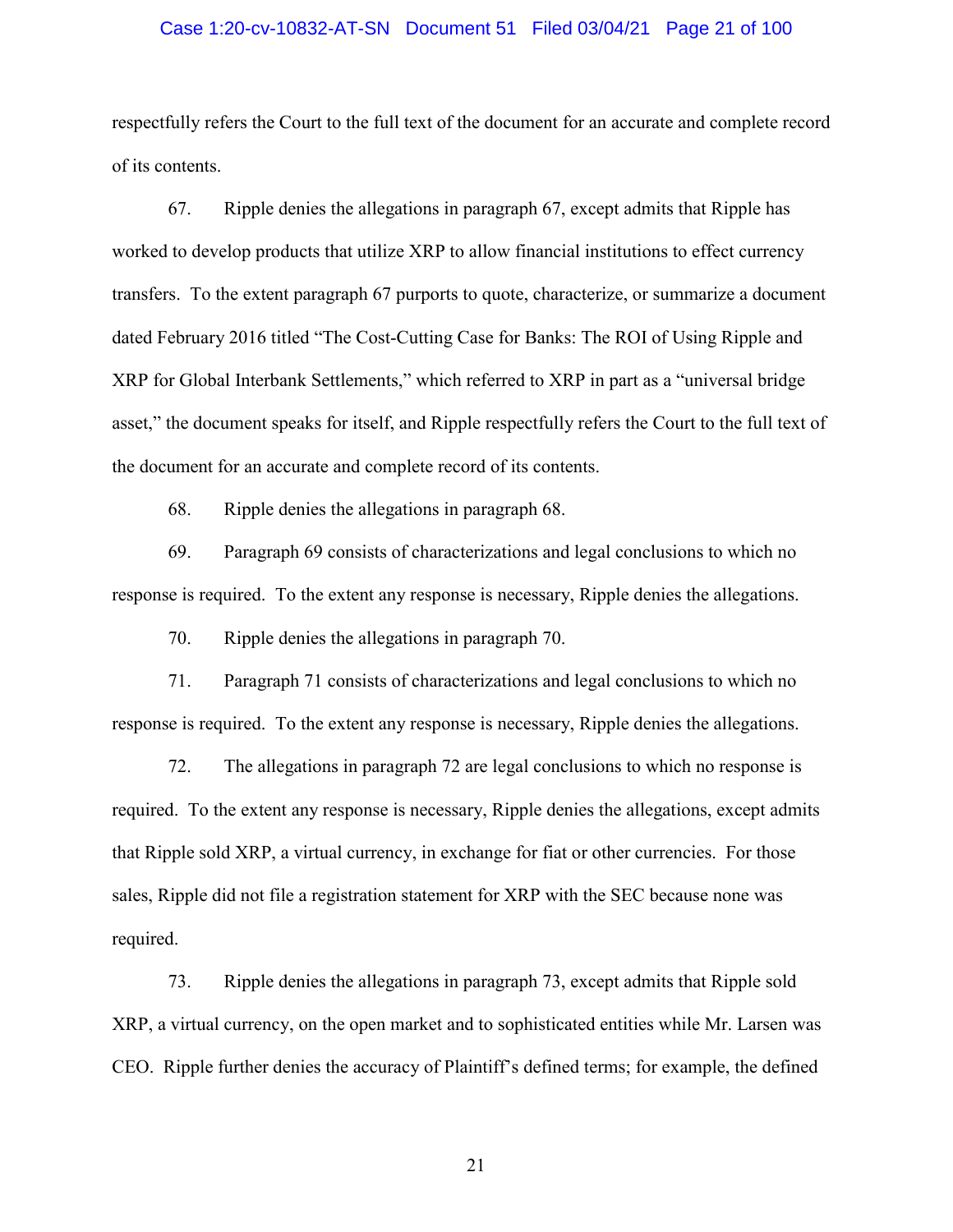respectfully refers the Court to the full text of the document for an accurate and complete record of its contents.

67. Ripple denies the allegations in paragraph 67, except admits that Ripple has worked to develop products that utilize XRP to allow financial institutions to effect currency transfers. To the extent paragraph 67 purports to quote, characterize, or summarize a document dated February 2016 titled "The Cost-Cutting Case for Banks: The ROI of Using Ripple and XRP for Global Interbank Settlements," which referred to XRP in part as a "universal bridge asset," the document speaks for itself, and Ripple respectfully refers the Court to the full text of the document for an accurate and complete record of its contents.

68. Ripple denies the allegations in paragraph 68.

69. Paragraph 69 consists of characterizations and legal conclusions to which no response is required. To the extent any response is necessary, Ripple denies the allegations.

70. Ripple denies the allegations in paragraph 70.

71. Paragraph 71 consists of characterizations and legal conclusions to which no response is required. To the extent any response is necessary, Ripple denies the allegations.

72. The allegations in paragraph 72 are legal conclusions to which no response is required. To the extent any response is necessary, Ripple denies the allegations, except admits that Ripple sold XRP, a virtual currency, in exchange for fiat or other currencies. For those sales, Ripple did not file a registration statement for XRP with the SEC because none was required.

73. Ripple denies the allegations in paragraph 73, except admits that Ripple sold XRP, a virtual currency, on the open market and to sophisticated entities while Mr. Larsen was CEO. Ripple further denies the accuracy of Plaintiff's defined terms; for example, the defined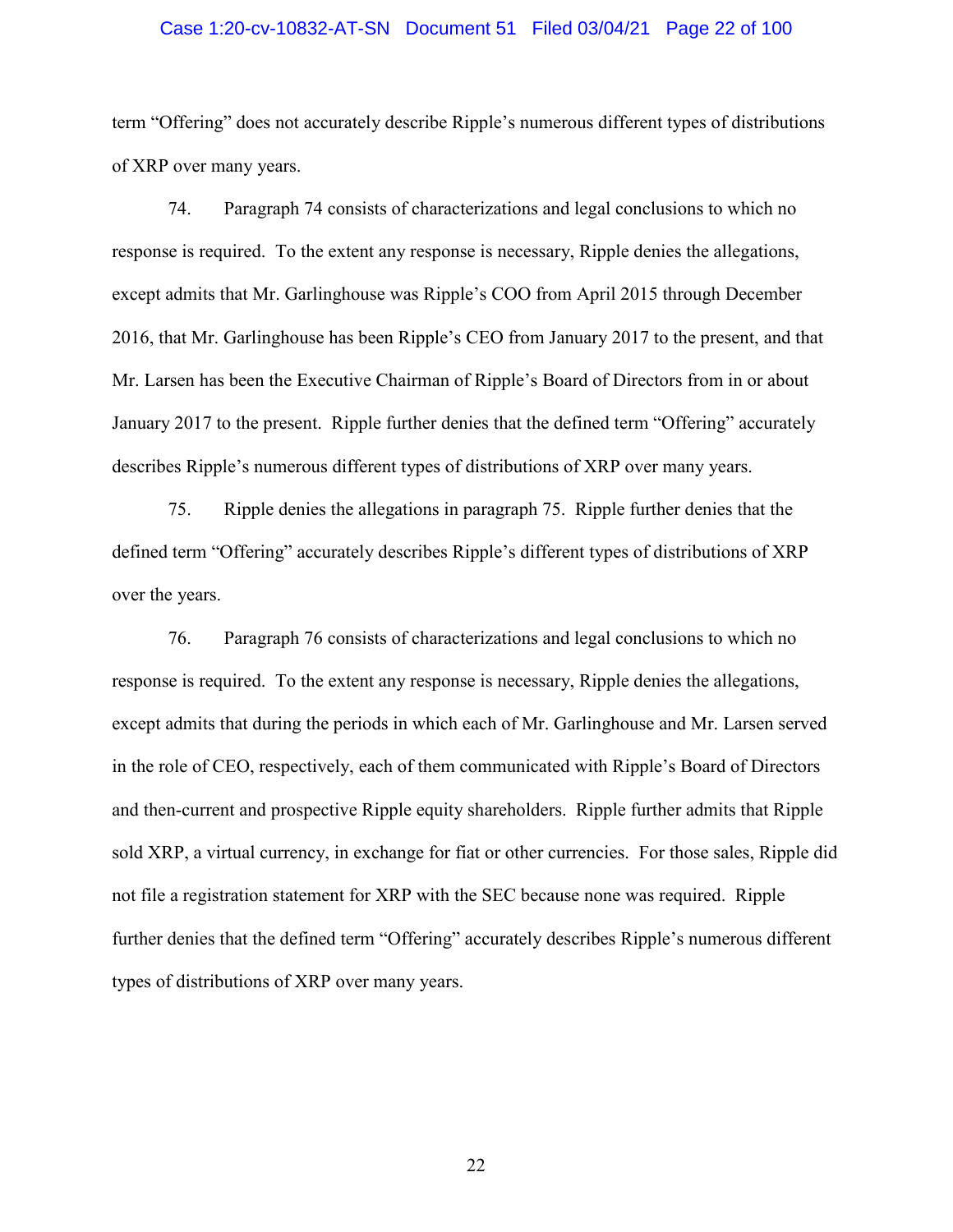term "Offering" does not accurately describe Ripple's numerous different types of distributions of XRP over many years.

74. Paragraph 74 consists of characterizations and legal conclusions to which no response is required. To the extent any response is necessary, Ripple denies the allegations, except admits that Mr. Garlinghouse was Ripple's COO from April 2015 through December 2016, that Mr. Garlinghouse has been Ripple's CEO from January 2017 to the present, and that Mr. Larsen has been the Executive Chairman of Ripple's Board of Directors from in or about January 2017 to the present. Ripple further denies that the defined term "Offering" accurately describes Ripple's numerous different types of distributions of XRP over many years.

75. Ripple denies the allegations in paragraph 75. Ripple further denies that the defined term "Offering" accurately describes Ripple's different types of distributions of XRP over the years.

76. Paragraph 76 consists of characterizations and legal conclusions to which no response is required. To the extent any response is necessary, Ripple denies the allegations, except admits that during the periods in which each of Mr. Garlinghouse and Mr. Larsen served in the role of CEO, respectively, each of them communicated with Ripple's Board of Directors and then-current and prospective Ripple equity shareholders. Ripple further admits that Ripple sold XRP, a virtual currency, in exchange for fiat or other currencies. For those sales, Ripple did not file a registration statement for XRP with the SEC because none was required. Ripple further denies that the defined term "Offering" accurately describes Ripple's numerous different types of distributions of XRP over many years.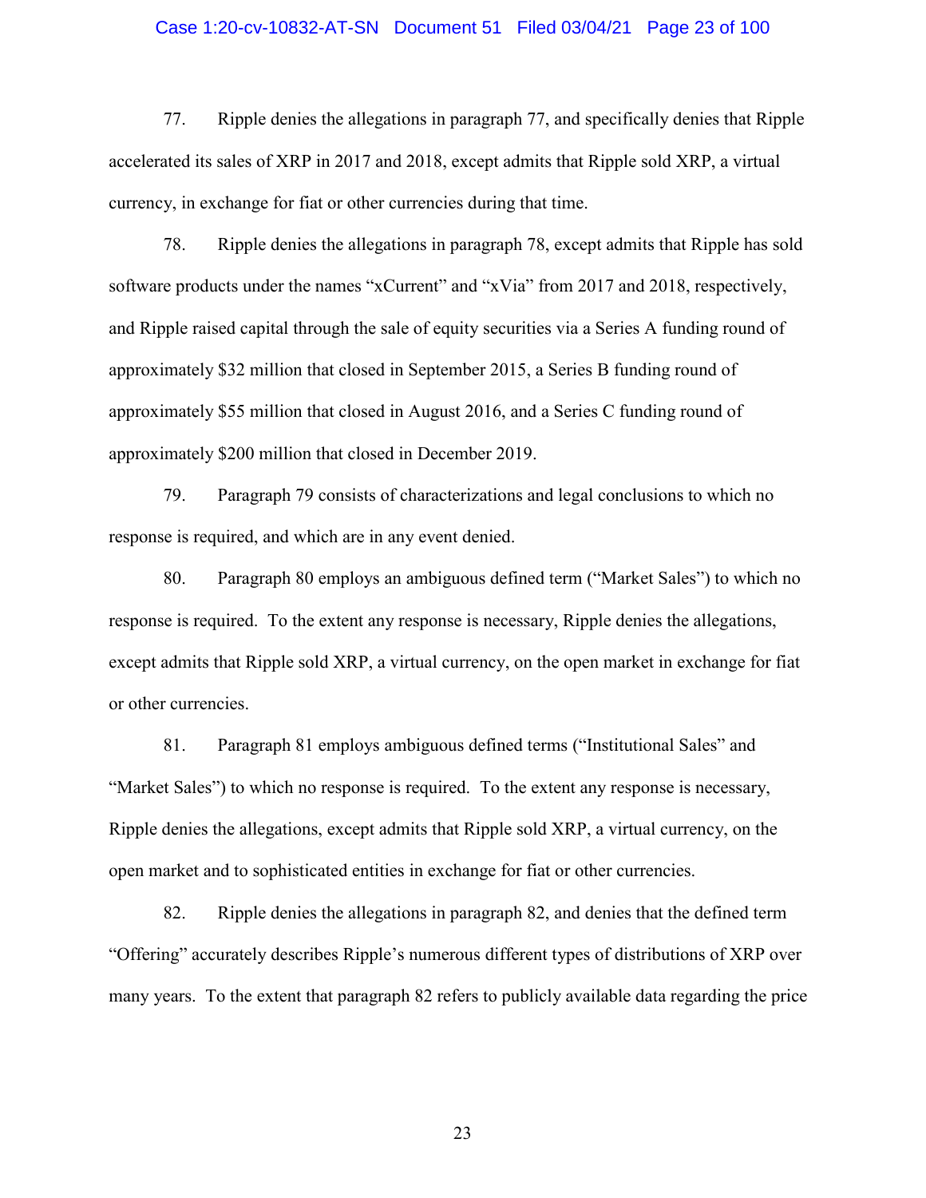77. Ripple denies the allegations in paragraph 77, and specifically denies that Ripple accelerated its sales of XRP in 2017 and 2018, except admits that Ripple sold XRP, a virtual currency, in exchange for fiat or other currencies during that time.

78. Ripple denies the allegations in paragraph 78, except admits that Ripple has sold software products under the names "xCurrent" and "xVia" from 2017 and 2018, respectively, and Ripple raised capital through the sale of equity securities via a Series A funding round of approximately $32 million that closed in September 2015, a Series B funding round of approximately $55 million that closed in August 2016, and a Series C funding round of approximately $200 million that closed in December 2019.

79. Paragraph 79 consists of characterizations and legal conclusions to which no response is required, and which are in any event denied.

80. Paragraph 80 employs an ambiguous defined term ("Market Sales") to which no response is required. To the extent any response is necessary, Ripple denies the allegations, except admits that Ripple sold XRP, a virtual currency, on the open market in exchange for fiat or other currencies.

81. Paragraph 81 employs ambiguous defined terms ("Institutional Sales" and "Market Sales") to which no response is required. To the extent any response is necessary, Ripple denies the allegations, except admits that Ripple sold XRP, a virtual currency, on the open market and to sophisticated entities in exchange for fiat or other currencies.

82. Ripple denies the allegations in paragraph 82, and denies that the defined term "Offering" accurately describes Ripple's numerous different types of distributions of XRP over many years. To the extent that paragraph 82 refers to publicly available data regarding the price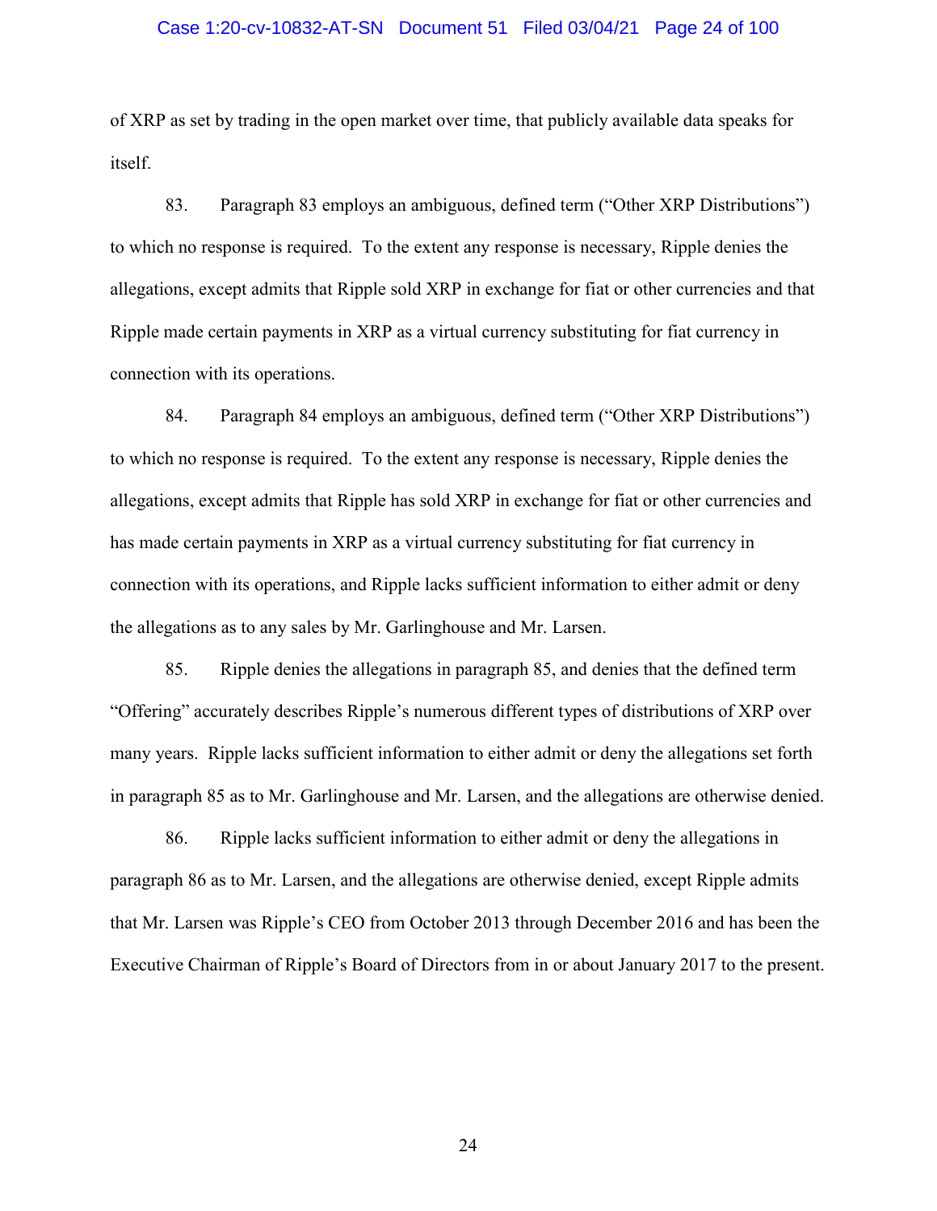of XRP as set by trading in the open market over time, that publicly available data speaks for itself.

83. Paragraph 83 employs an ambiguous, defined term ("Other XRP Distributions") to which no response is required. To the extent any response is necessary, Ripple denies the allegations, except admits that Ripple sold XRP in exchange for fiat or other currencies and that Ripple made certain payments in XRP as a virtual currency substituting for fiat currency in connection with its operations.

84. Paragraph 84 employs an ambiguous, defined term ("Other XRP Distributions") to which no response is required. To the extent any response is necessary, Ripple denies the allegations, except admits that Ripple has sold XRP in exchange for fiat or other currencies and has made certain payments in XRP as a virtual currency substituting for fiat currency in connection with its operations, and Ripple lacks sufficient information to either admit or deny the allegations as to any sales by Mr. Garlinghouse and Mr. Larsen.

85. Ripple denies the allegations in paragraph 85, and denies that the defined term "Offering" accurately describes Ripple's numerous different types of distributions of XRP over many years. Ripple lacks sufficient information to either admit or deny the allegations set forth in paragraph 85 as to Mr. Garlinghouse and Mr. Larsen, and the allegations are otherwise denied.

86. Ripple lacks sufficient information to either admit or deny the allegations in paragraph 86 as to Mr. Larsen, and the allegations are otherwise denied, except Ripple admits that Mr. Larsen was Ripple's CEO from October 2013 through December 2016 and has been the Executive Chairman of Ripple's Board of Directors from in or about January 2017 to the present.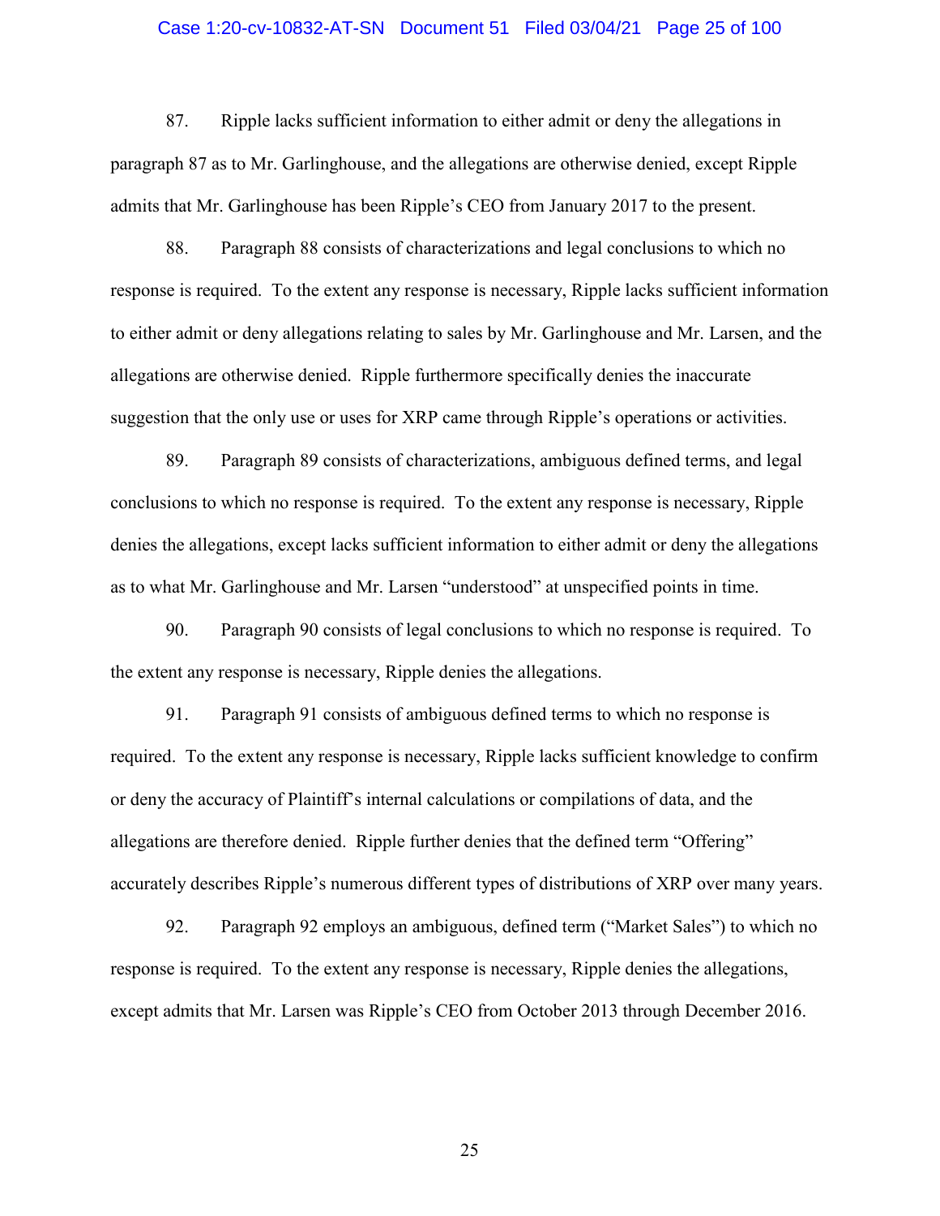87. Ripple lacks sufficient information to either admit or deny the allegations in paragraph 87 as to Mr. Garlinghouse, and the allegations are otherwise denied, except Ripple admits that Mr. Garlinghouse has been Ripple's CEO from January 2017 to the present.

88. Paragraph 88 consists of characterizations and legal conclusions to which no response is required. To the extent any response is necessary, Ripple lacks sufficient information to either admit or deny allegations relating to sales by Mr. Garlinghouse and Mr. Larsen, and the allegations are otherwise denied. Ripple furthermore specifically denies the inaccurate suggestion that the only use or uses for XRP came through Ripple's operations or activities.

89. Paragraph 89 consists of characterizations, ambiguous defined terms, and legal conclusions to which no response is required. To the extent any response is necessary, Ripple denies the allegations, except lacks sufficient information to either admit or deny the allegations as to what Mr. Garlinghouse and Mr. Larsen "understood" at unspecified points in time.

90. Paragraph 90 consists of legal conclusions to which no response is required. To the extent any response is necessary, Ripple denies the allegations.

91. Paragraph 91 consists of ambiguous defined terms to which no response is required. To the extent any response is necessary, Ripple lacks sufficient knowledge to confirm or deny the accuracy of Plaintiff's internal calculations or compilations of data, and the allegations are therefore denied. Ripple further denies that the defined term "Offering" accurately describes Ripple's numerous different types of distributions of XRP over many years.

92. Paragraph 92 employs an ambiguous, defined term ("Market Sales") to which no response is required. To the extent any response is necessary, Ripple denies the allegations, except admits that Mr. Larsen was Ripple's CEO from October 2013 through December 2016.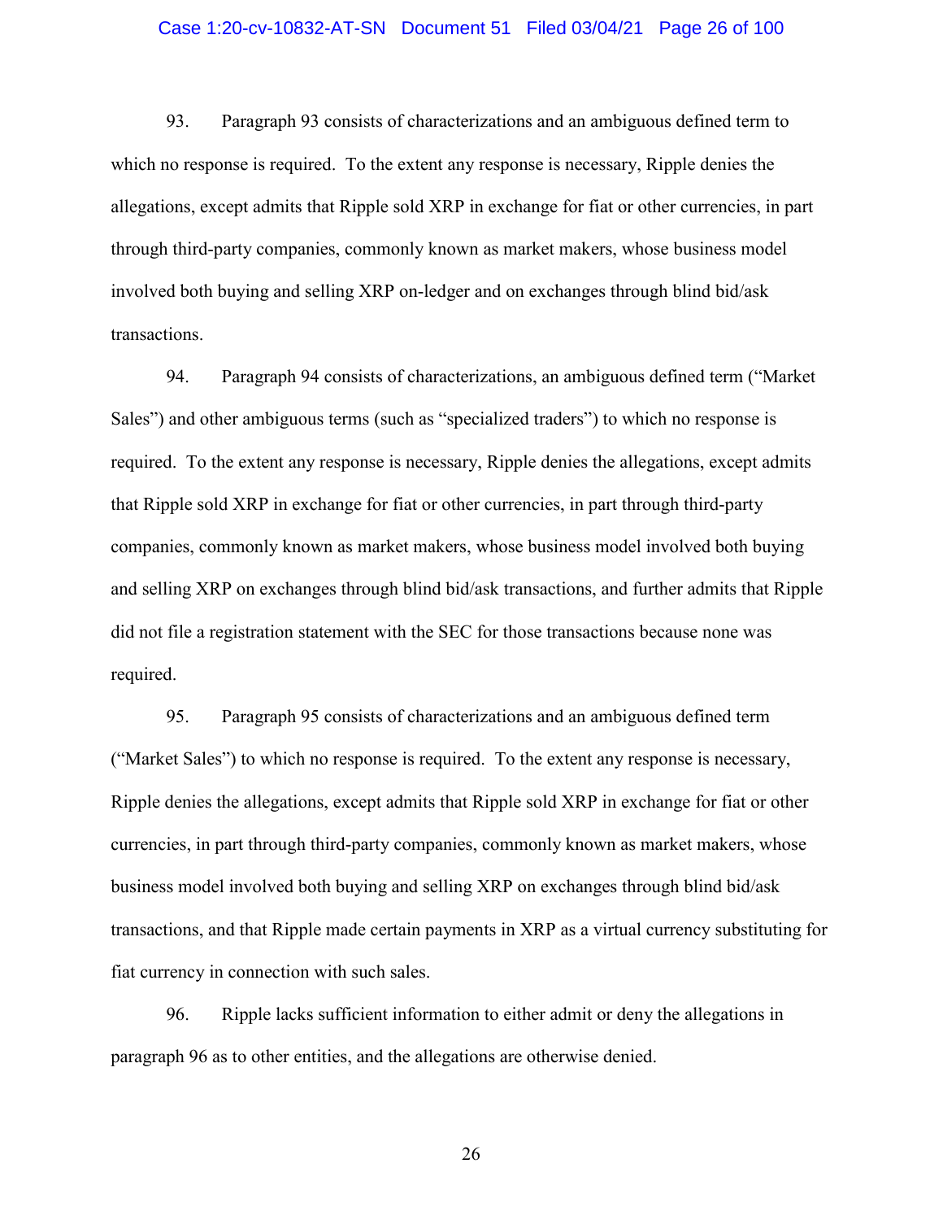93. Paragraph 93 consists of characterizations and an ambiguous defined term to which no response is required. To the extent any response is necessary, Ripple denies the allegations, except admits that Ripple sold XRP in exchange for fiat or other currencies, in part through third-party companies, commonly known as market makers, whose business model involved both buying and selling XRP on-ledger and on exchanges through blind bid/ask transactions.

94. Paragraph 94 consists of characterizations, an ambiguous defined term ("Market Sales") and other ambiguous terms (such as "specialized traders") to which no response is required. To the extent any response is necessary, Ripple denies the allegations, except admits that Ripple sold XRP in exchange for fiat or other currencies, in part through third-party companies, commonly known as market makers, whose business model involved both buying and selling XRP on exchanges through blind bid/ask transactions, and further admits that Ripple did not file a registration statement with the SEC for those transactions because none was required.

95. Paragraph 95 consists of characterizations and an ambiguous defined term ("Market Sales") to which no response is required. To the extent any response is necessary, Ripple denies the allegations, except admits that Ripple sold XRP in exchange for fiat or other currencies, in part through third-party companies, commonly known as market makers, whose business model involved both buying and selling XRP on exchanges through blind bid/ask transactions, and that Ripple made certain payments in XRP as a virtual currency substituting for fiat currency in connection with such sales.

96. Ripple lacks sufficient information to either admit or deny the allegations in paragraph 96 as to other entities, and the allegations are otherwise denied.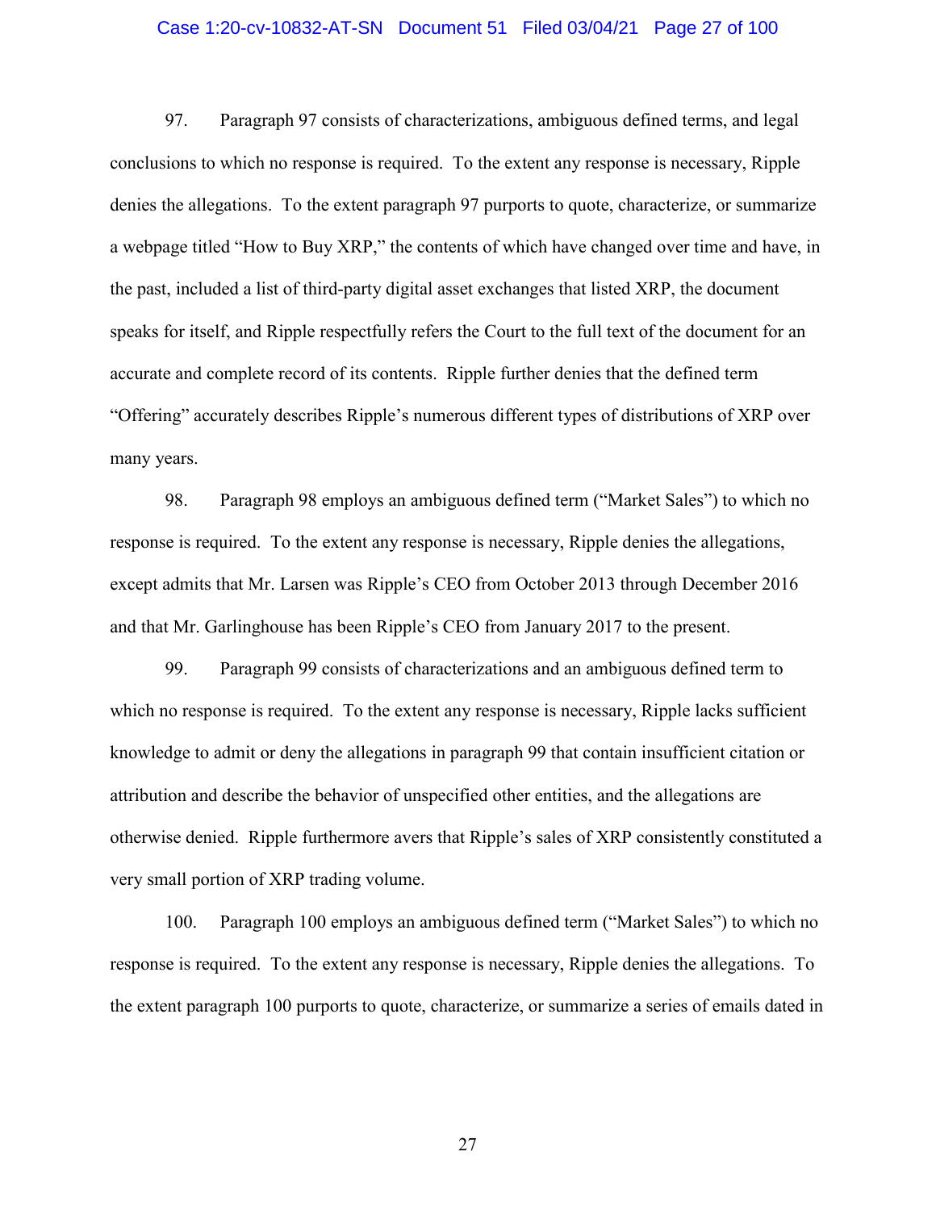97. Paragraph 97 consists of characterizations, ambiguous defined terms, and legal conclusions to which no response is required. To the extent any response is necessary, Ripple denies the allegations. To the extent paragraph 97 purports to quote, characterize, or summarize a webpage titled "How to Buy XRP," the contents of which have changed over time and have, in the past, included a list of third-party digital asset exchanges that listed XRP, the document speaks for itself, and Ripple respectfully refers the Court to the full text of the document for an accurate and complete record of its contents. Ripple further denies that the defined term "Offering" accurately describes Ripple's numerous different types of distributions of XRP over many years.

98. Paragraph 98 employs an ambiguous defined term ("Market Sales") to which no response is required. To the extent any response is necessary, Ripple denies the allegations, except admits that Mr. Larsen was Ripple's CEO from October 2013 through December 2016 and that Mr. Garlinghouse has been Ripple's CEO from January 2017 to the present.

99. Paragraph 99 consists of characterizations and an ambiguous defined term to which no response is required. To the extent any response is necessary, Ripple lacks sufficient knowledge to admit or deny the allegations in paragraph 99 that contain insufficient citation or attribution and describe the behavior of unspecified other entities, and the allegations are otherwise denied. Ripple furthermore avers that Ripple's sales of XRP consistently constituted a very small portion of XRP trading volume.

100. Paragraph 100 employs an ambiguous defined term ("Market Sales") to which no response is required. To the extent any response is necessary, Ripple denies the allegations. To the extent paragraph 100 purports to quote, characterize, or summarize a series of emails dated in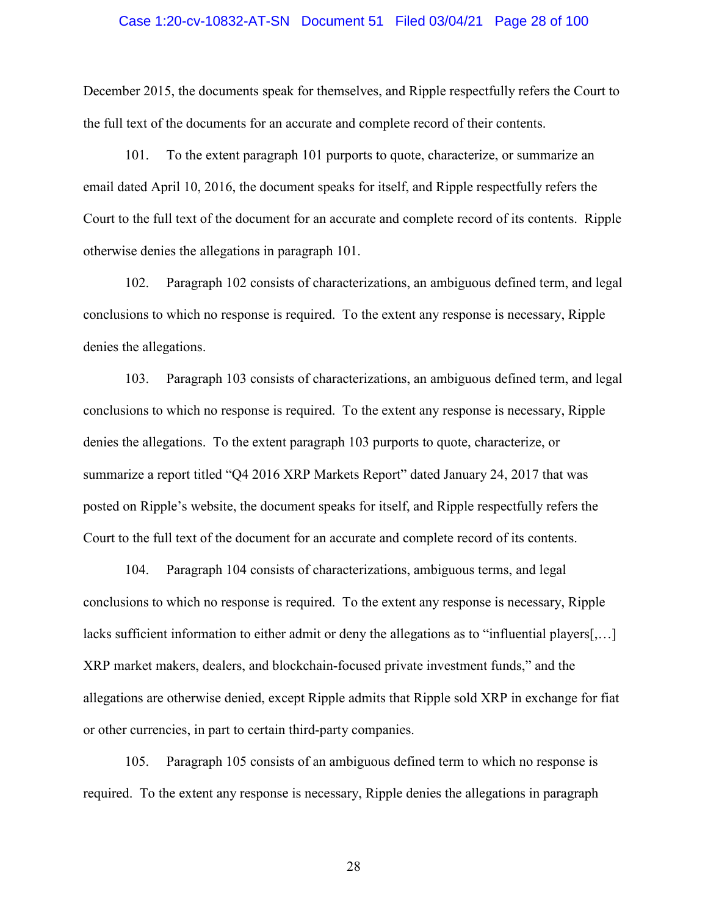December 2015, the documents speak for themselves, and Ripple respectfully refers the Court to the full text of the documents for an accurate and complete record of their contents.

101. To the extent paragraph 101 purports to quote, characterize, or summarize an email dated April 10, 2016, the document speaks for itself, and Ripple respectfully refers the Court to the full text of the document for an accurate and complete record of its contents. Ripple otherwise denies the allegations in paragraph 101.

102. Paragraph 102 consists of characterizations, an ambiguous defined term, and legal conclusions to which no response is required. To the extent any response is necessary, Ripple denies the allegations.

103. Paragraph 103 consists of characterizations, an ambiguous defined term, and legal conclusions to which no response is required. To the extent any response is necessary, Ripple denies the allegations. To the extent paragraph 103 purports to quote, characterize, or summarize a report titled "Q4 2016 XRP Markets Report" dated January 24, 2017 that was posted on Ripple's website, the document speaks for itself, and Ripple respectfully refers the Court to the full text of the document for an accurate and complete record of its contents.

104. Paragraph 104 consists of characterizations, ambiguous terms, and legal conclusions to which no response is required. To the extent any response is necessary, Ripple lacks sufficient information to either admit or deny the allegations as to "influential players[,…] XRP market makers, dealers, and blockchain-focused private investment funds," and the allegations are otherwise denied, except Ripple admits that Ripple sold XRP in exchange for fiat or other currencies, in part to certain third-party companies.

105. Paragraph 105 consists of an ambiguous defined term to which no response is required. To the extent any response is necessary, Ripple denies the allegations in paragraph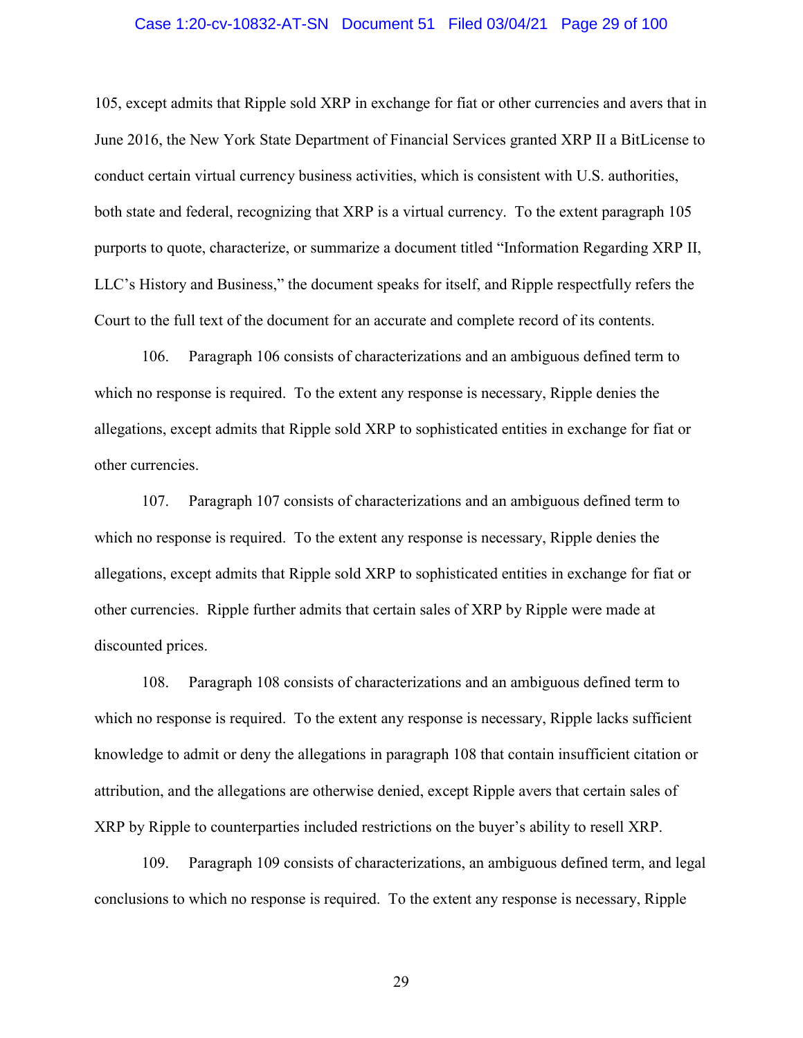105, except admits that Ripple sold XRP in exchange for fiat or other currencies and avers that in June 2016, the New York State Department of Financial Services granted XRP II a BitLicense to conduct certain virtual currency business activities, which is consistent with U.S. authorities, both state and federal, recognizing that XRP is a virtual currency. To the extent paragraph 105 purports to quote, characterize, or summarize a document titled "Information Regarding XRP II, LLC's History and Business," the document speaks for itself, and Ripple respectfully refers the Court to the full text of the document for an accurate and complete record of its contents.

106. Paragraph 106 consists of characterizations and an ambiguous defined term to which no response is required. To the extent any response is necessary, Ripple denies the allegations, except admits that Ripple sold XRP to sophisticated entities in exchange for fiat or other currencies.

107. Paragraph 107 consists of characterizations and an ambiguous defined term to which no response is required. To the extent any response is necessary, Ripple denies the allegations, except admits that Ripple sold XRP to sophisticated entities in exchange for fiat or other currencies. Ripple further admits that certain sales of XRP by Ripple were made at discounted prices.

108. Paragraph 108 consists of characterizations and an ambiguous defined term to which no response is required. To the extent any response is necessary, Ripple lacks sufficient knowledge to admit or deny the allegations in paragraph 108 that contain insufficient citation or attribution, and the allegations are otherwise denied, except Ripple avers that certain sales of XRP by Ripple to counterparties included restrictions on the buyer's ability to resell XRP.

109. Paragraph 109 consists of characterizations, an ambiguous defined term, and legal conclusions to which no response is required. To the extent any response is necessary, Ripple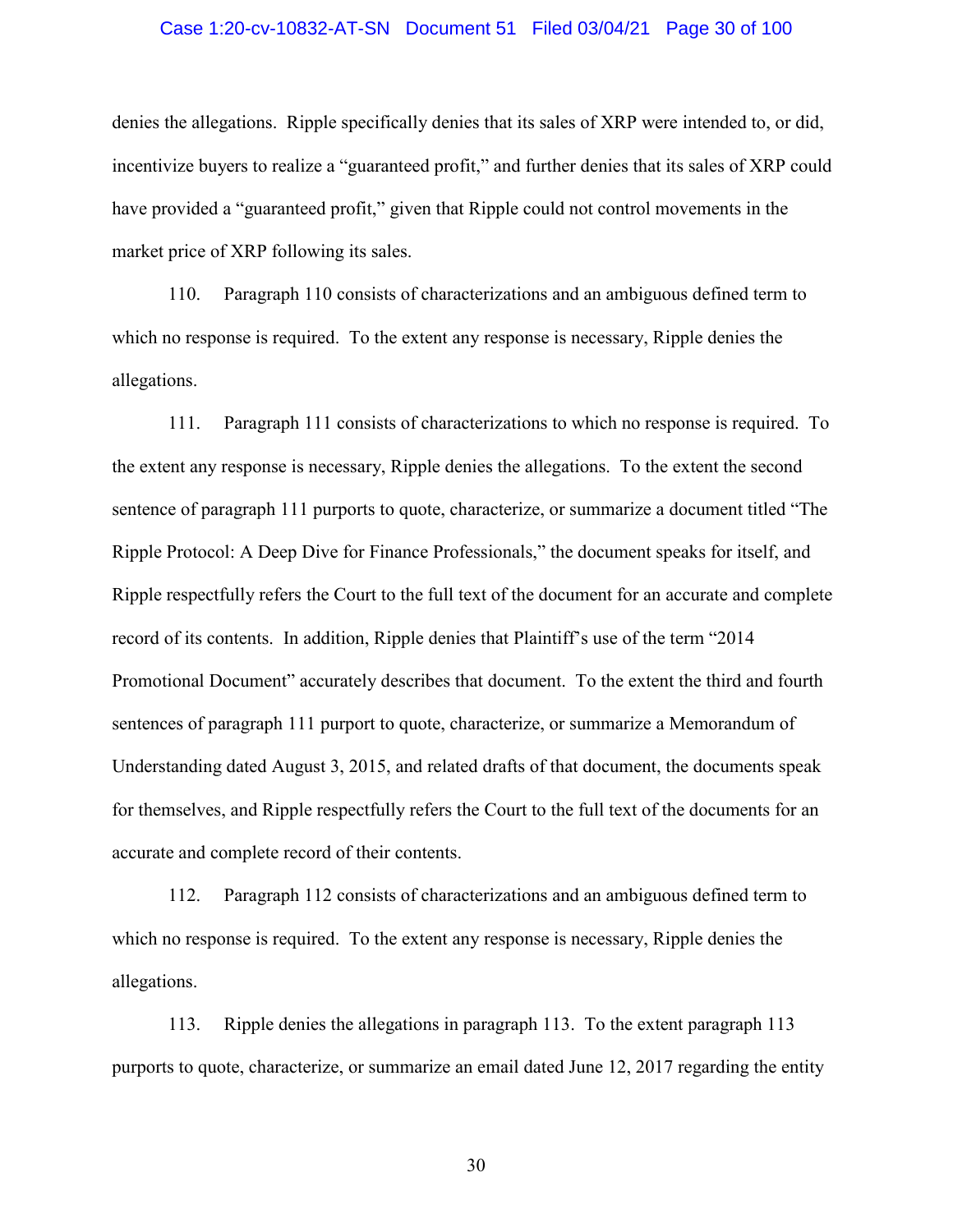denies the allegations. Ripple specifically denies that its sales of XRP were intended to, or did, incentivize buyers to realize a "guaranteed profit," and further denies that its sales of XRP could have provided a "guaranteed profit," given that Ripple could not control movements in the market price of XRP following its sales.

110. Paragraph 110 consists of characterizations and an ambiguous defined term to which no response is required. To the extent any response is necessary, Ripple denies the allegations.

111. Paragraph 111 consists of characterizations to which no response is required. To the extent any response is necessary, Ripple denies the allegations. To the extent the second sentence of paragraph 111 purports to quote, characterize, or summarize a document titled "The Ripple Protocol: A Deep Dive for Finance Professionals," the document speaks for itself, and Ripple respectfully refers the Court to the full text of the document for an accurate and complete record of its contents. In addition, Ripple denies that Plaintiff's use of the term "2014 Promotional Document" accurately describes that document. To the extent the third and fourth sentences of paragraph 111 purport to quote, characterize, or summarize a Memorandum of Understanding dated August 3, 2015, and related drafts of that document, the documents speak for themselves, and Ripple respectfully refers the Court to the full text of the documents for an accurate and complete record of their contents.

112. Paragraph 112 consists of characterizations and an ambiguous defined term to which no response is required. To the extent any response is necessary, Ripple denies the allegations.

113. Ripple denies the allegations in paragraph 113. To the extent paragraph 113 purports to quote, characterize, or summarize an email dated June 12, 2017 regarding the entity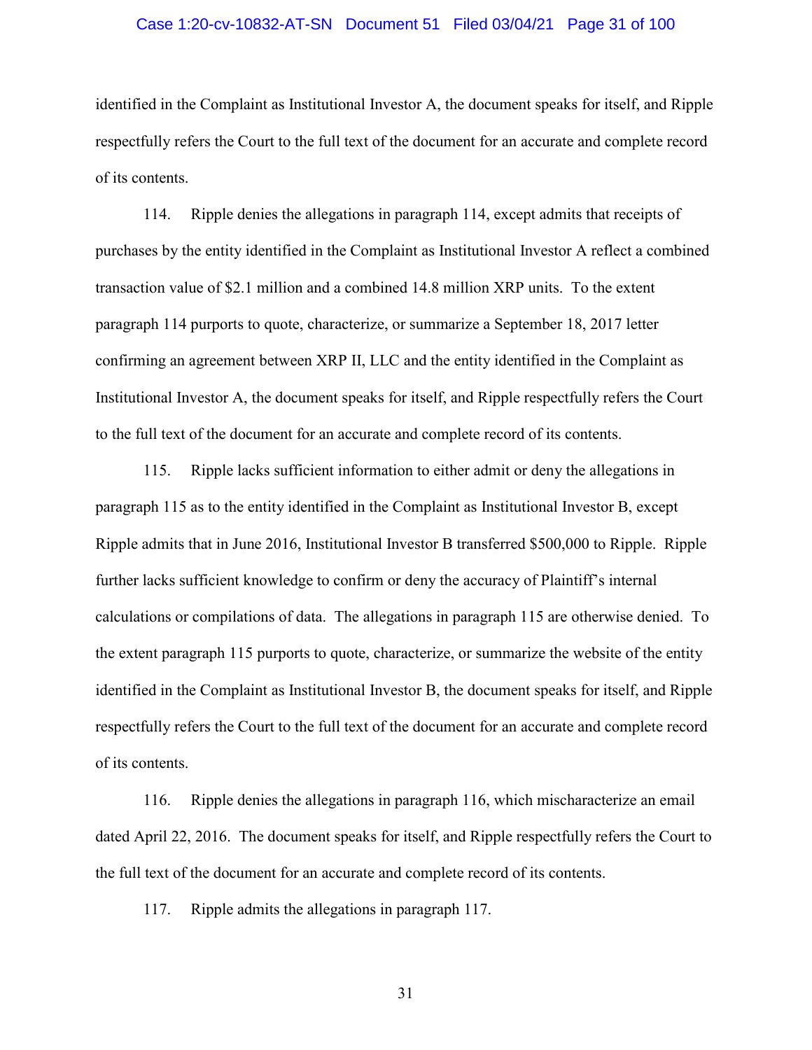identified in the Complaint as Institutional Investor A, the document speaks for itself, and Ripple respectfully refers the Court to the full text of the document for an accurate and complete record of its contents.

114. Ripple denies the allegations in paragraph 114, except admits that receipts of purchases by the entity identified in the Complaint as Institutional Investor A reflect a combined transaction value of $2.1 million and a combined 14.8 million XRP units. To the extent paragraph 114 purports to quote, characterize, or summarize a September 18, 2017 letter confirming an agreement between XRP II, LLC and the entity identified in the Complaint as Institutional Investor A, the document speaks for itself, and Ripple respectfully refers the Court to the full text of the document for an accurate and complete record of its contents.

115. Ripple lacks sufficient information to either admit or deny the allegations in paragraph 115 as to the entity identified in the Complaint as Institutional Investor B, except Ripple admits that in June 2016, Institutional Investor B transferred $500,000 to Ripple. Ripple further lacks sufficient knowledge to confirm or deny the accuracy of Plaintiff's internal calculations or compilations of data. The allegations in paragraph 115 are otherwise denied. To the extent paragraph 115 purports to quote, characterize, or summarize the website of the entity identified in the Complaint as Institutional Investor B, the document speaks for itself, and Ripple respectfully refers the Court to the full text of the document for an accurate and complete record of its contents.

116. Ripple denies the allegations in paragraph 116, which mischaracterize an email dated April 22, 2016. The document speaks for itself, and Ripple respectfully refers the Court to the full text of the document for an accurate and complete record of its contents.

117. Ripple admits the allegations in paragraph 117.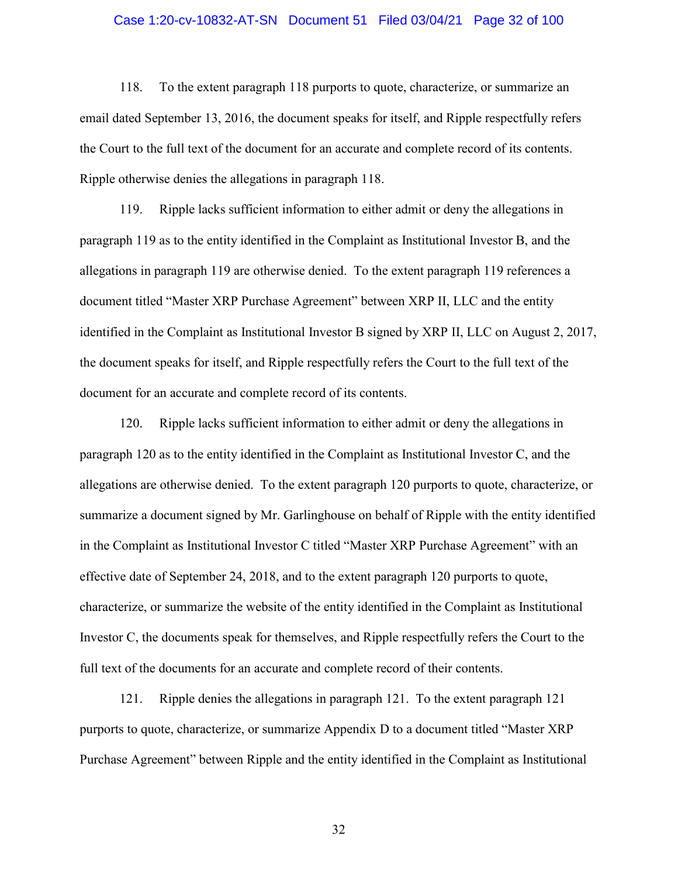118. To the extent paragraph 118 purports to quote, characterize, or summarize an email dated September 13, 2016, the document speaks for itself, and Ripple respectfully refers the Court to the full text of the document for an accurate and complete record of its contents. Ripple otherwise denies the allegations in paragraph 118.

119. Ripple lacks sufficient information to either admit or deny the allegations in paragraph 119 as to the entity identified in the Complaint as Institutional Investor B, and the allegations in paragraph 119 are otherwise denied. To the extent paragraph 119 references a document titled "Master XRP Purchase Agreement" between XRP II, LLC and the entity identified in the Complaint as Institutional Investor B signed by XRP II, LLC on August 2, 2017, the document speaks for itself, and Ripple respectfully refers the Court to the full text of the document for an accurate and complete record of its contents.

120. Ripple lacks sufficient information to either admit or deny the allegations in paragraph 120 as to the entity identified in the Complaint as Institutional Investor C, and the allegations are otherwise denied. To the extent paragraph 120 purports to quote, characterize, or summarize a document signed by Mr. Garlinghouse on behalf of Ripple with the entity identified in the Complaint as Institutional Investor C titled "Master XRP Purchase Agreement" with an effective date of September 24, 2018, and to the extent paragraph 120 purports to quote, characterize, or summarize the website of the entity identified in the Complaint as Institutional Investor C, the documents speak for themselves, and Ripple respectfully refers the Court to the full text of the documents for an accurate and complete record of their contents.

121. Ripple denies the allegations in paragraph 121. To the extent paragraph 121 purports to quote, characterize, or summarize Appendix D to a document titled "Master XRP Purchase Agreement" between Ripple and the entity identified in the Complaint as Institutional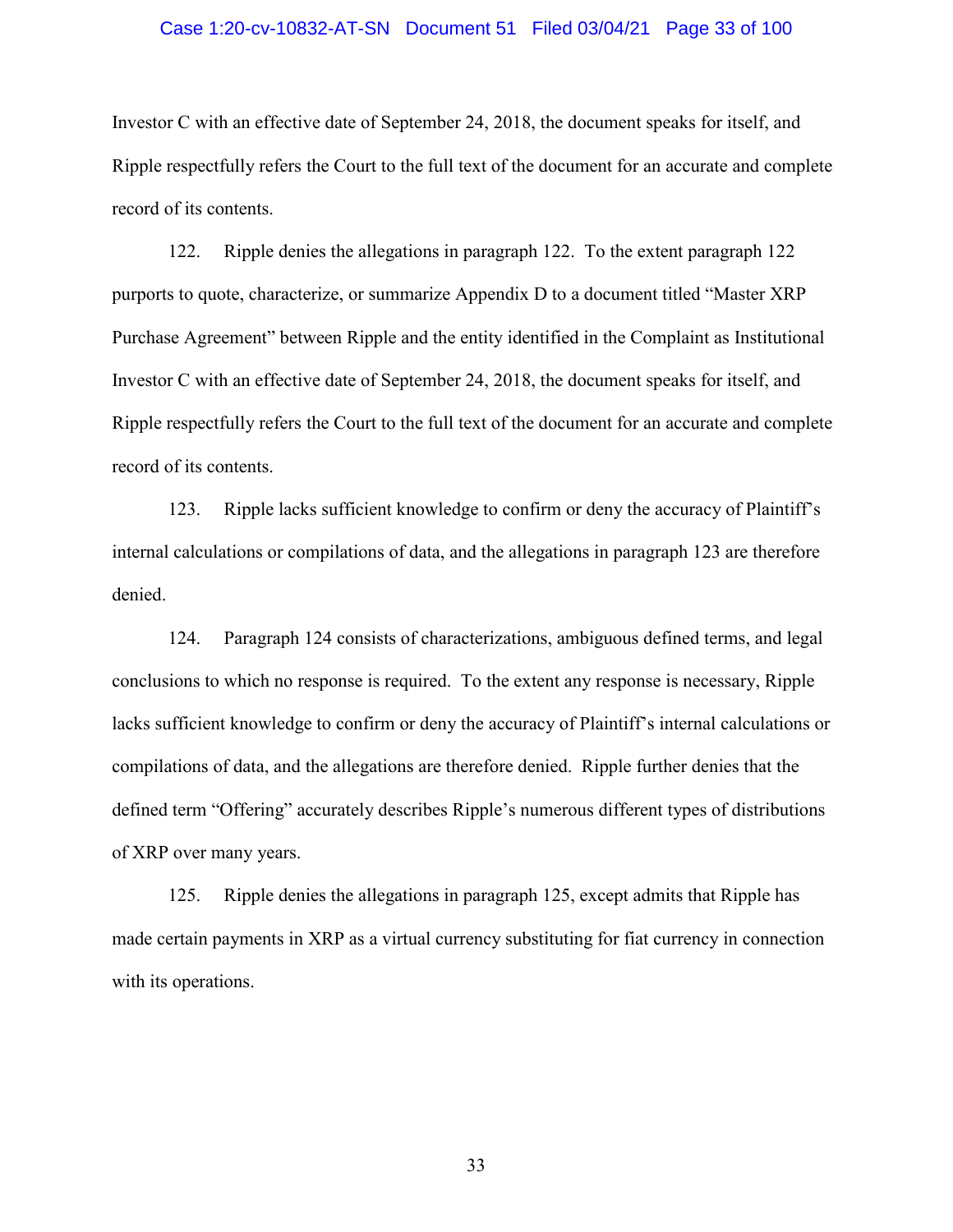Investor C with an effective date of September 24, 2018, the document speaks for itself, and Ripple respectfully refers the Court to the full text of the document for an accurate and complete record of its contents.

122. Ripple denies the allegations in paragraph 122. To the extent paragraph 122 purports to quote, characterize, or summarize Appendix D to a document titled "Master XRP Purchase Agreement" between Ripple and the entity identified in the Complaint as Institutional Investor C with an effective date of September 24, 2018, the document speaks for itself, and Ripple respectfully refers the Court to the full text of the document for an accurate and complete record of its contents.

123. Ripple lacks sufficient knowledge to confirm or deny the accuracy of Plaintiff's internal calculations or compilations of data, and the allegations in paragraph 123 are therefore denied.

124. Paragraph 124 consists of characterizations, ambiguous defined terms, and legal conclusions to which no response is required. To the extent any response is necessary, Ripple lacks sufficient knowledge to confirm or deny the accuracy of Plaintiff's internal calculations or compilations of data, and the allegations are therefore denied. Ripple further denies that the defined term "Offering" accurately describes Ripple's numerous different types of distributions of XRP over many years.

125. Ripple denies the allegations in paragraph 125, except admits that Ripple has made certain payments in XRP as a virtual currency substituting for fiat currency in connection with its operations.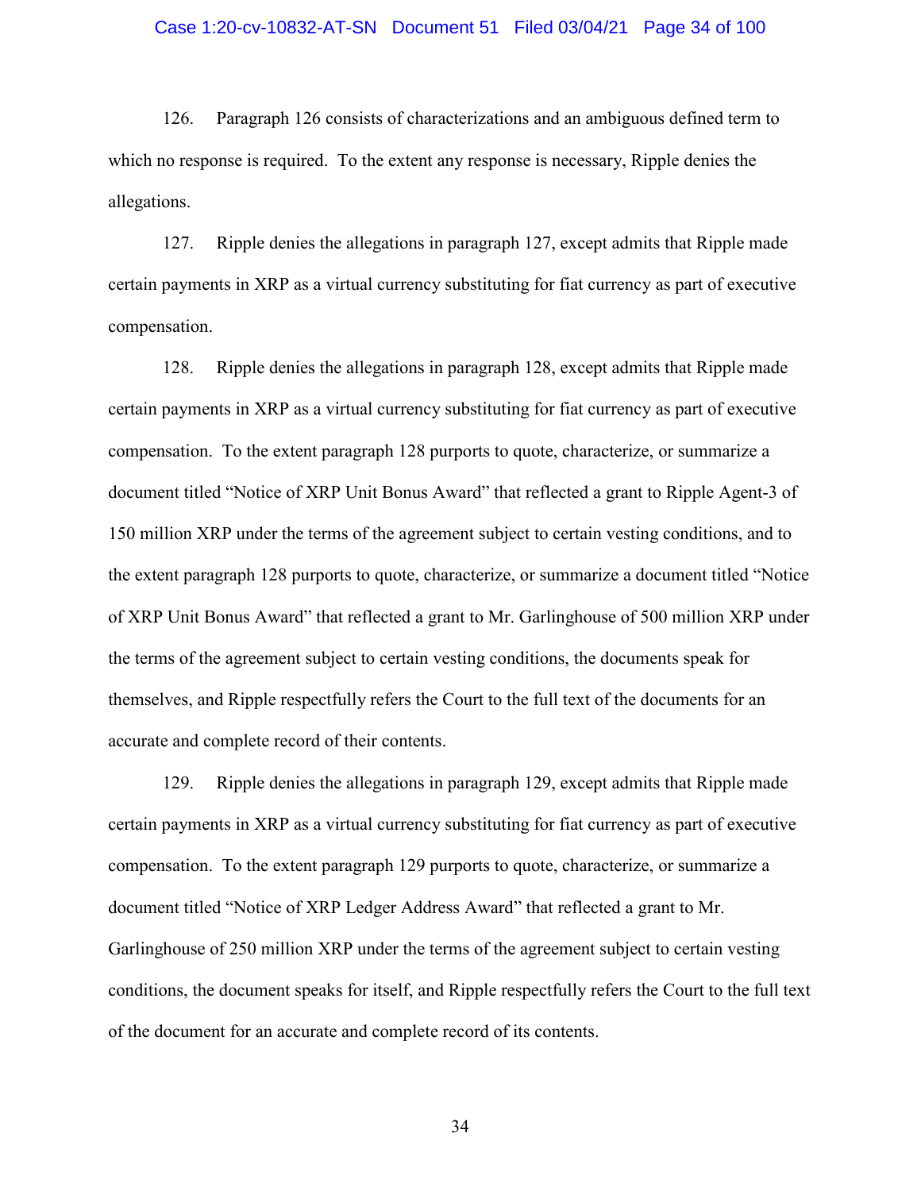126. Paragraph 126 consists of characterizations and an ambiguous defined term to which no response is required. To the extent any response is necessary, Ripple denies the allegations.

127. Ripple denies the allegations in paragraph 127, except admits that Ripple made certain payments in XRP as a virtual currency substituting for fiat currency as part of executive compensation.

128. Ripple denies the allegations in paragraph 128, except admits that Ripple made certain payments in XRP as a virtual currency substituting for fiat currency as part of executive compensation. To the extent paragraph 128 purports to quote, characterize, or summarize a document titled "Notice of XRP Unit Bonus Award" that reflected a grant to Ripple Agent-3 of 150 million XRP under the terms of the agreement subject to certain vesting conditions, and to the extent paragraph 128 purports to quote, characterize, or summarize a document titled "Notice of XRP Unit Bonus Award" that reflected a grant to Mr. Garlinghouse of 500 million XRP under the terms of the agreement subject to certain vesting conditions, the documents speak for themselves, and Ripple respectfully refers the Court to the full text of the documents for an accurate and complete record of their contents.

129. Ripple denies the allegations in paragraph 129, except admits that Ripple made certain payments in XRP as a virtual currency substituting for fiat currency as part of executive compensation. To the extent paragraph 129 purports to quote, characterize, or summarize a document titled "Notice of XRP Ledger Address Award" that reflected a grant to Mr. Garlinghouse of 250 million XRP under the terms of the agreement subject to certain vesting conditions, the document speaks for itself, and Ripple respectfully refers the Court to the full text of the document for an accurate and complete record of its contents.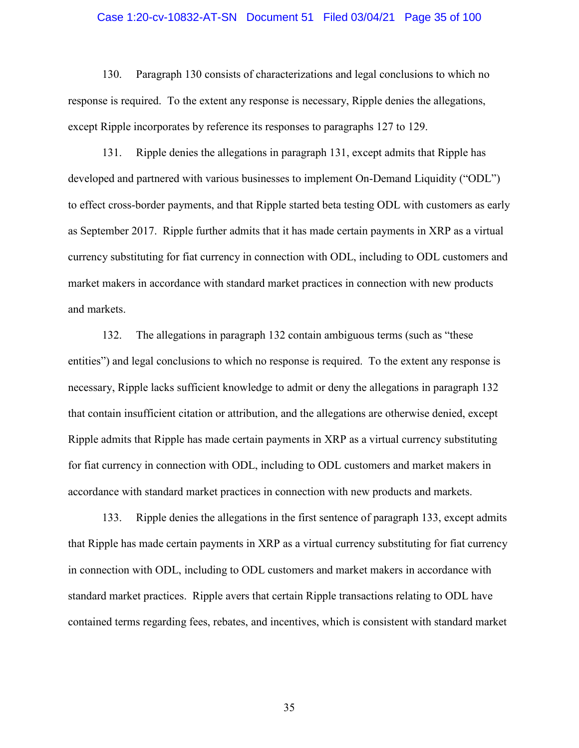130. Paragraph 130 consists of characterizations and legal conclusions to which no response is required. To the extent any response is necessary, Ripple denies the allegations, except Ripple incorporates by reference its responses to paragraphs 127 to 129.

131. Ripple denies the allegations in paragraph 131, except admits that Ripple has developed and partnered with various businesses to implement On-Demand Liquidity ("ODL") to effect cross-border payments, and that Ripple started beta testing ODL with customers as early as September 2017. Ripple further admits that it has made certain payments in XRP as a virtual currency substituting for fiat currency in connection with ODL, including to ODL customers and market makers in accordance with standard market practices in connection with new products and markets.

132. The allegations in paragraph 132 contain ambiguous terms (such as "these entities") and legal conclusions to which no response is required. To the extent any response is necessary, Ripple lacks sufficient knowledge to admit or deny the allegations in paragraph 132 that contain insufficient citation or attribution, and the allegations are otherwise denied, except Ripple admits that Ripple has made certain payments in XRP as a virtual currency substituting for fiat currency in connection with ODL, including to ODL customers and market makers in accordance with standard market practices in connection with new products and markets.

133. Ripple denies the allegations in the first sentence of paragraph 133, except admits that Ripple has made certain payments in XRP as a virtual currency substituting for fiat currency in connection with ODL, including to ODL customers and market makers in accordance with standard market practices. Ripple avers that certain Ripple transactions relating to ODL have contained terms regarding fees, rebates, and incentives, which is consistent with standard market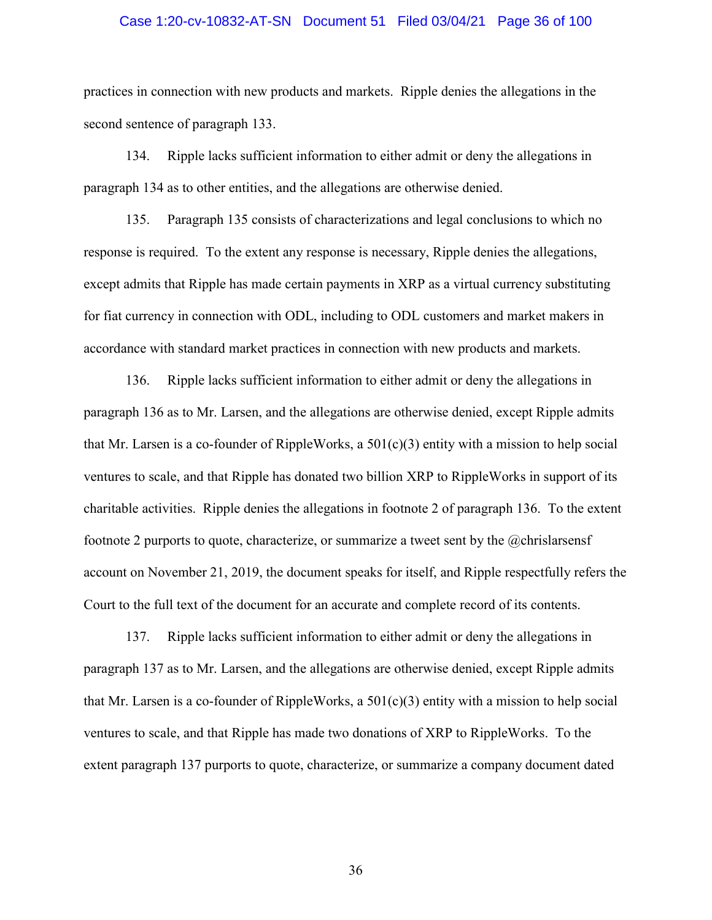practices in connection with new products and markets. Ripple denies the allegations in the second sentence of paragraph 133.

134. Ripple lacks sufficient information to either admit or deny the allegations in paragraph 134 as to other entities, and the allegations are otherwise denied.

135. Paragraph 135 consists of characterizations and legal conclusions to which no response is required. To the extent any response is necessary, Ripple denies the allegations, except admits that Ripple has made certain payments in XRP as a virtual currency substituting for fiat currency in connection with ODL, including to ODL customers and market makers in accordance with standard market practices in connection with new products and markets.

136. Ripple lacks sufficient information to either admit or deny the allegations in paragraph 136 as to Mr. Larsen, and the allegations are otherwise denied, except Ripple admits that Mr. Larsen is a co-founder of RippleWorks, a 501(c)(3) entity with a mission to help social ventures to scale, and that Ripple has donated two billion XRP to RippleWorks in support of its charitable activities. Ripple denies the allegations in footnote 2 of paragraph 136. To the extent footnote 2 purports to quote, characterize, or summarize a tweet sent by the @chrislarsensf account on November 21, 2019, the document speaks for itself, and Ripple respectfully refers the Court to the full text of the document for an accurate and complete record of its contents.

137. Ripple lacks sufficient information to either admit or deny the allegations in paragraph 137 as to Mr. Larsen, and the allegations are otherwise denied, except Ripple admits that Mr. Larsen is a co-founder of RippleWorks, a 501(c)(3) entity with a mission to help social ventures to scale, and that Ripple has made two donations of XRP to RippleWorks. To the extent paragraph 137 purports to quote, characterize, or summarize a company document dated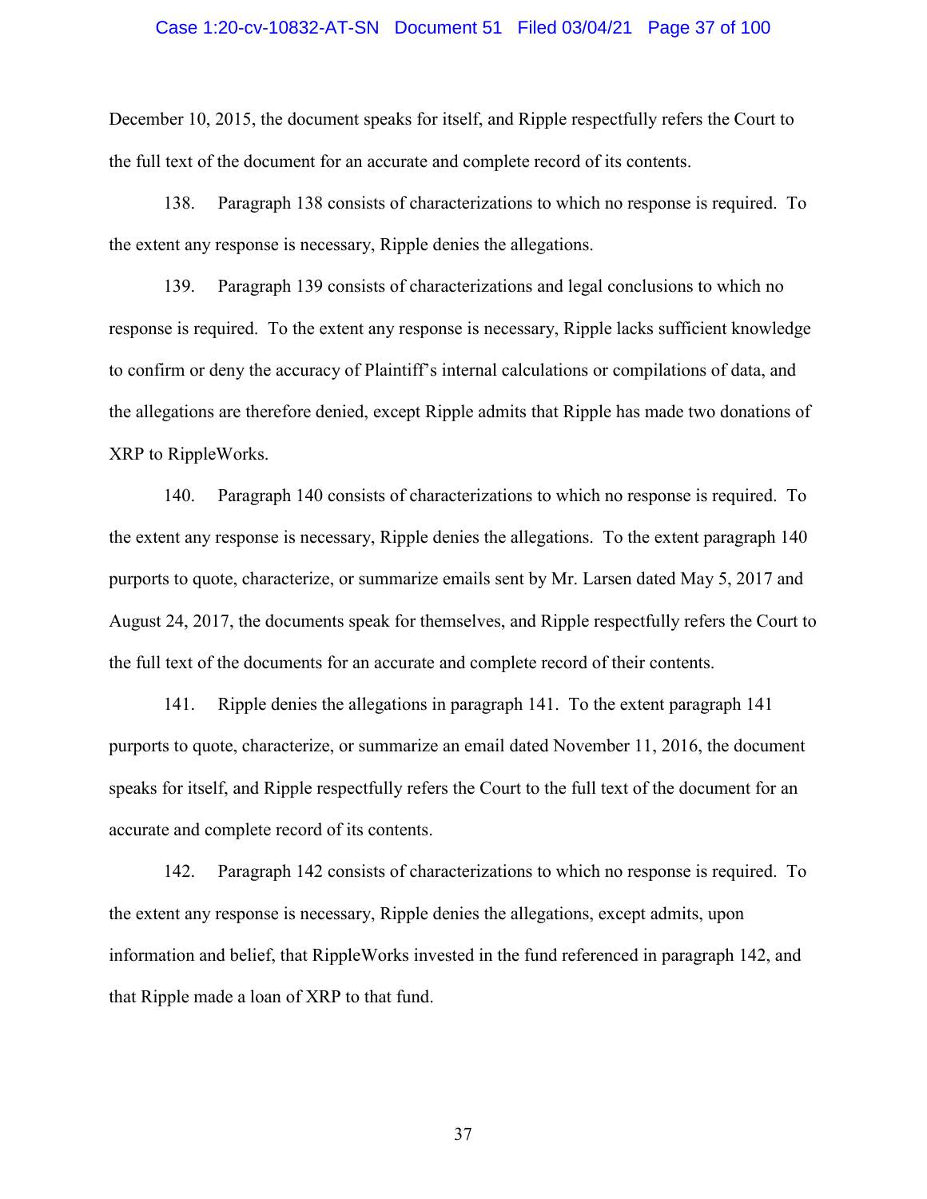December 10, 2015, the document speaks for itself, and Ripple respectfully refers the Court to the full text of the document for an accurate and complete record of its contents.

138. Paragraph 138 consists of characterizations to which no response is required. To the extent any response is necessary, Ripple denies the allegations.

139. Paragraph 139 consists of characterizations and legal conclusions to which no response is required. To the extent any response is necessary, Ripple lacks sufficient knowledge to confirm or deny the accuracy of Plaintiff's internal calculations or compilations of data, and the allegations are therefore denied, except Ripple admits that Ripple has made two donations of XRP to RippleWorks.

140. Paragraph 140 consists of characterizations to which no response is required. To the extent any response is necessary, Ripple denies the allegations. To the extent paragraph 140 purports to quote, characterize, or summarize emails sent by Mr. Larsen dated May 5, 2017 and August 24, 2017, the documents speak for themselves, and Ripple respectfully refers the Court to the full text of the documents for an accurate and complete record of their contents.

141. Ripple denies the allegations in paragraph 141. To the extent paragraph 141 purports to quote, characterize, or summarize an email dated November 11, 2016, the document speaks for itself, and Ripple respectfully refers the Court to the full text of the document for an accurate and complete record of its contents.

142. Paragraph 142 consists of characterizations to which no response is required. To the extent any response is necessary, Ripple denies the allegations, except admits, upon information and belief, that RippleWorks invested in the fund referenced in paragraph 142, and that Ripple made a loan of XRP to that fund.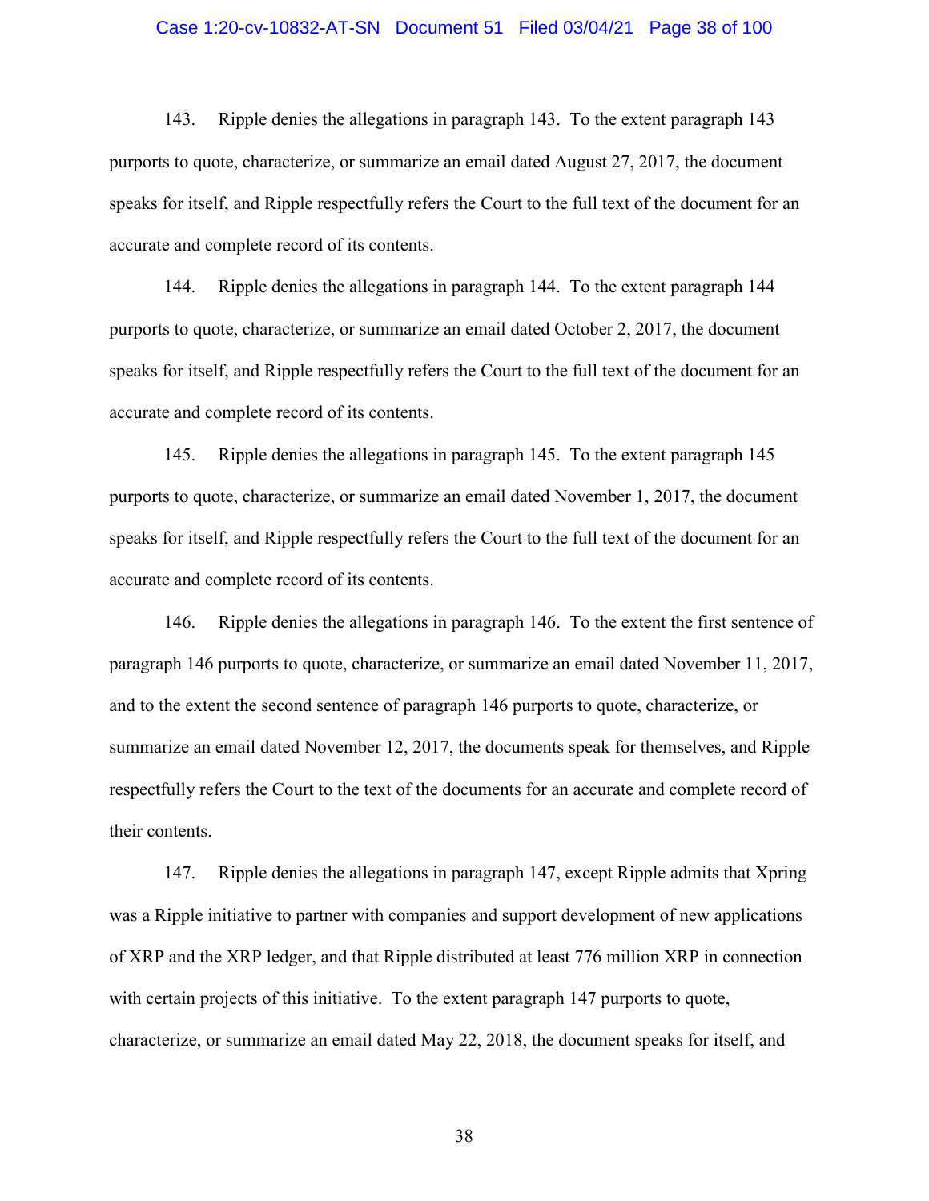143. Ripple denies the allegations in paragraph 143. To the extent paragraph 143 purports to quote, characterize, or summarize an email dated August 27, 2017, the document speaks for itself, and Ripple respectfully refers the Court to the full text of the document for an accurate and complete record of its contents.

144. Ripple denies the allegations in paragraph 144. To the extent paragraph 144 purports to quote, characterize, or summarize an email dated October 2, 2017, the document speaks for itself, and Ripple respectfully refers the Court to the full text of the document for an accurate and complete record of its contents.

145. Ripple denies the allegations in paragraph 145. To the extent paragraph 145 purports to quote, characterize, or summarize an email dated November 1, 2017, the document speaks for itself, and Ripple respectfully refers the Court to the full text of the document for an accurate and complete record of its contents.

146. Ripple denies the allegations in paragraph 146. To the extent the first sentence of paragraph 146 purports to quote, characterize, or summarize an email dated November 11, 2017, and to the extent the second sentence of paragraph 146 purports to quote, characterize, or summarize an email dated November 12, 2017, the documents speak for themselves, and Ripple respectfully refers the Court to the text of the documents for an accurate and complete record of their contents.

147. Ripple denies the allegations in paragraph 147, except Ripple admits that Xpring was a Ripple initiative to partner with companies and support development of new applications of XRP and the XRP ledger, and that Ripple distributed at least 776 million XRP in connection with certain projects of this initiative. To the extent paragraph 147 purports to quote, characterize, or summarize an email dated May 22, 2018, the document speaks for itself, and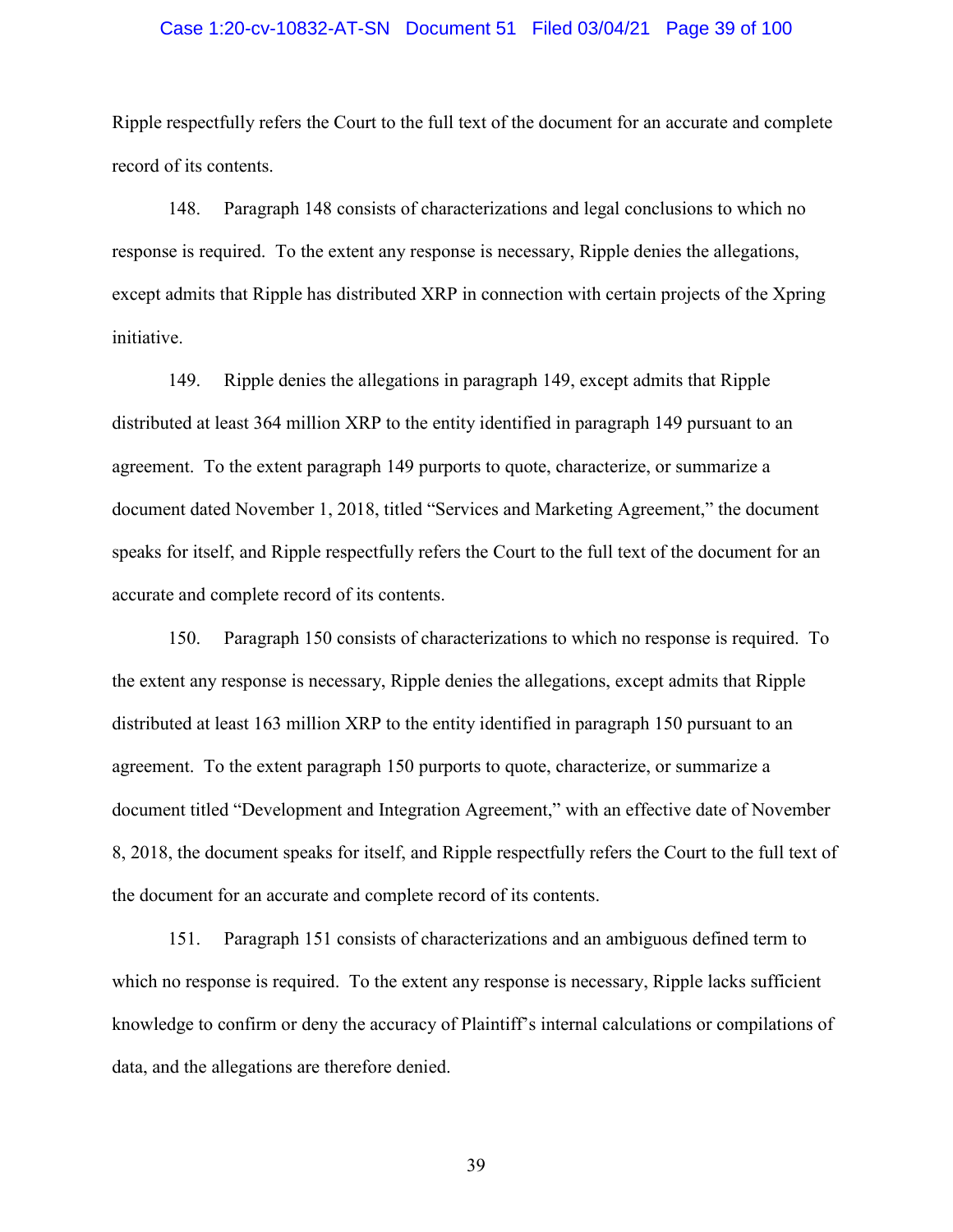Ripple respectfully refers the Court to the full text of the document for an accurate and complete record of its contents.

148. Paragraph 148 consists of characterizations and legal conclusions to which no response is required. To the extent any response is necessary, Ripple denies the allegations, except admits that Ripple has distributed XRP in connection with certain projects of the Xpring initiative.

149. Ripple denies the allegations in paragraph 149, except admits that Ripple distributed at least 364 million XRP to the entity identified in paragraph 149 pursuant to an agreement. To the extent paragraph 149 purports to quote, characterize, or summarize a document dated November 1, 2018, titled "Services and Marketing Agreement," the document speaks for itself, and Ripple respectfully refers the Court to the full text of the document for an accurate and complete record of its contents.

150. Paragraph 150 consists of characterizations to which no response is required. To the extent any response is necessary, Ripple denies the allegations, except admits that Ripple distributed at least 163 million XRP to the entity identified in paragraph 150 pursuant to an agreement. To the extent paragraph 150 purports to quote, characterize, or summarize a document titled "Development and Integration Agreement," with an effective date of November 8, 2018, the document speaks for itself, and Ripple respectfully refers the Court to the full text of the document for an accurate and complete record of its contents.

151. Paragraph 151 consists of characterizations and an ambiguous defined term to which no response is required. To the extent any response is necessary, Ripple lacks sufficient knowledge to confirm or deny the accuracy of Plaintiff's internal calculations or compilations of data, and the allegations are therefore denied.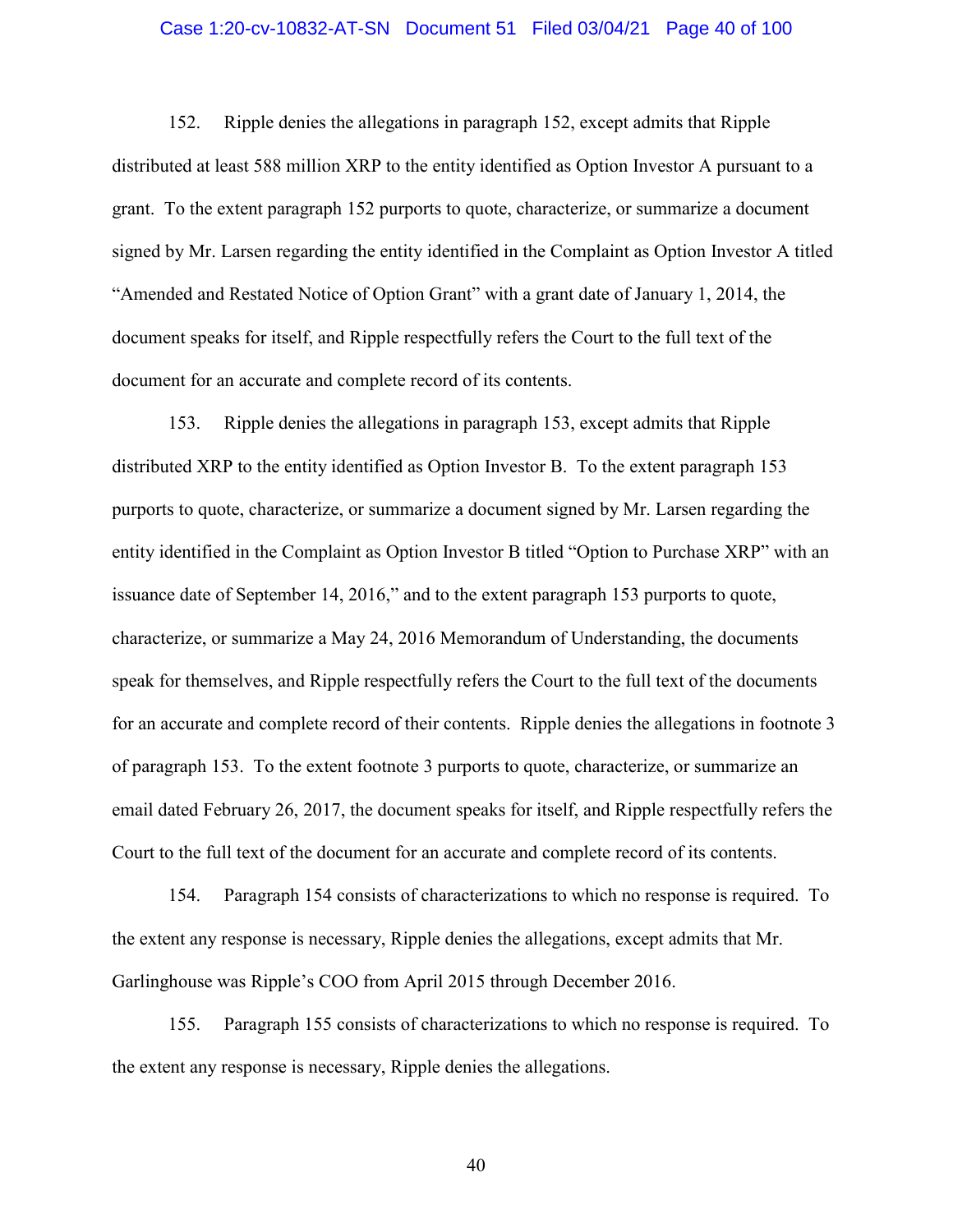152. Ripple denies the allegations in paragraph 152, except admits that Ripple distributed at least 588 million XRP to the entity identified as Option Investor A pursuant to a grant. To the extent paragraph 152 purports to quote, characterize, or summarize a document signed by Mr. Larsen regarding the entity identified in the Complaint as Option Investor A titled "Amended and Restated Notice of Option Grant" with a grant date of January 1, 2014, the document speaks for itself, and Ripple respectfully refers the Court to the full text of the document for an accurate and complete record of its contents.

153. Ripple denies the allegations in paragraph 153, except admits that Ripple distributed XRP to the entity identified as Option Investor B. To the extent paragraph 153 purports to quote, characterize, or summarize a document signed by Mr. Larsen regarding the entity identified in the Complaint as Option Investor B titled "Option to Purchase XRP" with an issuance date of September 14, 2016," and to the extent paragraph 153 purports to quote, characterize, or summarize a May 24, 2016 Memorandum of Understanding, the documents speak for themselves, and Ripple respectfully refers the Court to the full text of the documents for an accurate and complete record of their contents. Ripple denies the allegations in footnote 3 of paragraph 153. To the extent footnote 3 purports to quote, characterize, or summarize an email dated February 26, 2017, the document speaks for itself, and Ripple respectfully refers the Court to the full text of the document for an accurate and complete record of its contents.

154. Paragraph 154 consists of characterizations to which no response is required. To the extent any response is necessary, Ripple denies the allegations, except admits that Mr. Garlinghouse was Ripple's COO from April 2015 through December 2016.

155. Paragraph 155 consists of characterizations to which no response is required. To the extent any response is necessary, Ripple denies the allegations.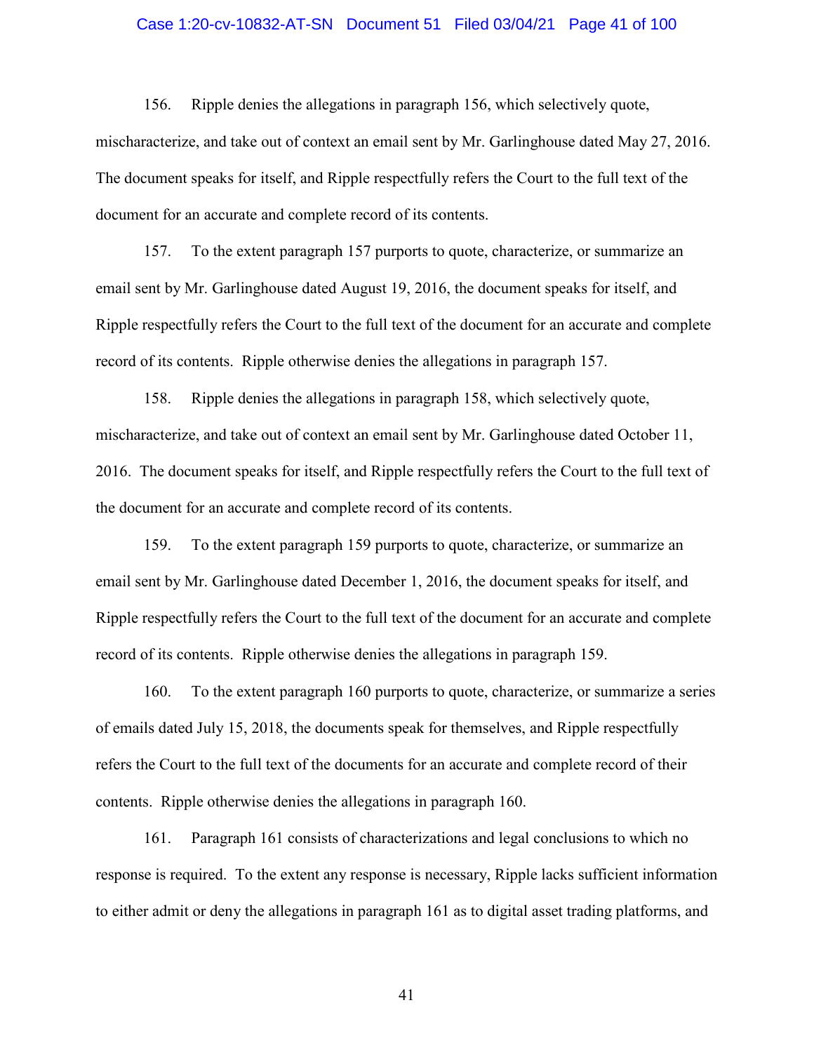156. Ripple denies the allegations in paragraph 156, which selectively quote, mischaracterize, and take out of context an email sent by Mr. Garlinghouse dated May 27, 2016. The document speaks for itself, and Ripple respectfully refers the Court to the full text of the document for an accurate and complete record of its contents.

157. To the extent paragraph 157 purports to quote, characterize, or summarize an email sent by Mr. Garlinghouse dated August 19, 2016, the document speaks for itself, and Ripple respectfully refers the Court to the full text of the document for an accurate and complete record of its contents. Ripple otherwise denies the allegations in paragraph 157.

158. Ripple denies the allegations in paragraph 158, which selectively quote, mischaracterize, and take out of context an email sent by Mr. Garlinghouse dated October 11, 2016. The document speaks for itself, and Ripple respectfully refers the Court to the full text of the document for an accurate and complete record of its contents.

159. To the extent paragraph 159 purports to quote, characterize, or summarize an email sent by Mr. Garlinghouse dated December 1, 2016, the document speaks for itself, and Ripple respectfully refers the Court to the full text of the document for an accurate and complete record of its contents. Ripple otherwise denies the allegations in paragraph 159.

160. To the extent paragraph 160 purports to quote, characterize, or summarize a series of emails dated July 15, 2018, the documents speak for themselves, and Ripple respectfully refers the Court to the full text of the documents for an accurate and complete record of their contents. Ripple otherwise denies the allegations in paragraph 160.

161. Paragraph 161 consists of characterizations and legal conclusions to which no response is required. To the extent any response is necessary, Ripple lacks sufficient information to either admit or deny the allegations in paragraph 161 as to digital asset trading platforms, and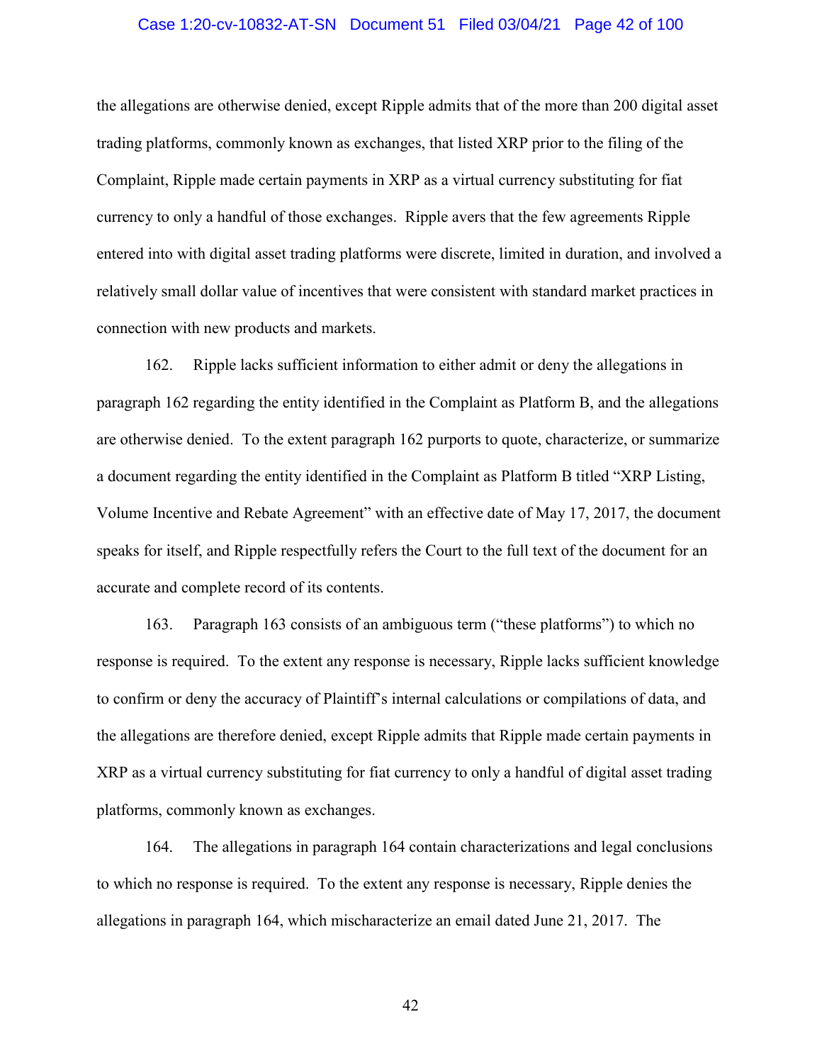the allegations are otherwise denied, except Ripple admits that of the more than 200 digital asset trading platforms, commonly known as exchanges, that listed XRP prior to the filing of the Complaint, Ripple made certain payments in XRP as a virtual currency substituting for fiat currency to only a handful of those exchanges. Ripple avers that the few agreements Ripple entered into with digital asset trading platforms were discrete, limited in duration, and involved a relatively small dollar value of incentives that were consistent with standard market practices in connection with new products and markets.

162. Ripple lacks sufficient information to either admit or deny the allegations in paragraph 162 regarding the entity identified in the Complaint as Platform B, and the allegations are otherwise denied. To the extent paragraph 162 purports to quote, characterize, or summarize a document regarding the entity identified in the Complaint as Platform B titled "XRP Listing, Volume Incentive and Rebate Agreement" with an effective date of May 17, 2017, the document speaks for itself, and Ripple respectfully refers the Court to the full text of the document for an accurate and complete record of its contents.

163. Paragraph 163 consists of an ambiguous term ("these platforms") to which no response is required. To the extent any response is necessary, Ripple lacks sufficient knowledge to confirm or deny the accuracy of Plaintiff's internal calculations or compilations of data, and the allegations are therefore denied, except Ripple admits that Ripple made certain payments in XRP as a virtual currency substituting for fiat currency to only a handful of digital asset trading platforms, commonly known as exchanges.

164. The allegations in paragraph 164 contain characterizations and legal conclusions to which no response is required. To the extent any response is necessary, Ripple denies the allegations in paragraph 164, which mischaracterize an email dated June 21, 2017. The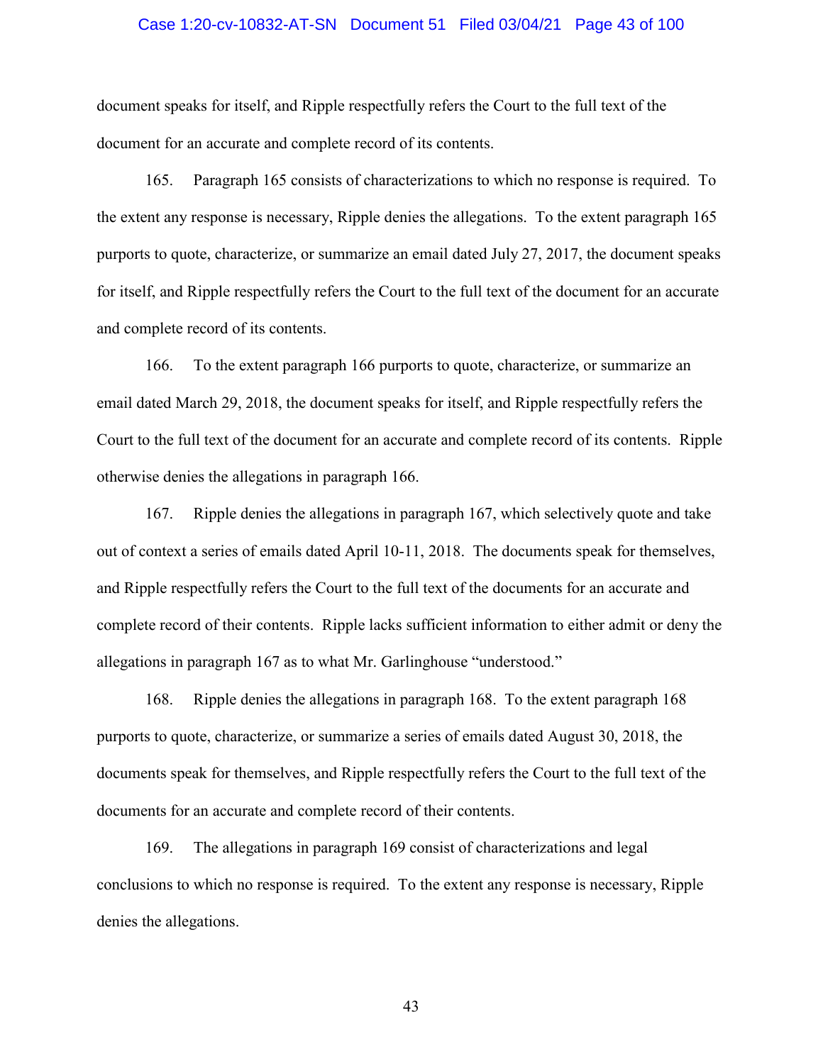document speaks for itself, and Ripple respectfully refers the Court to the full text of the document for an accurate and complete record of its contents.

165. Paragraph 165 consists of characterizations to which no response is required. To the extent any response is necessary, Ripple denies the allegations. To the extent paragraph 165 purports to quote, characterize, or summarize an email dated July 27, 2017, the document speaks for itself, and Ripple respectfully refers the Court to the full text of the document for an accurate and complete record of its contents.

166. To the extent paragraph 166 purports to quote, characterize, or summarize an email dated March 29, 2018, the document speaks for itself, and Ripple respectfully refers the Court to the full text of the document for an accurate and complete record of its contents. Ripple otherwise denies the allegations in paragraph 166.

167. Ripple denies the allegations in paragraph 167, which selectively quote and take out of context a series of emails dated April 10-11, 2018. The documents speak for themselves, and Ripple respectfully refers the Court to the full text of the documents for an accurate and complete record of their contents. Ripple lacks sufficient information to either admit or deny the allegations in paragraph 167 as to what Mr. Garlinghouse "understood."

168. Ripple denies the allegations in paragraph 168. To the extent paragraph 168 purports to quote, characterize, or summarize a series of emails dated August 30, 2018, the documents speak for themselves, and Ripple respectfully refers the Court to the full text of the documents for an accurate and complete record of their contents.

169. The allegations in paragraph 169 consist of characterizations and legal conclusions to which no response is required. To the extent any response is necessary, Ripple denies the allegations.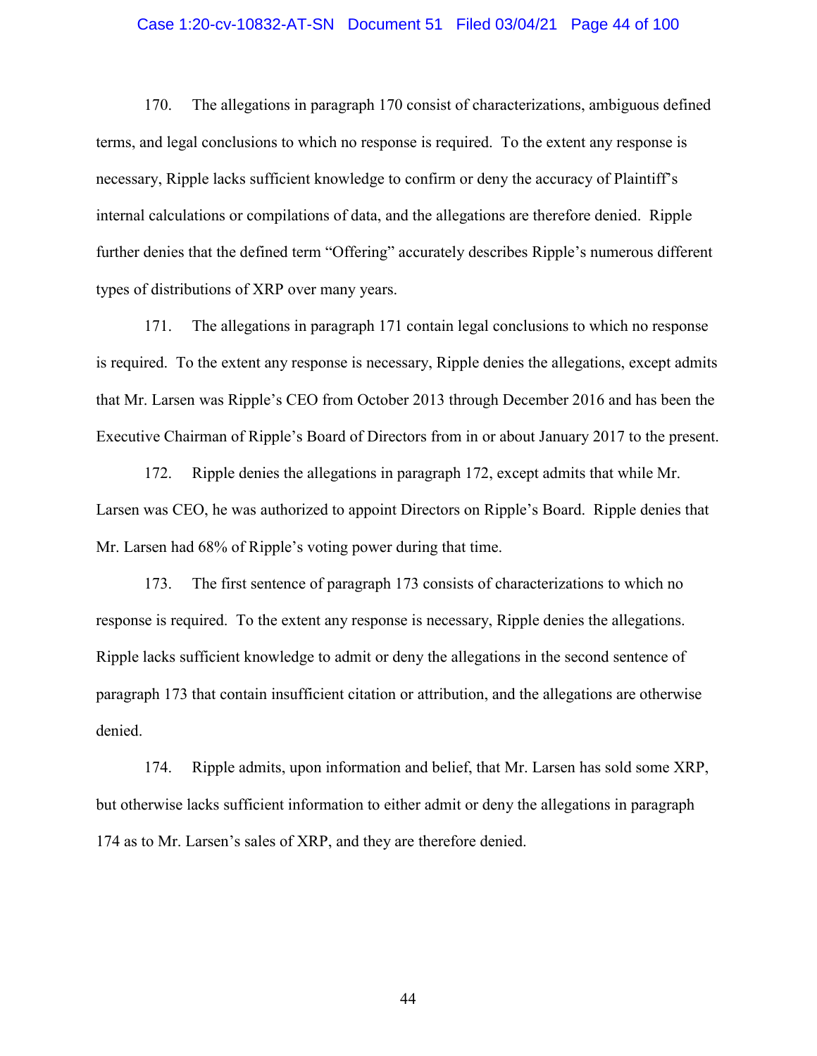170. The allegations in paragraph 170 consist of characterizations, ambiguous defined terms, and legal conclusions to which no response is required. To the extent any response is necessary, Ripple lacks sufficient knowledge to confirm or deny the accuracy of Plaintiff's internal calculations or compilations of data, and the allegations are therefore denied. Ripple further denies that the defined term "Offering" accurately describes Ripple's numerous different types of distributions of XRP over many years.

171. The allegations in paragraph 171 contain legal conclusions to which no response is required. To the extent any response is necessary, Ripple denies the allegations, except admits that Mr. Larsen was Ripple's CEO from October 2013 through December 2016 and has been the Executive Chairman of Ripple's Board of Directors from in or about January 2017 to the present.

172. Ripple denies the allegations in paragraph 172, except admits that while Mr. Larsen was CEO, he was authorized to appoint Directors on Ripple's Board. Ripple denies that Mr. Larsen had 68% of Ripple's voting power during that time.

173. The first sentence of paragraph 173 consists of characterizations to which no response is required. To the extent any response is necessary, Ripple denies the allegations. Ripple lacks sufficient knowledge to admit or deny the allegations in the second sentence of paragraph 173 that contain insufficient citation or attribution, and the allegations are otherwise denied.

174. Ripple admits, upon information and belief, that Mr. Larsen has sold some XRP, but otherwise lacks sufficient information to either admit or deny the allegations in paragraph 174 as to Mr. Larsen's sales of XRP, and they are therefore denied.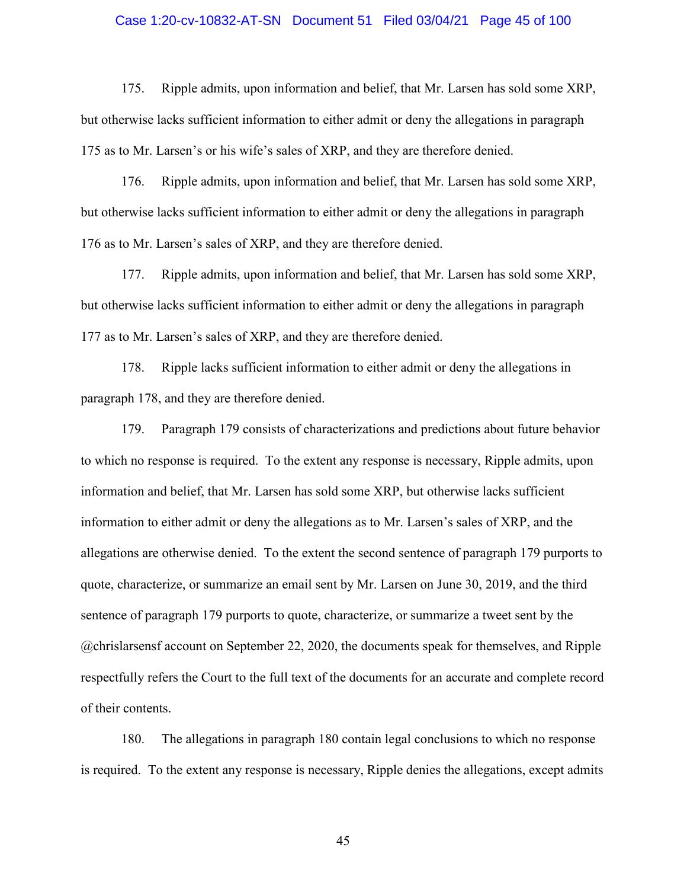175. Ripple admits, upon information and belief, that Mr. Larsen has sold some XRP, but otherwise lacks sufficient information to either admit or deny the allegations in paragraph 175 as to Mr. Larsen's or his wife's sales of XRP, and they are therefore denied.

176. Ripple admits, upon information and belief, that Mr. Larsen has sold some XRP, but otherwise lacks sufficient information to either admit or deny the allegations in paragraph 176 as to Mr. Larsen's sales of XRP, and they are therefore denied.

177. Ripple admits, upon information and belief, that Mr. Larsen has sold some XRP, but otherwise lacks sufficient information to either admit or deny the allegations in paragraph 177 as to Mr. Larsen's sales of XRP, and they are therefore denied.

178. Ripple lacks sufficient information to either admit or deny the allegations in paragraph 178, and they are therefore denied.

179. Paragraph 179 consists of characterizations and predictions about future behavior to which no response is required. To the extent any response is necessary, Ripple admits, upon information and belief, that Mr. Larsen has sold some XRP, but otherwise lacks sufficient information to either admit or deny the allegations as to Mr. Larsen's sales of XRP, and the allegations are otherwise denied. To the extent the second sentence of paragraph 179 purports to quote, characterize, or summarize an email sent by Mr. Larsen on June 30, 2019, and the third sentence of paragraph 179 purports to quote, characterize, or summarize a tweet sent by the @chrislarsensf account on September 22, 2020, the documents speak for themselves, and Ripple respectfully refers the Court to the full text of the documents for an accurate and complete record of their contents.

180. The allegations in paragraph 180 contain legal conclusions to which no response is required. To the extent any response is necessary, Ripple denies the allegations, except admits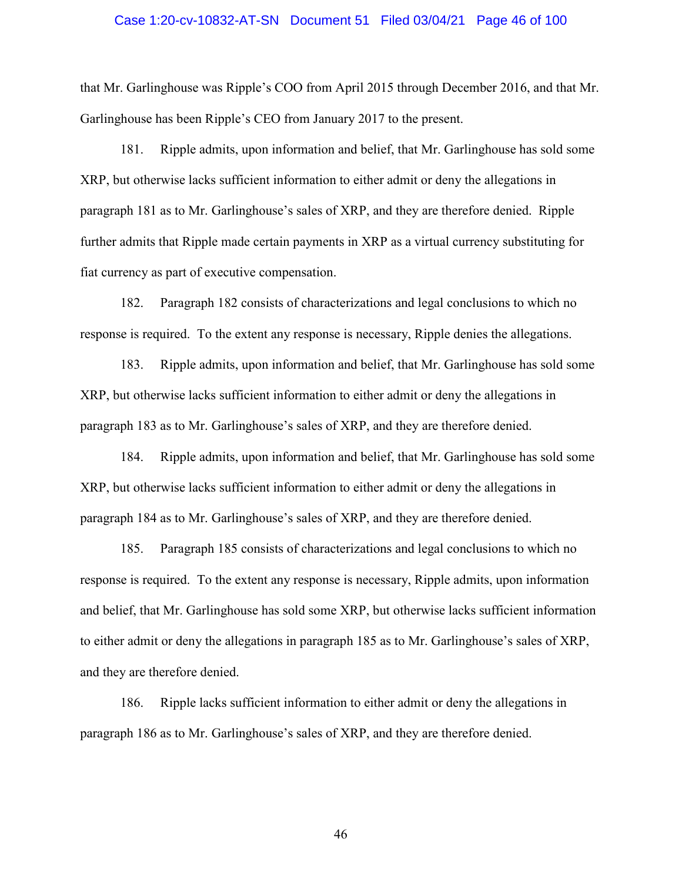that Mr. Garlinghouse was Ripple's COO from April 2015 through December 2016, and that Mr. Garlinghouse has been Ripple's CEO from January 2017 to the present.

181. Ripple admits, upon information and belief, that Mr. Garlinghouse has sold some XRP, but otherwise lacks sufficient information to either admit or deny the allegations in paragraph 181 as to Mr. Garlinghouse's sales of XRP, and they are therefore denied. Ripple further admits that Ripple made certain payments in XRP as a virtual currency substituting for fiat currency as part of executive compensation.

182. Paragraph 182 consists of characterizations and legal conclusions to which no response is required. To the extent any response is necessary, Ripple denies the allegations.

183. Ripple admits, upon information and belief, that Mr. Garlinghouse has sold some XRP, but otherwise lacks sufficient information to either admit or deny the allegations in paragraph 183 as to Mr. Garlinghouse's sales of XRP, and they are therefore denied.

184. Ripple admits, upon information and belief, that Mr. Garlinghouse has sold some XRP, but otherwise lacks sufficient information to either admit or deny the allegations in paragraph 184 as to Mr. Garlinghouse's sales of XRP, and they are therefore denied.

185. Paragraph 185 consists of characterizations and legal conclusions to which no response is required. To the extent any response is necessary, Ripple admits, upon information and belief, that Mr. Garlinghouse has sold some XRP, but otherwise lacks sufficient information to either admit or deny the allegations in paragraph 185 as to Mr. Garlinghouse's sales of XRP, and they are therefore denied.

186. Ripple lacks sufficient information to either admit or deny the allegations in paragraph 186 as to Mr. Garlinghouse's sales of XRP, and they are therefore denied.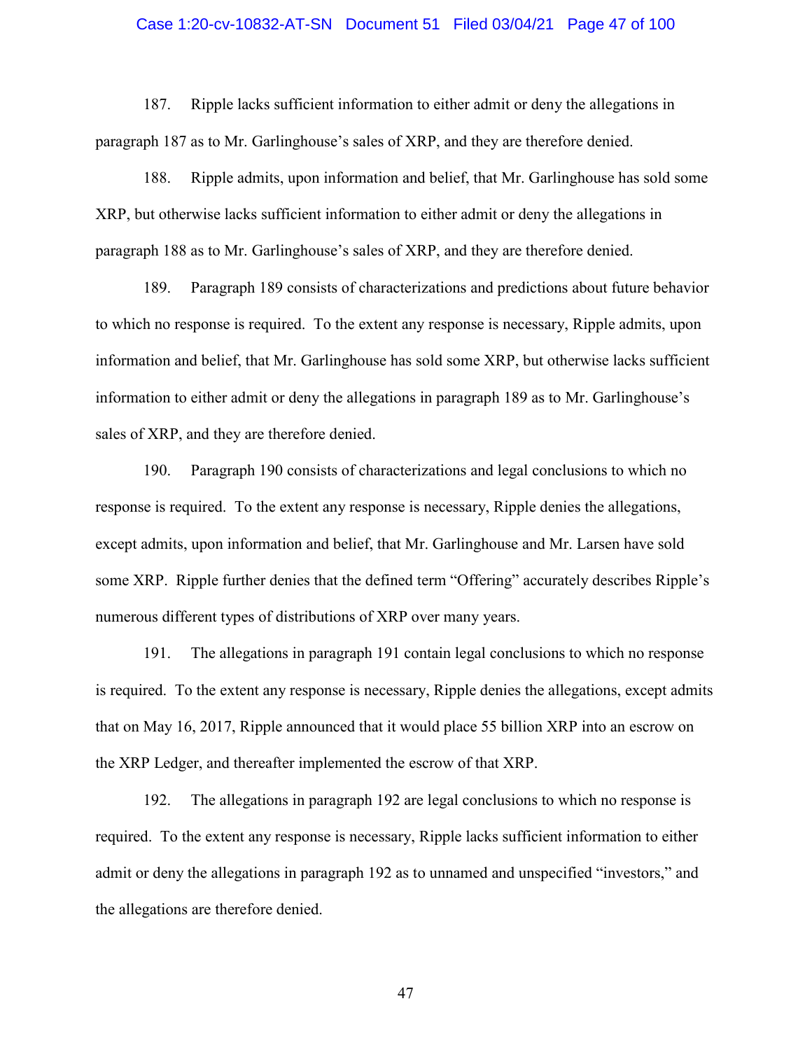187. Ripple lacks sufficient information to either admit or deny the allegations in paragraph 187 as to Mr. Garlinghouse's sales of XRP, and they are therefore denied.

188. Ripple admits, upon information and belief, that Mr. Garlinghouse has sold some XRP, but otherwise lacks sufficient information to either admit or deny the allegations in paragraph 188 as to Mr. Garlinghouse's sales of XRP, and they are therefore denied.

189. Paragraph 189 consists of characterizations and predictions about future behavior to which no response is required. To the extent any response is necessary, Ripple admits, upon information and belief, that Mr. Garlinghouse has sold some XRP, but otherwise lacks sufficient information to either admit or deny the allegations in paragraph 189 as to Mr. Garlinghouse's sales of XRP, and they are therefore denied.

190. Paragraph 190 consists of characterizations and legal conclusions to which no response is required. To the extent any response is necessary, Ripple denies the allegations, except admits, upon information and belief, that Mr. Garlinghouse and Mr. Larsen have sold some XRP. Ripple further denies that the defined term "Offering" accurately describes Ripple's numerous different types of distributions of XRP over many years.

191. The allegations in paragraph 191 contain legal conclusions to which no response is required. To the extent any response is necessary, Ripple denies the allegations, except admits that on May 16, 2017, Ripple announced that it would place 55 billion XRP into an escrow on the XRP Ledger, and thereafter implemented the escrow of that XRP.

192. The allegations in paragraph 192 are legal conclusions to which no response is required. To the extent any response is necessary, Ripple lacks sufficient information to either admit or deny the allegations in paragraph 192 as to unnamed and unspecified "investors," and the allegations are therefore denied.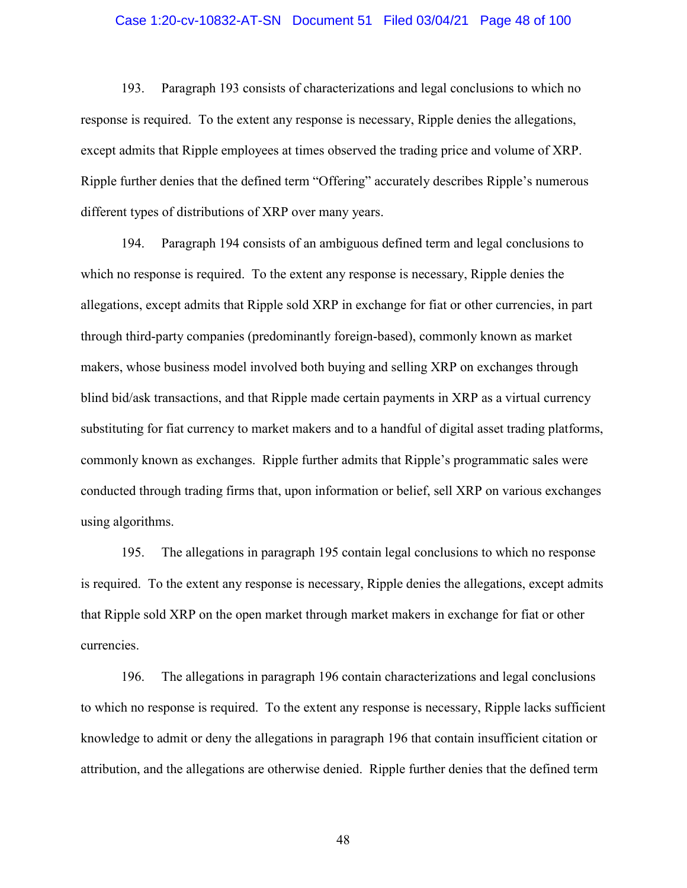193. Paragraph 193 consists of characterizations and legal conclusions to which no response is required. To the extent any response is necessary, Ripple denies the allegations, except admits that Ripple employees at times observed the trading price and volume of XRP. Ripple further denies that the defined term "Offering" accurately describes Ripple's numerous different types of distributions of XRP over many years.

194. Paragraph 194 consists of an ambiguous defined term and legal conclusions to which no response is required. To the extent any response is necessary, Ripple denies the allegations, except admits that Ripple sold XRP in exchange for fiat or other currencies, in part through third-party companies (predominantly foreign-based), commonly known as market makers, whose business model involved both buying and selling XRP on exchanges through blind bid/ask transactions, and that Ripple made certain payments in XRP as a virtual currency substituting for fiat currency to market makers and to a handful of digital asset trading platforms, commonly known as exchanges. Ripple further admits that Ripple's programmatic sales were conducted through trading firms that, upon information or belief, sell XRP on various exchanges using algorithms.

195. The allegations in paragraph 195 contain legal conclusions to which no response is required. To the extent any response is necessary, Ripple denies the allegations, except admits that Ripple sold XRP on the open market through market makers in exchange for fiat or other currencies.

196. The allegations in paragraph 196 contain characterizations and legal conclusions to which no response is required. To the extent any response is necessary, Ripple lacks sufficient knowledge to admit or deny the allegations in paragraph 196 that contain insufficient citation or attribution, and the allegations are otherwise denied. Ripple further denies that the defined term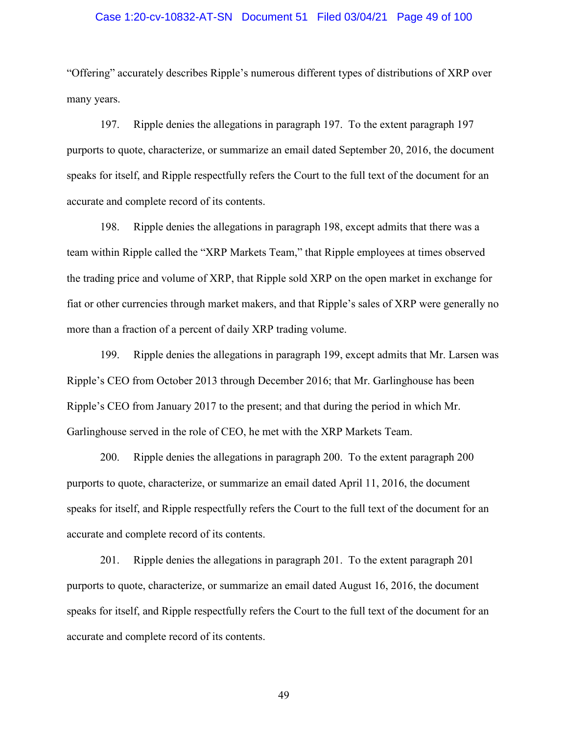"Offering" accurately describes Ripple's numerous different types of distributions of XRP over many years.

197. Ripple denies the allegations in paragraph 197. To the extent paragraph 197 purports to quote, characterize, or summarize an email dated September 20, 2016, the document speaks for itself, and Ripple respectfully refers the Court to the full text of the document for an accurate and complete record of its contents.

198. Ripple denies the allegations in paragraph 198, except admits that there was a team within Ripple called the "XRP Markets Team," that Ripple employees at times observed the trading price and volume of XRP, that Ripple sold XRP on the open market in exchange for fiat or other currencies through market makers, and that Ripple's sales of XRP were generally no more than a fraction of a percent of daily XRP trading volume.

199. Ripple denies the allegations in paragraph 199, except admits that Mr. Larsen was Ripple's CEO from October 2013 through December 2016; that Mr. Garlinghouse has been Ripple's CEO from January 2017 to the present; and that during the period in which Mr. Garlinghouse served in the role of CEO, he met with the XRP Markets Team.

200. Ripple denies the allegations in paragraph 200. To the extent paragraph 200 purports to quote, characterize, or summarize an email dated April 11, 2016, the document speaks for itself, and Ripple respectfully refers the Court to the full text of the document for an accurate and complete record of its contents.

201. Ripple denies the allegations in paragraph 201. To the extent paragraph 201 purports to quote, characterize, or summarize an email dated August 16, 2016, the document speaks for itself, and Ripple respectfully refers the Court to the full text of the document for an accurate and complete record of its contents.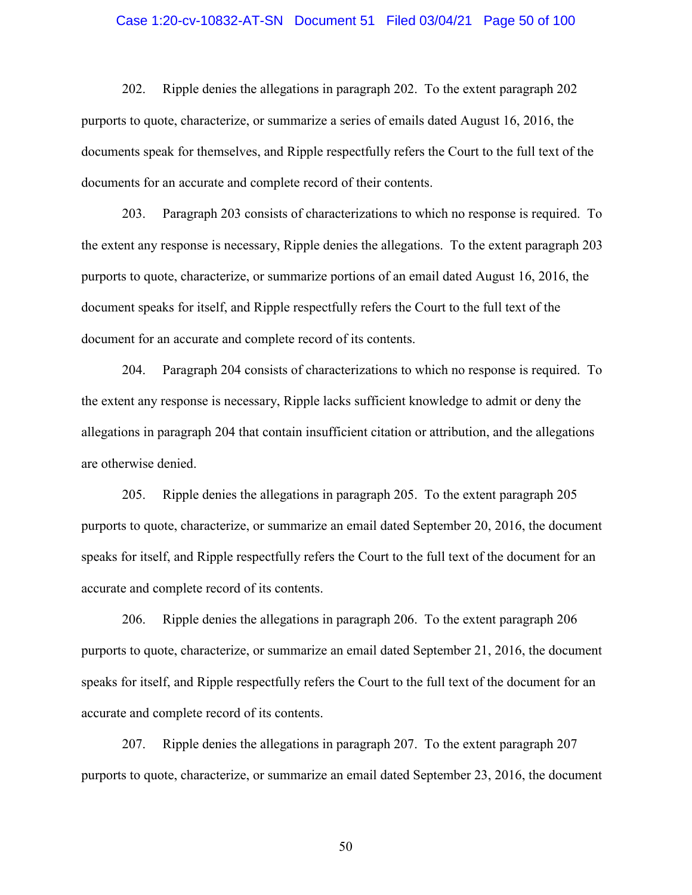202. Ripple denies the allegations in paragraph 202. To the extent paragraph 202 purports to quote, characterize, or summarize a series of emails dated August 16, 2016, the documents speak for themselves, and Ripple respectfully refers the Court to the full text of the documents for an accurate and complete record of their contents.

203. Paragraph 203 consists of characterizations to which no response is required. To the extent any response is necessary, Ripple denies the allegations. To the extent paragraph 203 purports to quote, characterize, or summarize portions of an email dated August 16, 2016, the document speaks for itself, and Ripple respectfully refers the Court to the full text of the document for an accurate and complete record of its contents.

204. Paragraph 204 consists of characterizations to which no response is required. To the extent any response is necessary, Ripple lacks sufficient knowledge to admit or deny the allegations in paragraph 204 that contain insufficient citation or attribution, and the allegations are otherwise denied.

205. Ripple denies the allegations in paragraph 205. To the extent paragraph 205 purports to quote, characterize, or summarize an email dated September 20, 2016, the document speaks for itself, and Ripple respectfully refers the Court to the full text of the document for an accurate and complete record of its contents.

206. Ripple denies the allegations in paragraph 206. To the extent paragraph 206 purports to quote, characterize, or summarize an email dated September 21, 2016, the document speaks for itself, and Ripple respectfully refers the Court to the full text of the document for an accurate and complete record of its contents.

207. Ripple denies the allegations in paragraph 207. To the extent paragraph 207 purports to quote, characterize, or summarize an email dated September 23, 2016, the document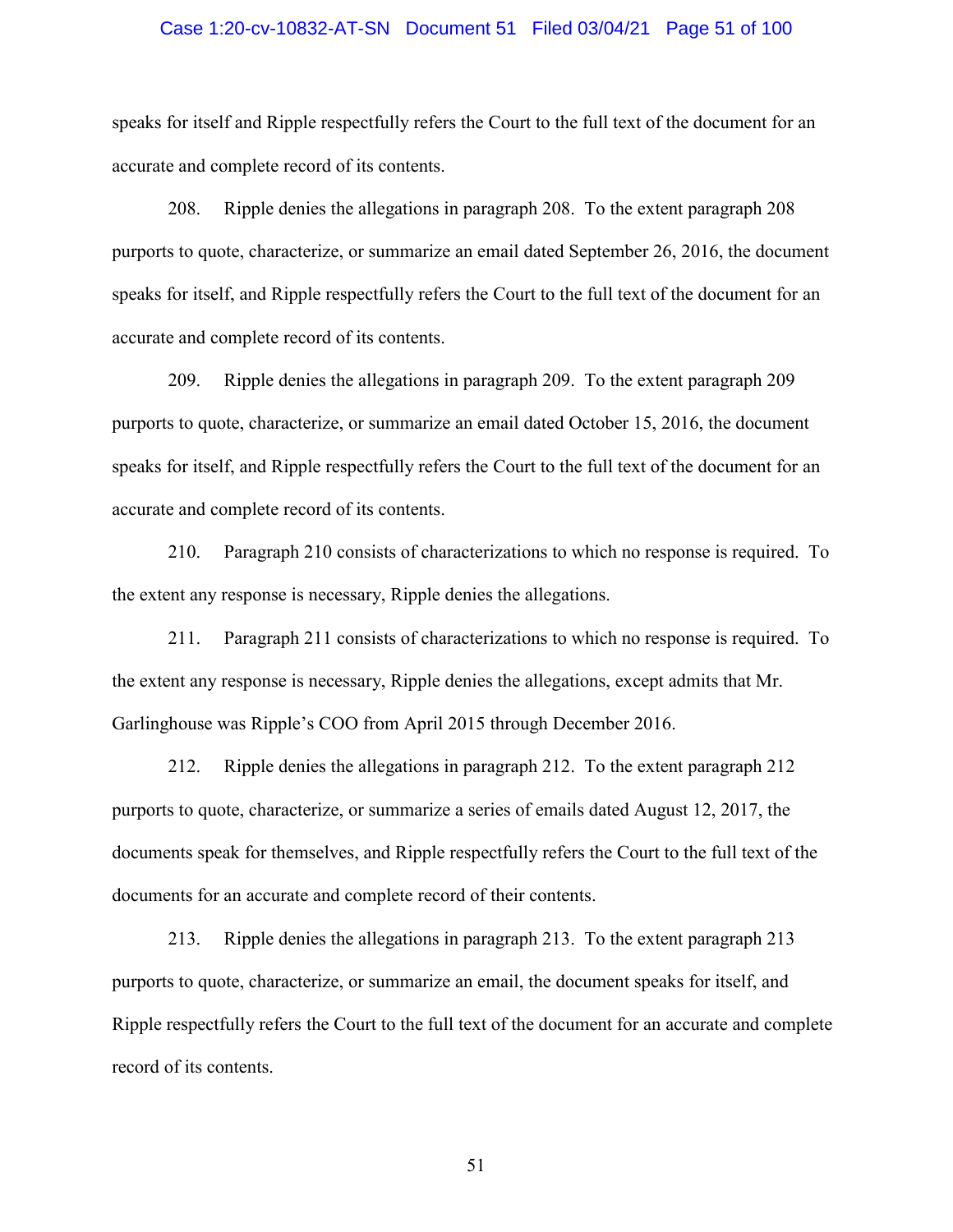speaks for itself and Ripple respectfully refers the Court to the full text of the document for an accurate and complete record of its contents.

208. Ripple denies the allegations in paragraph 208. To the extent paragraph 208 purports to quote, characterize, or summarize an email dated September 26, 2016, the document speaks for itself, and Ripple respectfully refers the Court to the full text of the document for an accurate and complete record of its contents.

209. Ripple denies the allegations in paragraph 209. To the extent paragraph 209 purports to quote, characterize, or summarize an email dated October 15, 2016, the document speaks for itself, and Ripple respectfully refers the Court to the full text of the document for an accurate and complete record of its contents.

210. Paragraph 210 consists of characterizations to which no response is required. To the extent any response is necessary, Ripple denies the allegations.

211. Paragraph 211 consists of characterizations to which no response is required. To the extent any response is necessary, Ripple denies the allegations, except admits that Mr. Garlinghouse was Ripple's COO from April 2015 through December 2016.

212. Ripple denies the allegations in paragraph 212. To the extent paragraph 212 purports to quote, characterize, or summarize a series of emails dated August 12, 2017, the documents speak for themselves, and Ripple respectfully refers the Court to the full text of the documents for an accurate and complete record of their contents.

213. Ripple denies the allegations in paragraph 213. To the extent paragraph 213 purports to quote, characterize, or summarize an email, the document speaks for itself, and Ripple respectfully refers the Court to the full text of the document for an accurate and complete record of its contents.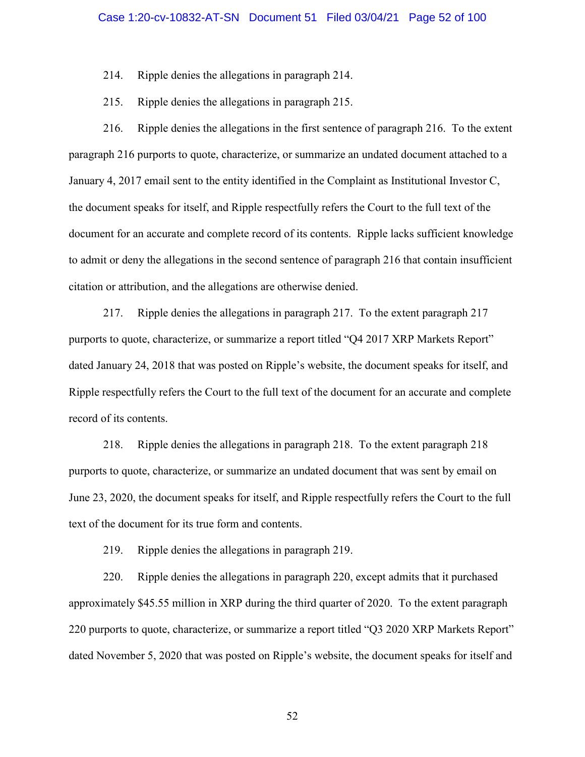214. Ripple denies the allegations in paragraph 214.

215. Ripple denies the allegations in paragraph 215.

216. Ripple denies the allegations in the first sentence of paragraph 216. To the extent paragraph 216 purports to quote, characterize, or summarize an undated document attached to a January 4, 2017 email sent to the entity identified in the Complaint as Institutional Investor C, the document speaks for itself, and Ripple respectfully refers the Court to the full text of the document for an accurate and complete record of its contents. Ripple lacks sufficient knowledge to admit or deny the allegations in the second sentence of paragraph 216 that contain insufficient citation or attribution, and the allegations are otherwise denied.

217. Ripple denies the allegations in paragraph 217. To the extent paragraph 217 purports to quote, characterize, or summarize a report titled "Q4 2017 XRP Markets Report" dated January 24, 2018 that was posted on Ripple's website, the document speaks for itself, and Ripple respectfully refers the Court to the full text of the document for an accurate and complete record of its contents.

218. Ripple denies the allegations in paragraph 218. To the extent paragraph 218 purports to quote, characterize, or summarize an undated document that was sent by email on June 23, 2020, the document speaks for itself, and Ripple respectfully refers the Court to the full text of the document for its true form and contents.

219. Ripple denies the allegations in paragraph 219.

220. Ripple denies the allegations in paragraph 220, except admits that it purchased approximately $45.55 million in XRP during the third quarter of 2020. To the extent paragraph 220 purports to quote, characterize, or summarize a report titled "Q3 2020 XRP Markets Report" dated November 5, 2020 that was posted on Ripple's website, the document speaks for itself and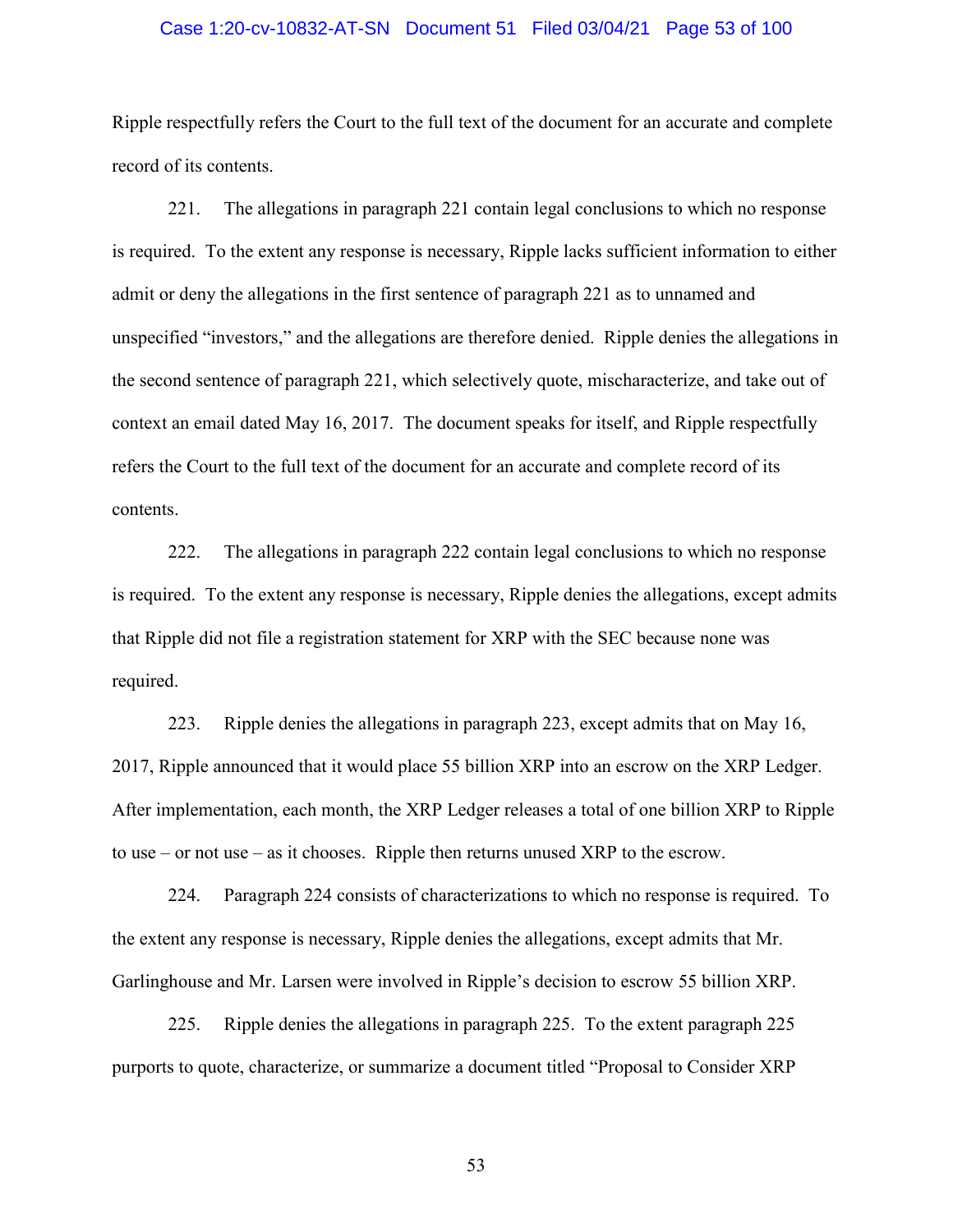Ripple respectfully refers the Court to the full text of the document for an accurate and complete record of its contents.

221. The allegations in paragraph 221 contain legal conclusions to which no response is required. To the extent any response is necessary, Ripple lacks sufficient information to either admit or deny the allegations in the first sentence of paragraph 221 as to unnamed and unspecified "investors," and the allegations are therefore denied. Ripple denies the allegations in the second sentence of paragraph 221, which selectively quote, mischaracterize, and take out of context an email dated May 16, 2017. The document speaks for itself, and Ripple respectfully refers the Court to the full text of the document for an accurate and complete record of its contents.

222. The allegations in paragraph 222 contain legal conclusions to which no response is required. To the extent any response is necessary, Ripple denies the allegations, except admits that Ripple did not file a registration statement for XRP with the SEC because none was required.

223. Ripple denies the allegations in paragraph 223, except admits that on May 16, 2017, Ripple announced that it would place 55 billion XRP into an escrow on the XRP Ledger. After implementation, each month, the XRP Ledger releases a total of one billion XRP to Ripple to use – or not use – as it chooses. Ripple then returns unused XRP to the escrow.

224. Paragraph 224 consists of characterizations to which no response is required. To the extent any response is necessary, Ripple denies the allegations, except admits that Mr. Garlinghouse and Mr. Larsen were involved in Ripple's decision to escrow 55 billion XRP.

225. Ripple denies the allegations in paragraph 225. To the extent paragraph 225 purports to quote, characterize, or summarize a document titled "Proposal to Consider XRP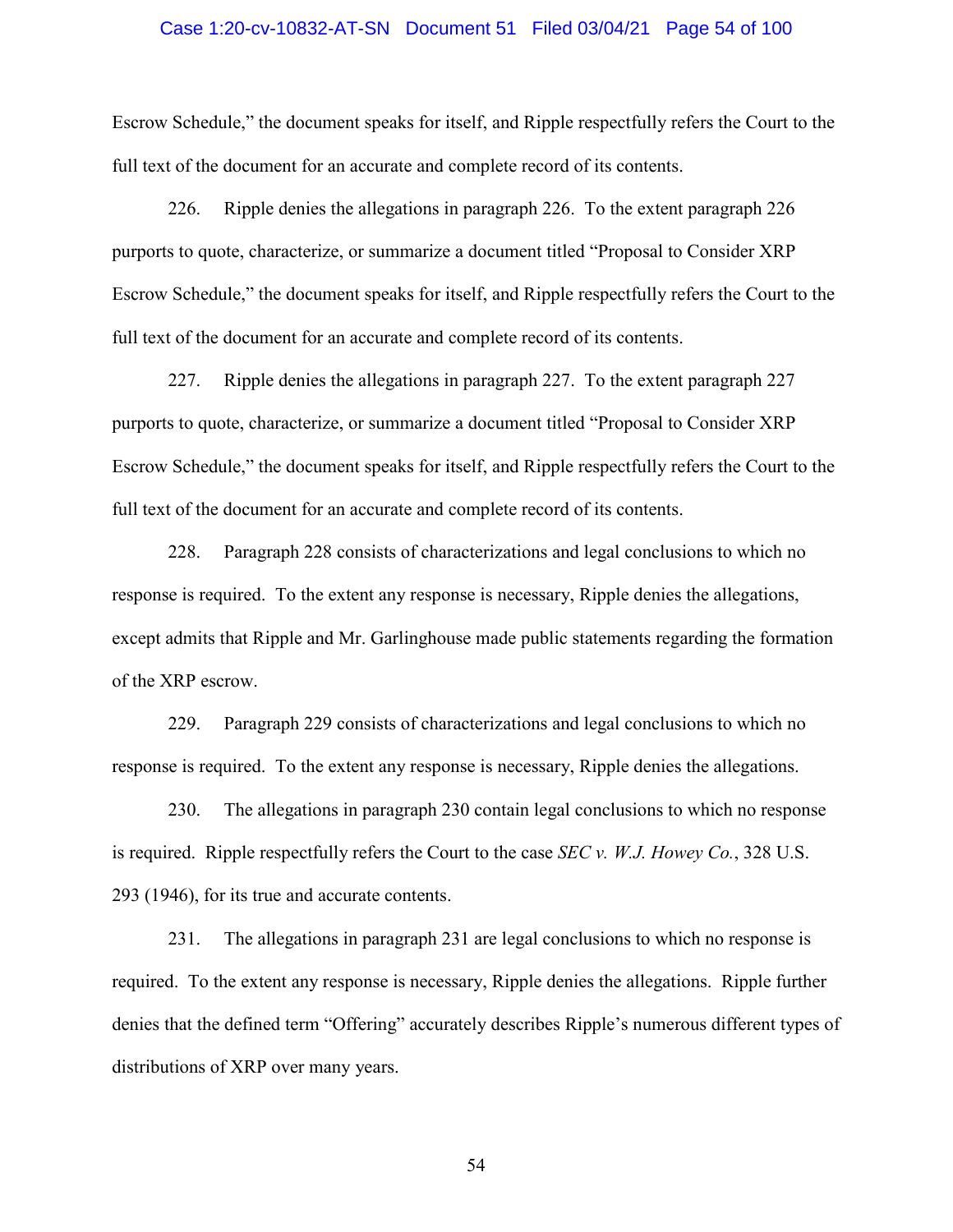Escrow Schedule," the document speaks for itself, and Ripple respectfully refers the Court to the full text of the document for an accurate and complete record of its contents.

226. Ripple denies the allegations in paragraph 226. To the extent paragraph 226 purports to quote, characterize, or summarize a document titled "Proposal to Consider XRP Escrow Schedule," the document speaks for itself, and Ripple respectfully refers the Court to the full text of the document for an accurate and complete record of its contents.

227. Ripple denies the allegations in paragraph 227. To the extent paragraph 227 purports to quote, characterize, or summarize a document titled "Proposal to Consider XRP Escrow Schedule," the document speaks for itself, and Ripple respectfully refers the Court to the full text of the document for an accurate and complete record of its contents.

228. Paragraph 228 consists of characterizations and legal conclusions to which no response is required. To the extent any response is necessary, Ripple denies the allegations, except admits that Ripple and Mr. Garlinghouse made public statements regarding the formation of the XRP escrow.

229. Paragraph 229 consists of characterizations and legal conclusions to which no response is required. To the extent any response is necessary, Ripple denies the allegations.

230. The allegations in paragraph 230 contain legal conclusions to which no response is required. Ripple respectfully refers the Court to the case *SEC v. W.J. Howey Co.*, 328 U.S. 293 (1946), for its true and accurate contents.

231. The allegations in paragraph 231 are legal conclusions to which no response is required. To the extent any response is necessary, Ripple denies the allegations. Ripple further denies that the defined term "Offering" accurately describes Ripple's numerous different types of distributions of XRP over many years.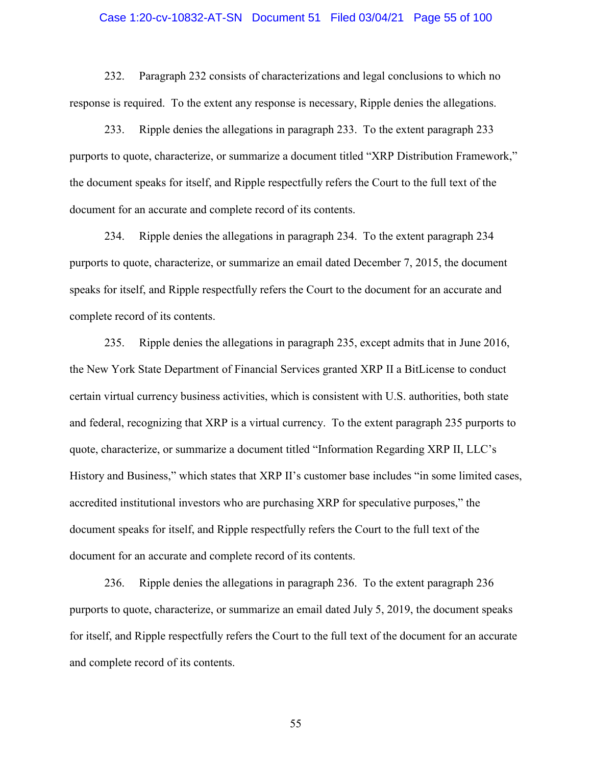232. Paragraph 232 consists of characterizations and legal conclusions to which no response is required. To the extent any response is necessary, Ripple denies the allegations.

233. Ripple denies the allegations in paragraph 233. To the extent paragraph 233 purports to quote, characterize, or summarize a document titled "XRP Distribution Framework," the document speaks for itself, and Ripple respectfully refers the Court to the full text of the document for an accurate and complete record of its contents.

234. Ripple denies the allegations in paragraph 234. To the extent paragraph 234 purports to quote, characterize, or summarize an email dated December 7, 2015, the document speaks for itself, and Ripple respectfully refers the Court to the document for an accurate and complete record of its contents.

235. Ripple denies the allegations in paragraph 235, except admits that in June 2016, the New York State Department of Financial Services granted XRP II a BitLicense to conduct certain virtual currency business activities, which is consistent with U.S. authorities, both state and federal, recognizing that XRP is a virtual currency. To the extent paragraph 235 purports to quote, characterize, or summarize a document titled "Information Regarding XRP II, LLC's History and Business," which states that XRP II's customer base includes "in some limited cases, accredited institutional investors who are purchasing XRP for speculative purposes," the document speaks for itself, and Ripple respectfully refers the Court to the full text of the document for an accurate and complete record of its contents.

236. Ripple denies the allegations in paragraph 236. To the extent paragraph 236 purports to quote, characterize, or summarize an email dated July 5, 2019, the document speaks for itself, and Ripple respectfully refers the Court to the full text of the document for an accurate and complete record of its contents.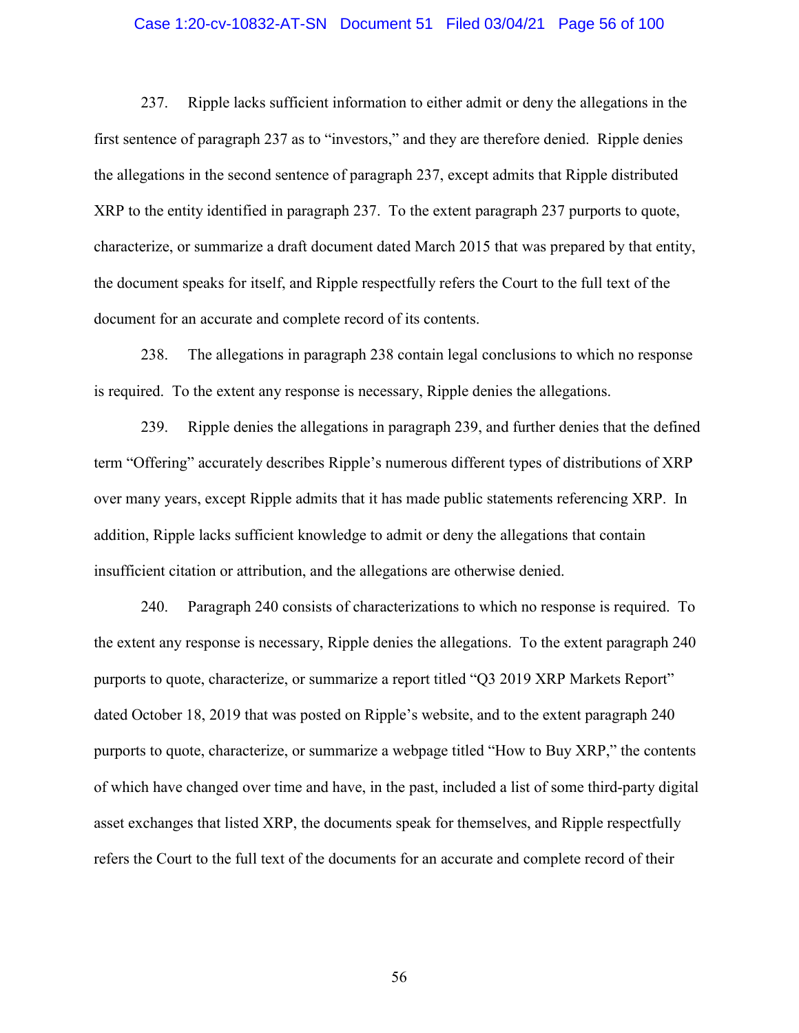237. Ripple lacks sufficient information to either admit or deny the allegations in the first sentence of paragraph 237 as to "investors," and they are therefore denied. Ripple denies the allegations in the second sentence of paragraph 237, except admits that Ripple distributed XRP to the entity identified in paragraph 237. To the extent paragraph 237 purports to quote, characterize, or summarize a draft document dated March 2015 that was prepared by that entity, the document speaks for itself, and Ripple respectfully refers the Court to the full text of the document for an accurate and complete record of its contents.

238. The allegations in paragraph 238 contain legal conclusions to which no response is required. To the extent any response is necessary, Ripple denies the allegations.

239. Ripple denies the allegations in paragraph 239, and further denies that the defined term "Offering" accurately describes Ripple's numerous different types of distributions of XRP over many years, except Ripple admits that it has made public statements referencing XRP. In addition, Ripple lacks sufficient knowledge to admit or deny the allegations that contain insufficient citation or attribution, and the allegations are otherwise denied.

240. Paragraph 240 consists of characterizations to which no response is required. To the extent any response is necessary, Ripple denies the allegations. To the extent paragraph 240 purports to quote, characterize, or summarize a report titled "Q3 2019 XRP Markets Report" dated October 18, 2019 that was posted on Ripple's website, and to the extent paragraph 240 purports to quote, characterize, or summarize a webpage titled "How to Buy XRP," the contents of which have changed over time and have, in the past, included a list of some third-party digital asset exchanges that listed XRP, the documents speak for themselves, and Ripple respectfully refers the Court to the full text of the documents for an accurate and complete record of their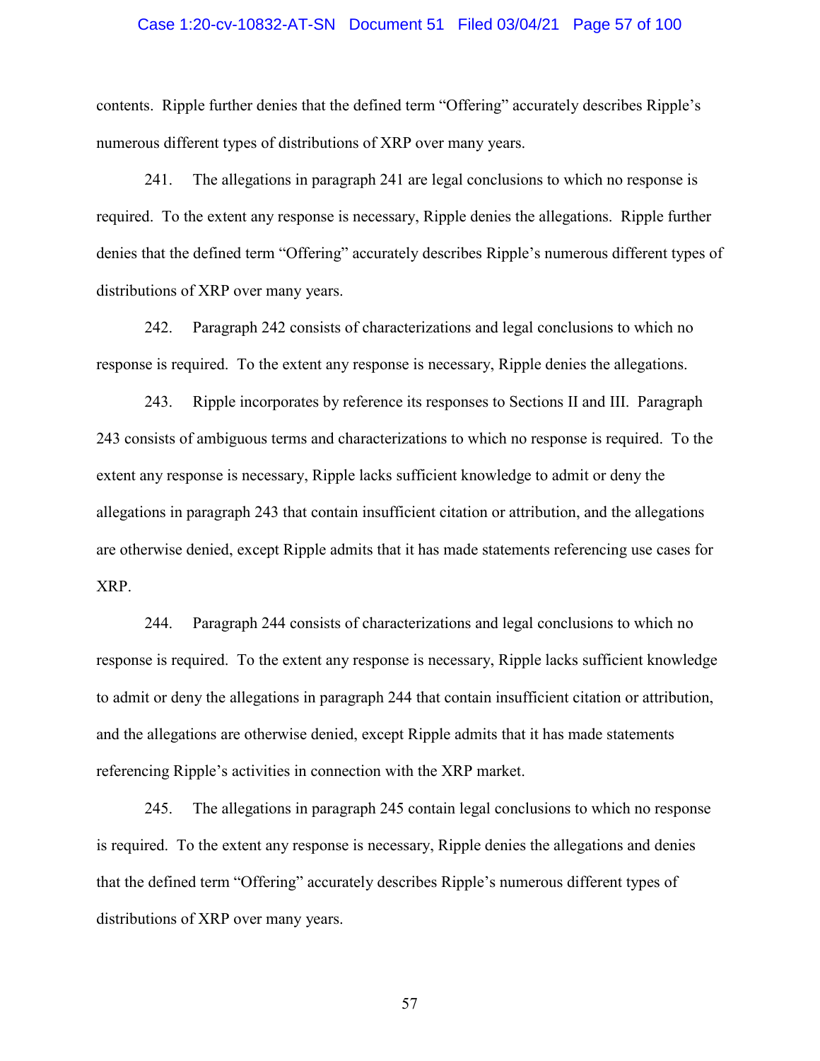contents. Ripple further denies that the defined term "Offering" accurately describes Ripple's numerous different types of distributions of XRP over many years.

241. The allegations in paragraph 241 are legal conclusions to which no response is required. To the extent any response is necessary, Ripple denies the allegations. Ripple further denies that the defined term "Offering" accurately describes Ripple's numerous different types of distributions of XRP over many years.

242. Paragraph 242 consists of characterizations and legal conclusions to which no response is required. To the extent any response is necessary, Ripple denies the allegations.

243. Ripple incorporates by reference its responses to Sections II and III. Paragraph 243 consists of ambiguous terms and characterizations to which no response is required. To the extent any response is necessary, Ripple lacks sufficient knowledge to admit or deny the allegations in paragraph 243 that contain insufficient citation or attribution, and the allegations are otherwise denied, except Ripple admits that it has made statements referencing use cases for XRP.

244. Paragraph 244 consists of characterizations and legal conclusions to which no response is required. To the extent any response is necessary, Ripple lacks sufficient knowledge to admit or deny the allegations in paragraph 244 that contain insufficient citation or attribution, and the allegations are otherwise denied, except Ripple admits that it has made statements referencing Ripple's activities in connection with the XRP market.

245. The allegations in paragraph 245 contain legal conclusions to which no response is required. To the extent any response is necessary, Ripple denies the allegations and denies that the defined term "Offering" accurately describes Ripple's numerous different types of distributions of XRP over many years.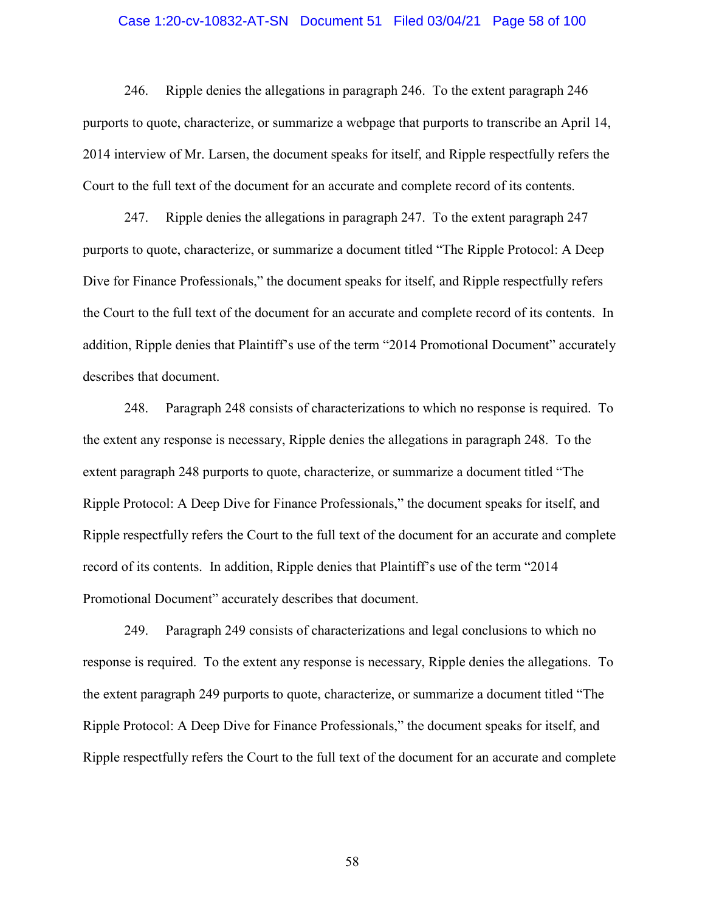246. Ripple denies the allegations in paragraph 246. To the extent paragraph 246 purports to quote, characterize, or summarize a webpage that purports to transcribe an April 14, 2014 interview of Mr. Larsen, the document speaks for itself, and Ripple respectfully refers the Court to the full text of the document for an accurate and complete record of its contents.

247. Ripple denies the allegations in paragraph 247. To the extent paragraph 247 purports to quote, characterize, or summarize a document titled "The Ripple Protocol: A Deep Dive for Finance Professionals," the document speaks for itself, and Ripple respectfully refers the Court to the full text of the document for an accurate and complete record of its contents. In addition, Ripple denies that Plaintiff's use of the term "2014 Promotional Document" accurately describes that document.

248. Paragraph 248 consists of characterizations to which no response is required. To the extent any response is necessary, Ripple denies the allegations in paragraph 248. To the extent paragraph 248 purports to quote, characterize, or summarize a document titled "The Ripple Protocol: A Deep Dive for Finance Professionals," the document speaks for itself, and Ripple respectfully refers the Court to the full text of the document for an accurate and complete record of its contents. In addition, Ripple denies that Plaintiff's use of the term "2014 Promotional Document" accurately describes that document.

249. Paragraph 249 consists of characterizations and legal conclusions to which no response is required. To the extent any response is necessary, Ripple denies the allegations. To the extent paragraph 249 purports to quote, characterize, or summarize a document titled "The Ripple Protocol: A Deep Dive for Finance Professionals," the document speaks for itself, and Ripple respectfully refers the Court to the full text of the document for an accurate and complete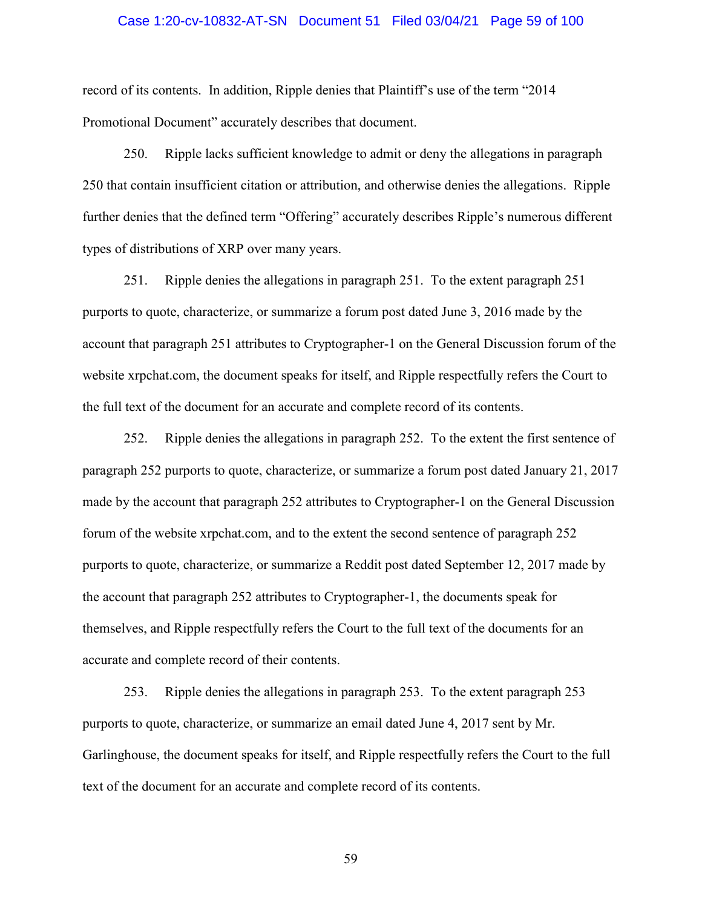record of its contents. In addition, Ripple denies that Plaintiff's use of the term "2014 Promotional Document" accurately describes that document.

250. Ripple lacks sufficient knowledge to admit or deny the allegations in paragraph 250 that contain insufficient citation or attribution, and otherwise denies the allegations. Ripple further denies that the defined term "Offering" accurately describes Ripple's numerous different types of distributions of XRP over many years.

251. Ripple denies the allegations in paragraph 251. To the extent paragraph 251 purports to quote, characterize, or summarize a forum post dated June 3, 2016 made by the account that paragraph 251 attributes to Cryptographer-1 on the General Discussion forum of the website xrpchat.com, the document speaks for itself, and Ripple respectfully refers the Court to the full text of the document for an accurate and complete record of its contents.

252. Ripple denies the allegations in paragraph 252. To the extent the first sentence of paragraph 252 purports to quote, characterize, or summarize a forum post dated January 21, 2017 made by the account that paragraph 252 attributes to Cryptographer-1 on the General Discussion forum of the website xrpchat.com, and to the extent the second sentence of paragraph 252 purports to quote, characterize, or summarize a Reddit post dated September 12, 2017 made by the account that paragraph 252 attributes to Cryptographer-1, the documents speak for themselves, and Ripple respectfully refers the Court to the full text of the documents for an accurate and complete record of their contents.

253. Ripple denies the allegations in paragraph 253. To the extent paragraph 253 purports to quote, characterize, or summarize an email dated June 4, 2017 sent by Mr. Garlinghouse, the document speaks for itself, and Ripple respectfully refers the Court to the full text of the document for an accurate and complete record of its contents.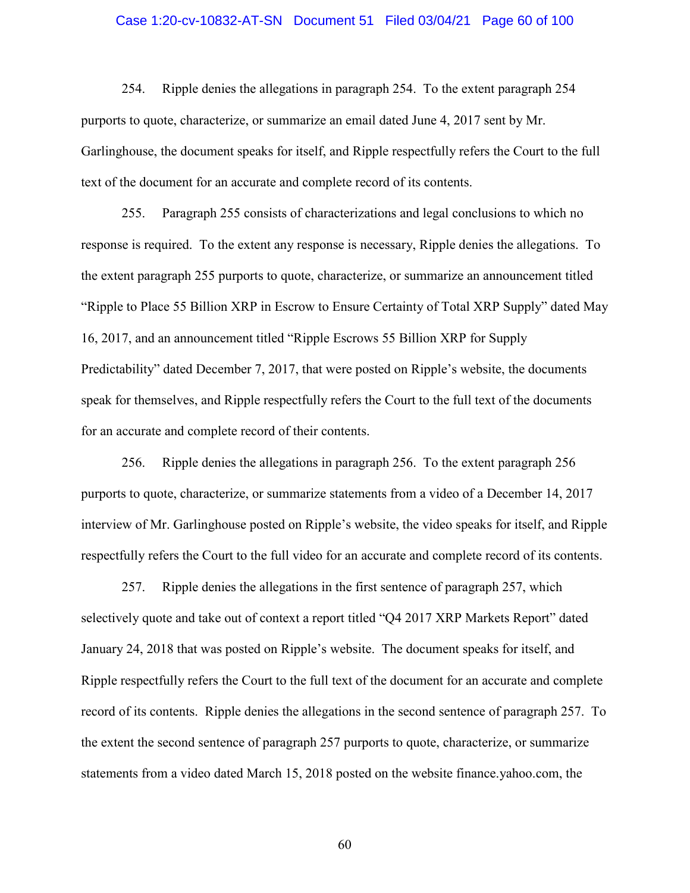254. Ripple denies the allegations in paragraph 254. To the extent paragraph 254 purports to quote, characterize, or summarize an email dated June 4, 2017 sent by Mr. Garlinghouse, the document speaks for itself, and Ripple respectfully refers the Court to the full text of the document for an accurate and complete record of its contents.

255. Paragraph 255 consists of characterizations and legal conclusions to which no response is required. To the extent any response is necessary, Ripple denies the allegations. To the extent paragraph 255 purports to quote, characterize, or summarize an announcement titled "Ripple to Place 55 Billion XRP in Escrow to Ensure Certainty of Total XRP Supply" dated May 16, 2017, and an announcement titled "Ripple Escrows 55 Billion XRP for Supply Predictability" dated December 7, 2017, that were posted on Ripple's website, the documents speak for themselves, and Ripple respectfully refers the Court to the full text of the documents for an accurate and complete record of their contents.

256. Ripple denies the allegations in paragraph 256. To the extent paragraph 256 purports to quote, characterize, or summarize statements from a video of a December 14, 2017 interview of Mr. Garlinghouse posted on Ripple's website, the video speaks for itself, and Ripple respectfully refers the Court to the full video for an accurate and complete record of its contents.

257. Ripple denies the allegations in the first sentence of paragraph 257, which selectively quote and take out of context a report titled "Q4 2017 XRP Markets Report" dated January 24, 2018 that was posted on Ripple's website. The document speaks for itself, and Ripple respectfully refers the Court to the full text of the document for an accurate and complete record of its contents. Ripple denies the allegations in the second sentence of paragraph 257. To the extent the second sentence of paragraph 257 purports to quote, characterize, or summarize statements from a video dated March 15, 2018 posted on the website finance.yahoo.com, the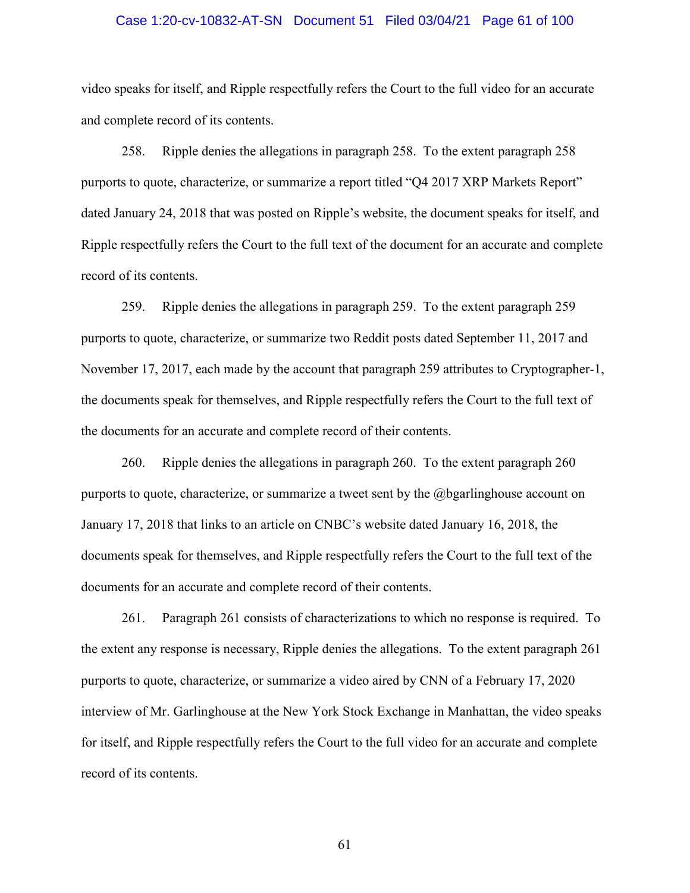video speaks for itself, and Ripple respectfully refers the Court to the full video for an accurate and complete record of its contents.

258. Ripple denies the allegations in paragraph 258. To the extent paragraph 258 purports to quote, characterize, or summarize a report titled "Q4 2017 XRP Markets Report" dated January 24, 2018 that was posted on Ripple's website, the document speaks for itself, and Ripple respectfully refers the Court to the full text of the document for an accurate and complete record of its contents.

259. Ripple denies the allegations in paragraph 259. To the extent paragraph 259 purports to quote, characterize, or summarize two Reddit posts dated September 11, 2017 and November 17, 2017, each made by the account that paragraph 259 attributes to Cryptographer-1, the documents speak for themselves, and Ripple respectfully refers the Court to the full text of the documents for an accurate and complete record of their contents.

260. Ripple denies the allegations in paragraph 260. To the extent paragraph 260 purports to quote, characterize, or summarize a tweet sent by the @bgarlinghouse account on January 17, 2018 that links to an article on CNBC's website dated January 16, 2018, the documents speak for themselves, and Ripple respectfully refers the Court to the full text of the documents for an accurate and complete record of their contents.

261. Paragraph 261 consists of characterizations to which no response is required. To the extent any response is necessary, Ripple denies the allegations. To the extent paragraph 261 purports to quote, characterize, or summarize a video aired by CNN of a February 17, 2020 interview of Mr. Garlinghouse at the New York Stock Exchange in Manhattan, the video speaks for itself, and Ripple respectfully refers the Court to the full video for an accurate and complete record of its contents.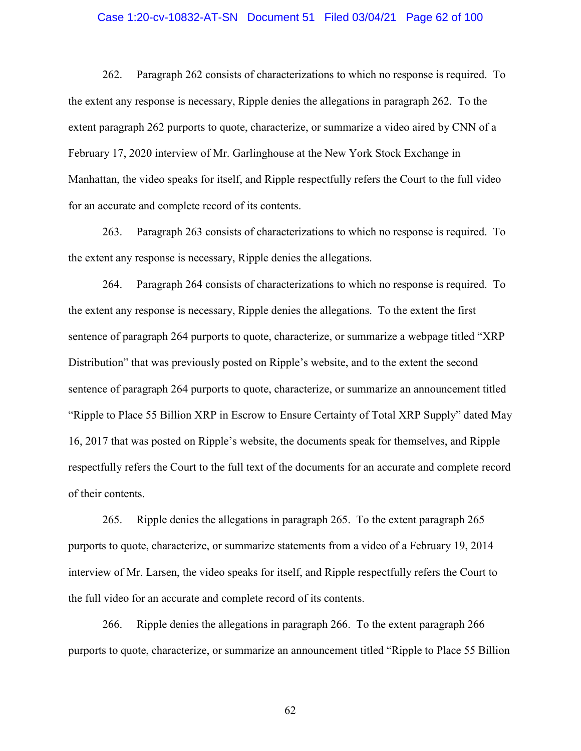262. Paragraph 262 consists of characterizations to which no response is required. To the extent any response is necessary, Ripple denies the allegations in paragraph 262. To the extent paragraph 262 purports to quote, characterize, or summarize a video aired by CNN of a February 17, 2020 interview of Mr. Garlinghouse at the New York Stock Exchange in Manhattan, the video speaks for itself, and Ripple respectfully refers the Court to the full video for an accurate and complete record of its contents.

263. Paragraph 263 consists of characterizations to which no response is required. To the extent any response is necessary, Ripple denies the allegations.

264. Paragraph 264 consists of characterizations to which no response is required. To the extent any response is necessary, Ripple denies the allegations. To the extent the first sentence of paragraph 264 purports to quote, characterize, or summarize a webpage titled "XRP Distribution" that was previously posted on Ripple's website, and to the extent the second sentence of paragraph 264 purports to quote, characterize, or summarize an announcement titled "Ripple to Place 55 Billion XRP in Escrow to Ensure Certainty of Total XRP Supply" dated May 16, 2017 that was posted on Ripple's website, the documents speak for themselves, and Ripple respectfully refers the Court to the full text of the documents for an accurate and complete record of their contents.

265. Ripple denies the allegations in paragraph 265. To the extent paragraph 265 purports to quote, characterize, or summarize statements from a video of a February 19, 2014 interview of Mr. Larsen, the video speaks for itself, and Ripple respectfully refers the Court to the full video for an accurate and complete record of its contents.

266. Ripple denies the allegations in paragraph 266. To the extent paragraph 266 purports to quote, characterize, or summarize an announcement titled "Ripple to Place 55 Billion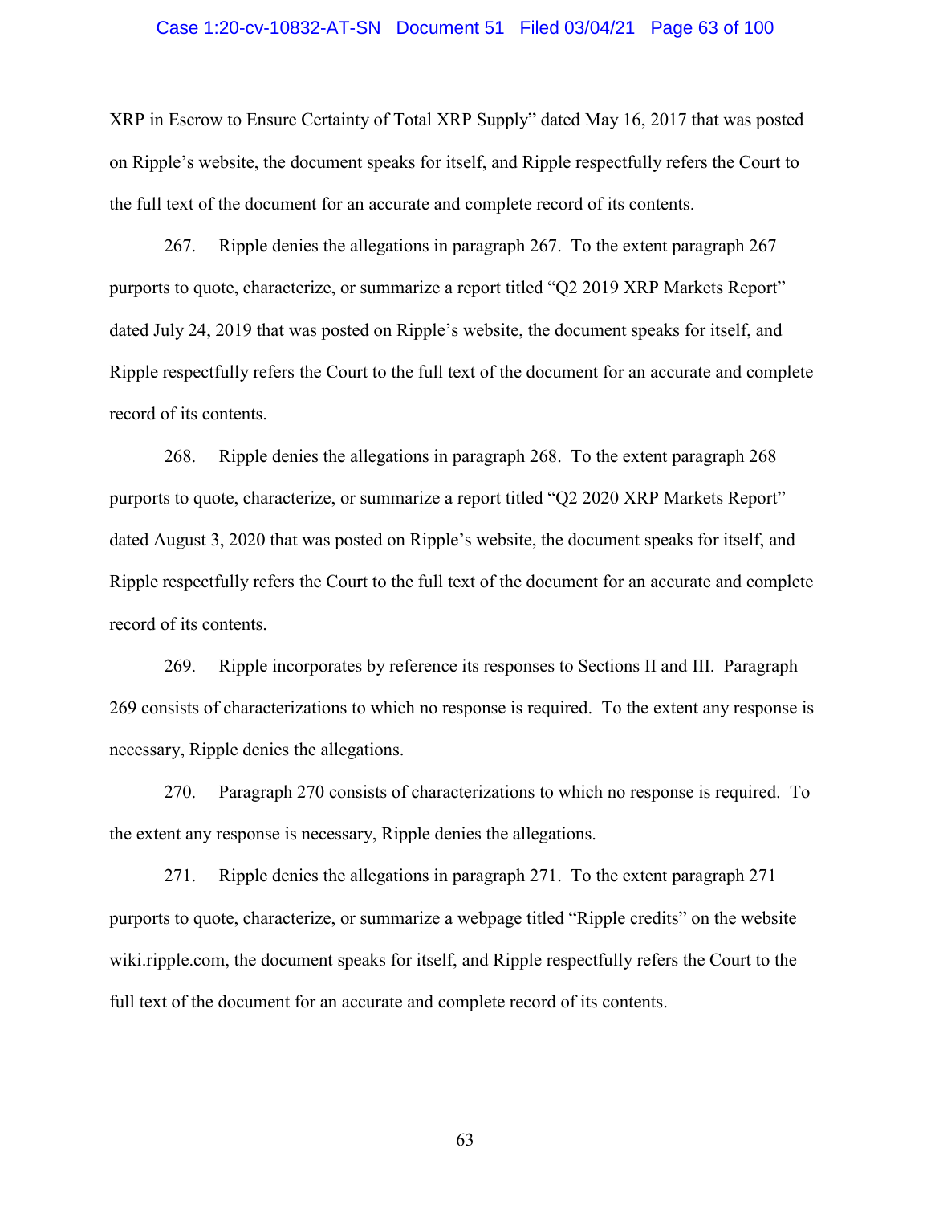XRP in Escrow to Ensure Certainty of Total XRP Supply" dated May 16, 2017 that was posted on Ripple's website, the document speaks for itself, and Ripple respectfully refers the Court to the full text of the document for an accurate and complete record of its contents.

267. Ripple denies the allegations in paragraph 267. To the extent paragraph 267 purports to quote, characterize, or summarize a report titled "Q2 2019 XRP Markets Report" dated July 24, 2019 that was posted on Ripple's website, the document speaks for itself, and Ripple respectfully refers the Court to the full text of the document for an accurate and complete record of its contents.

268. Ripple denies the allegations in paragraph 268. To the extent paragraph 268 purports to quote, characterize, or summarize a report titled "Q2 2020 XRP Markets Report" dated August 3, 2020 that was posted on Ripple's website, the document speaks for itself, and Ripple respectfully refers the Court to the full text of the document for an accurate and complete record of its contents.

269. Ripple incorporates by reference its responses to Sections II and III. Paragraph 269 consists of characterizations to which no response is required. To the extent any response is necessary, Ripple denies the allegations.

270. Paragraph 270 consists of characterizations to which no response is required. To the extent any response is necessary, Ripple denies the allegations.

271. Ripple denies the allegations in paragraph 271. To the extent paragraph 271 purports to quote, characterize, or summarize a webpage titled "Ripple credits" on the website wiki.ripple.com, the document speaks for itself, and Ripple respectfully refers the Court to the full text of the document for an accurate and complete record of its contents.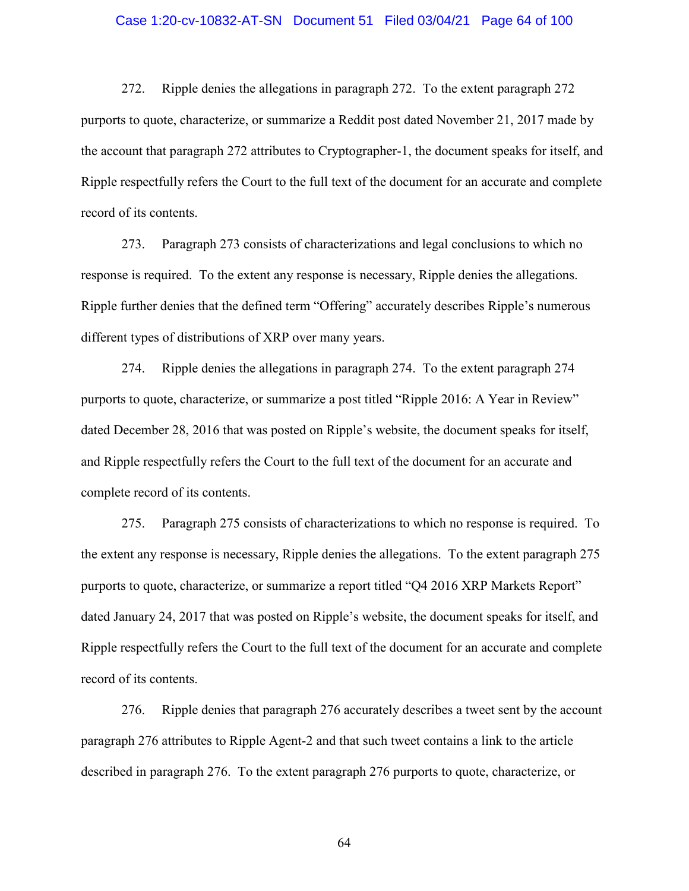272. Ripple denies the allegations in paragraph 272. To the extent paragraph 272 purports to quote, characterize, or summarize a Reddit post dated November 21, 2017 made by the account that paragraph 272 attributes to Cryptographer-1, the document speaks for itself, and Ripple respectfully refers the Court to the full text of the document for an accurate and complete record of its contents.

273. Paragraph 273 consists of characterizations and legal conclusions to which no response is required. To the extent any response is necessary, Ripple denies the allegations. Ripple further denies that the defined term "Offering" accurately describes Ripple's numerous different types of distributions of XRP over many years.

274. Ripple denies the allegations in paragraph 274. To the extent paragraph 274 purports to quote, characterize, or summarize a post titled "Ripple 2016: A Year in Review" dated December 28, 2016 that was posted on Ripple's website, the document speaks for itself, and Ripple respectfully refers the Court to the full text of the document for an accurate and complete record of its contents.

275. Paragraph 275 consists of characterizations to which no response is required. To the extent any response is necessary, Ripple denies the allegations. To the extent paragraph 275 purports to quote, characterize, or summarize a report titled "Q4 2016 XRP Markets Report" dated January 24, 2017 that was posted on Ripple's website, the document speaks for itself, and Ripple respectfully refers the Court to the full text of the document for an accurate and complete record of its contents.

276. Ripple denies that paragraph 276 accurately describes a tweet sent by the account paragraph 276 attributes to Ripple Agent-2 and that such tweet contains a link to the article described in paragraph 276. To the extent paragraph 276 purports to quote, characterize, or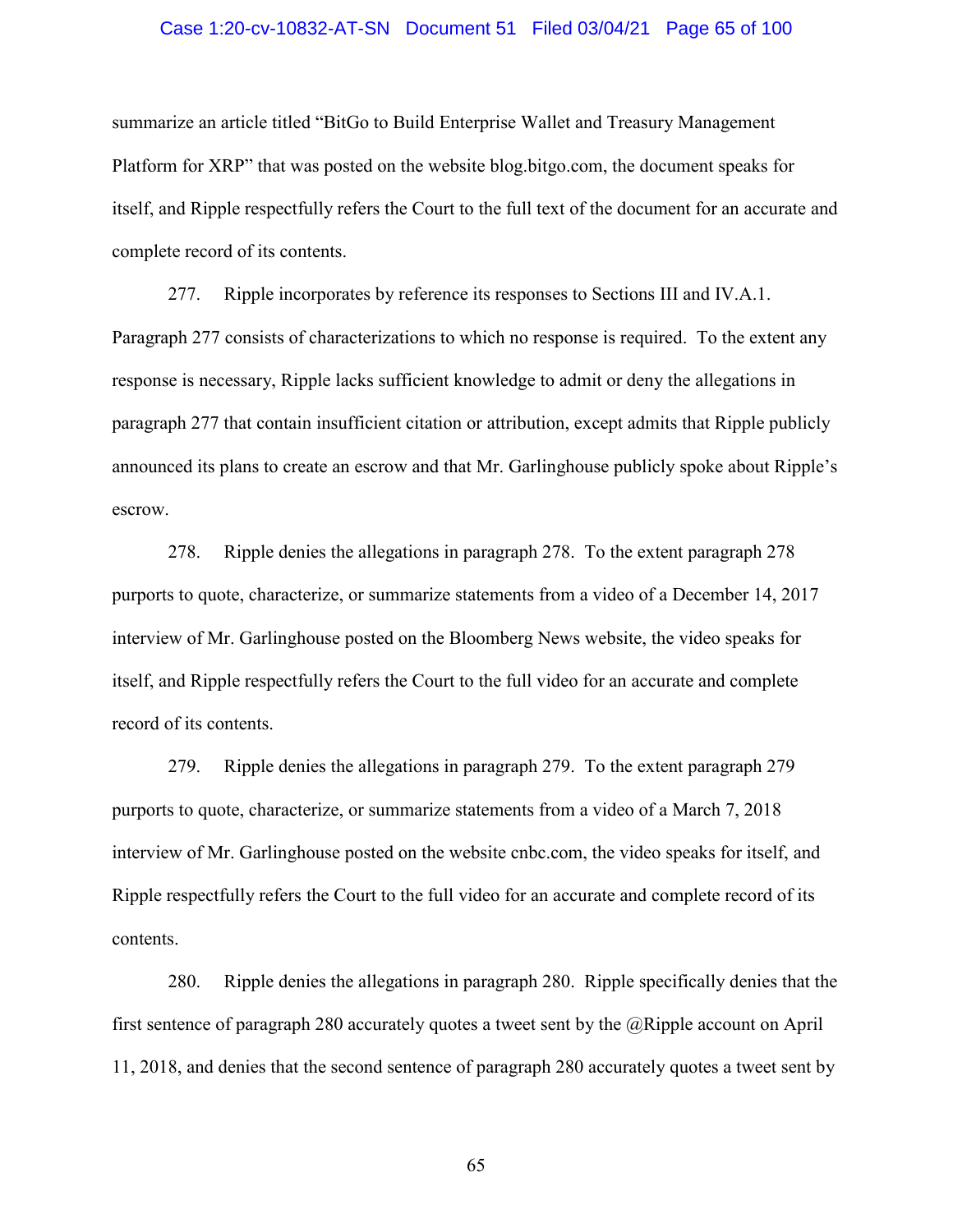summarize an article titled “BitGo to Build Enterprise Wallet and Treasury Management Platform for XRP” that was posted on the website blog.bitgo.com, the document speaks for itself, and Ripple respectfully refers the Court to the full text of the document for an accurate and complete record of its contents.

277. Ripple incorporates by reference its responses to Sections III and IV.A.1. Paragraph 277 consists of characterizations to which no response is required. To the extent any response is necessary, Ripple lacks sufficient knowledge to admit or deny the allegations in paragraph 277 that contain insufficient citation or attribution, except admits that Ripple publicly announced its plans to create an escrow and that Mr. Garlinghouse publicly spoke about Ripple’s escrow.

278. Ripple denies the allegations in paragraph 278. To the extent paragraph 278 purports to quote, characterize, or summarize statements from a video of a December 14, 2017 interview of Mr. Garlinghouse posted on the Bloomberg News website, the video speaks for itself, and Ripple respectfully refers the Court to the full video for an accurate and complete record of its contents.

279. Ripple denies the allegations in paragraph 279. To the extent paragraph 279 purports to quote, characterize, or summarize statements from a video of a March 7, 2018 interview of Mr. Garlinghouse posted on the website cnbc.com, the video speaks for itself, and Ripple respectfully refers the Court to the full video for an accurate and complete record of its contents.

280. Ripple denies the allegations in paragraph 280. Ripple specifically denies that the first sentence of paragraph 280 accurately quotes a tweet sent by the @Ripple account on April 11, 2018, and denies that the second sentence of paragraph 280 accurately quotes a tweet sent by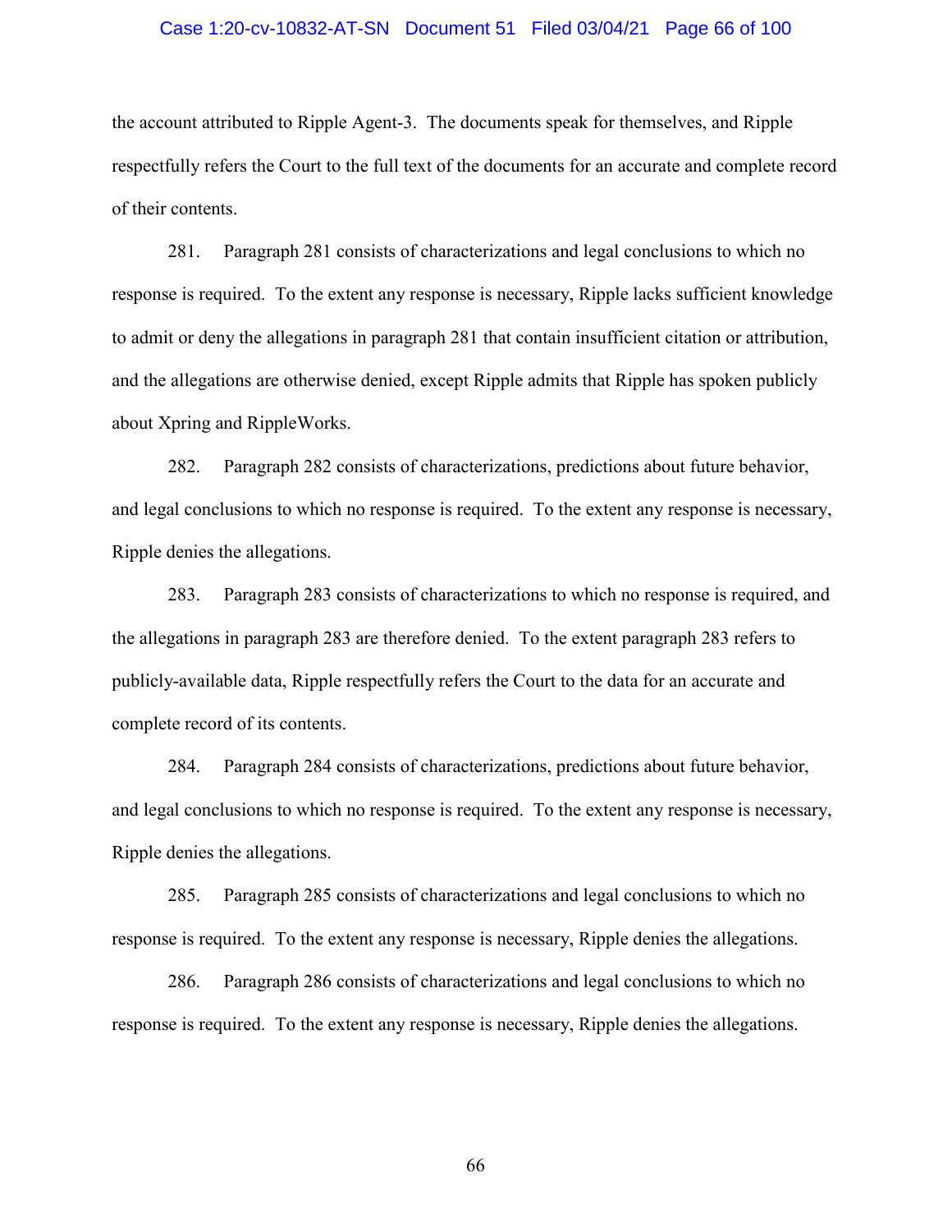the account attributed to Ripple Agent-3. The documents speak for themselves, and Ripple respectfully refers the Court to the full text of the documents for an accurate and complete record of their contents.

281. Paragraph 281 consists of characterizations and legal conclusions to which no response is required. To the extent any response is necessary, Ripple lacks sufficient knowledge to admit or deny the allegations in paragraph 281 that contain insufficient citation or attribution, and the allegations are otherwise denied, except Ripple admits that Ripple has spoken publicly about Xpring and RippleWorks.

282. Paragraph 282 consists of characterizations, predictions about future behavior, and legal conclusions to which no response is required. To the extent any response is necessary, Ripple denies the allegations.

283. Paragraph 283 consists of characterizations to which no response is required, and the allegations in paragraph 283 are therefore denied. To the extent paragraph 283 refers to publicly-available data, Ripple respectfully refers the Court to the data for an accurate and complete record of its contents.

284. Paragraph 284 consists of characterizations, predictions about future behavior, and legal conclusions to which no response is required. To the extent any response is necessary, Ripple denies the allegations.

285. Paragraph 285 consists of characterizations and legal conclusions to which no response is required. To the extent any response is necessary, Ripple denies the allegations.

286. Paragraph 286 consists of characterizations and legal conclusions to which no response is required. To the extent any response is necessary, Ripple denies the allegations.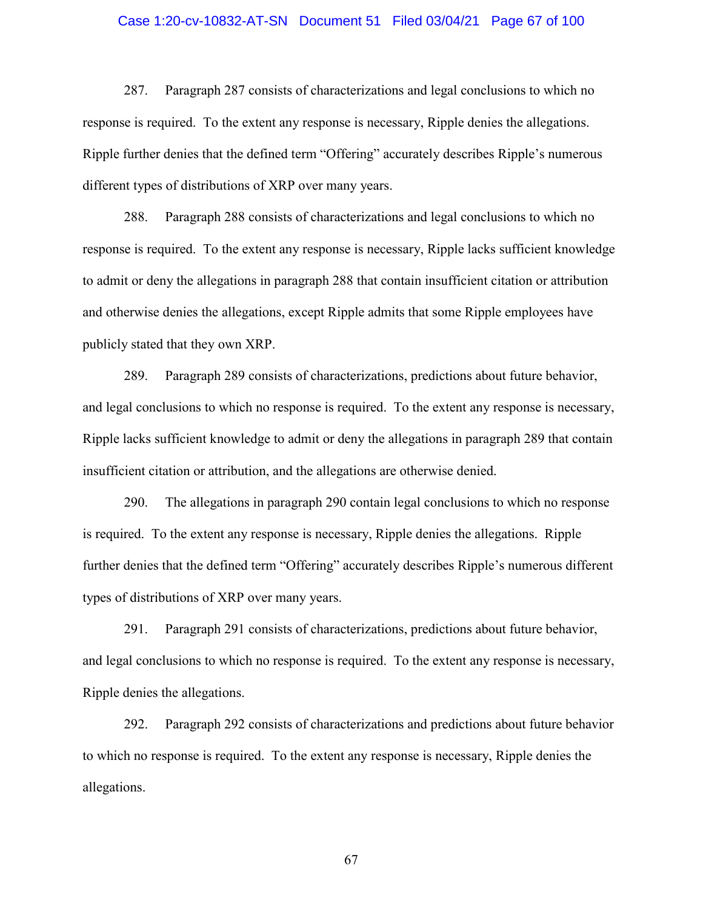287. Paragraph 287 consists of characterizations and legal conclusions to which no response is required. To the extent any response is necessary, Ripple denies the allegations. Ripple further denies that the defined term "Offering" accurately describes Ripple's numerous different types of distributions of XRP over many years.

288. Paragraph 288 consists of characterizations and legal conclusions to which no response is required. To the extent any response is necessary, Ripple lacks sufficient knowledge to admit or deny the allegations in paragraph 288 that contain insufficient citation or attribution and otherwise denies the allegations, except Ripple admits that some Ripple employees have publicly stated that they own XRP.

289. Paragraph 289 consists of characterizations, predictions about future behavior, and legal conclusions to which no response is required. To the extent any response is necessary, Ripple lacks sufficient knowledge to admit or deny the allegations in paragraph 289 that contain insufficient citation or attribution, and the allegations are otherwise denied.

290. The allegations in paragraph 290 contain legal conclusions to which no response is required. To the extent any response is necessary, Ripple denies the allegations. Ripple further denies that the defined term "Offering" accurately describes Ripple's numerous different types of distributions of XRP over many years.

291. Paragraph 291 consists of characterizations, predictions about future behavior, and legal conclusions to which no response is required. To the extent any response is necessary, Ripple denies the allegations.

292. Paragraph 292 consists of characterizations and predictions about future behavior to which no response is required. To the extent any response is necessary, Ripple denies the allegations.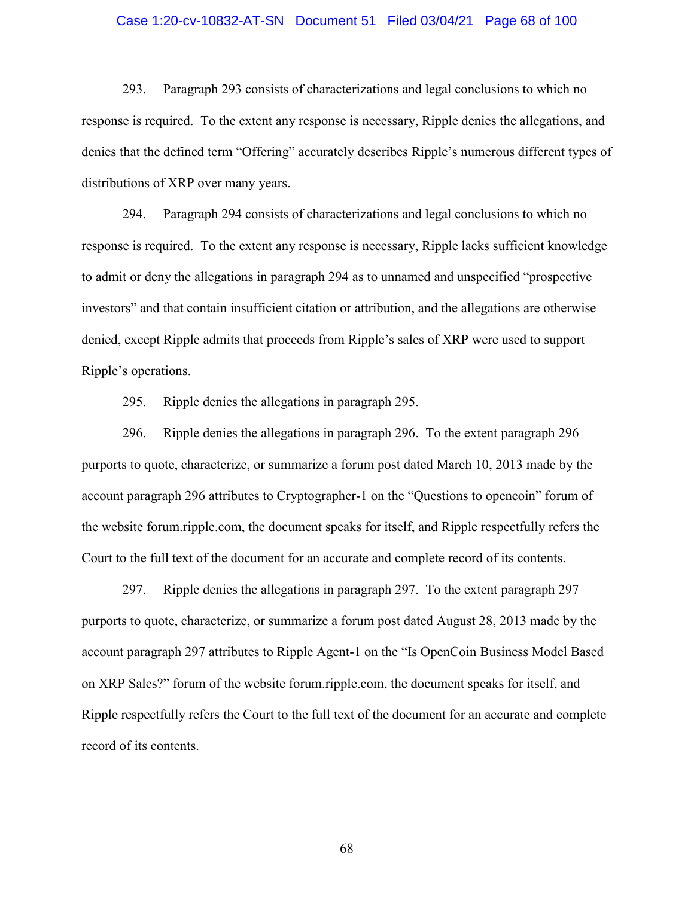293. Paragraph 293 consists of characterizations and legal conclusions to which no response is required. To the extent any response is necessary, Ripple denies the allegations, and denies that the defined term "Offering" accurately describes Ripple's numerous different types of distributions of XRP over many years.

294. Paragraph 294 consists of characterizations and legal conclusions to which no response is required. To the extent any response is necessary, Ripple lacks sufficient knowledge to admit or deny the allegations in paragraph 294 as to unnamed and unspecified "prospective investors" and that contain insufficient citation or attribution, and the allegations are otherwise denied, except Ripple admits that proceeds from Ripple's sales of XRP were used to support Ripple's operations.

295. Ripple denies the allegations in paragraph 295.

296. Ripple denies the allegations in paragraph 296. To the extent paragraph 296 purports to quote, characterize, or summarize a forum post dated March 10, 2013 made by the account paragraph 296 attributes to Cryptographer-1 on the "Questions to opencoin" forum of the website forum.ripple.com, the document speaks for itself, and Ripple respectfully refers the Court to the full text of the document for an accurate and complete record of its contents.

297. Ripple denies the allegations in paragraph 297. To the extent paragraph 297 purports to quote, characterize, or summarize a forum post dated August 28, 2013 made by the account paragraph 297 attributes to Ripple Agent-1 on the "Is OpenCoin Business Model Based on XRP Sales?" forum of the website forum.ripple.com, the document speaks for itself, and Ripple respectfully refers the Court to the full text of the document for an accurate and complete record of its contents.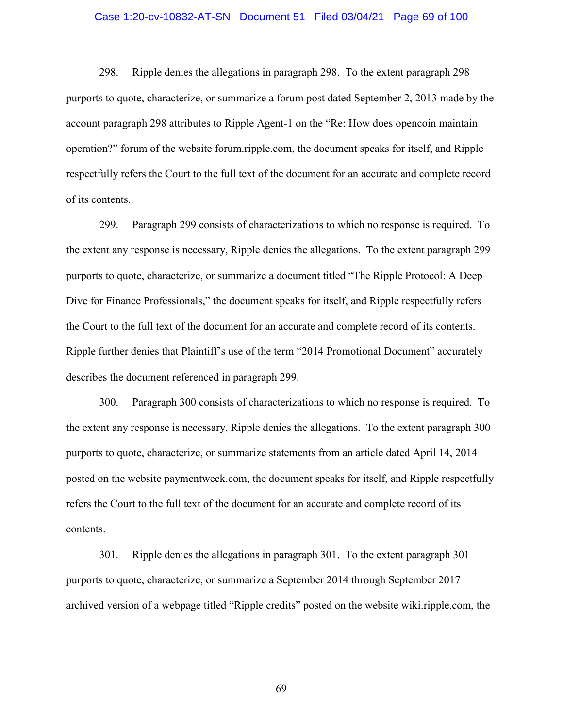298. Ripple denies the allegations in paragraph 298. To the extent paragraph 298 purports to quote, characterize, or summarize a forum post dated September 2, 2013 made by the account paragraph 298 attributes to Ripple Agent-1 on the "Re: How does opencoin maintain operation?" forum of the website forum.ripple.com, the document speaks for itself, and Ripple respectfully refers the Court to the full text of the document for an accurate and complete record of its contents.

299. Paragraph 299 consists of characterizations to which no response is required. To the extent any response is necessary, Ripple denies the allegations. To the extent paragraph 299 purports to quote, characterize, or summarize a document titled "The Ripple Protocol: A Deep Dive for Finance Professionals," the document speaks for itself, and Ripple respectfully refers the Court to the full text of the document for an accurate and complete record of its contents. Ripple further denies that Plaintiff's use of the term "2014 Promotional Document" accurately describes the document referenced in paragraph 299.

300. Paragraph 300 consists of characterizations to which no response is required. To the extent any response is necessary, Ripple denies the allegations. To the extent paragraph 300 purports to quote, characterize, or summarize statements from an article dated April 14, 2014 posted on the website paymentweek.com, the document speaks for itself, and Ripple respectfully refers the Court to the full text of the document for an accurate and complete record of its contents.

301. Ripple denies the allegations in paragraph 301. To the extent paragraph 301 purports to quote, characterize, or summarize a September 2014 through September 2017 archived version of a webpage titled "Ripple credits" posted on the website wiki.ripple.com, the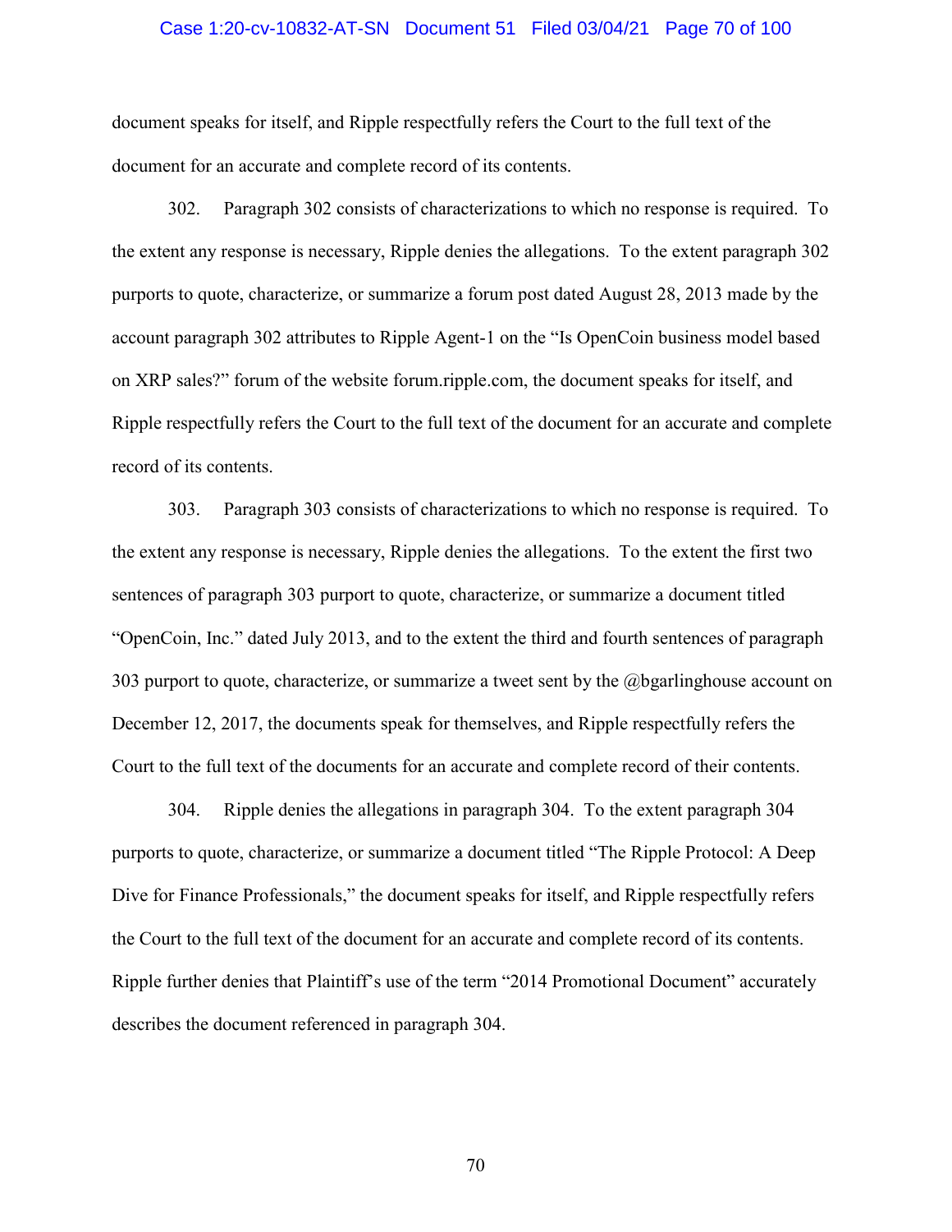document speaks for itself, and Ripple respectfully refers the Court to the full text of the document for an accurate and complete record of its contents.

302. Paragraph 302 consists of characterizations to which no response is required. To the extent any response is necessary, Ripple denies the allegations. To the extent paragraph 302 purports to quote, characterize, or summarize a forum post dated August 28, 2013 made by the account paragraph 302 attributes to Ripple Agent-1 on the "Is OpenCoin business model based on XRP sales?" forum of the website forum.ripple.com, the document speaks for itself, and Ripple respectfully refers the Court to the full text of the document for an accurate and complete record of its contents.

303. Paragraph 303 consists of characterizations to which no response is required. To the extent any response is necessary, Ripple denies the allegations. To the extent the first two sentences of paragraph 303 purport to quote, characterize, or summarize a document titled "OpenCoin, Inc." dated July 2013, and to the extent the third and fourth sentences of paragraph 303 purport to quote, characterize, or summarize a tweet sent by the @bgarlinghouse account on December 12, 2017, the documents speak for themselves, and Ripple respectfully refers the Court to the full text of the documents for an accurate and complete record of their contents.

304. Ripple denies the allegations in paragraph 304. To the extent paragraph 304 purports to quote, characterize, or summarize a document titled "The Ripple Protocol: A Deep Dive for Finance Professionals," the document speaks for itself, and Ripple respectfully refers the Court to the full text of the document for an accurate and complete record of its contents. Ripple further denies that Plaintiff's use of the term "2014 Promotional Document" accurately describes the document referenced in paragraph 304.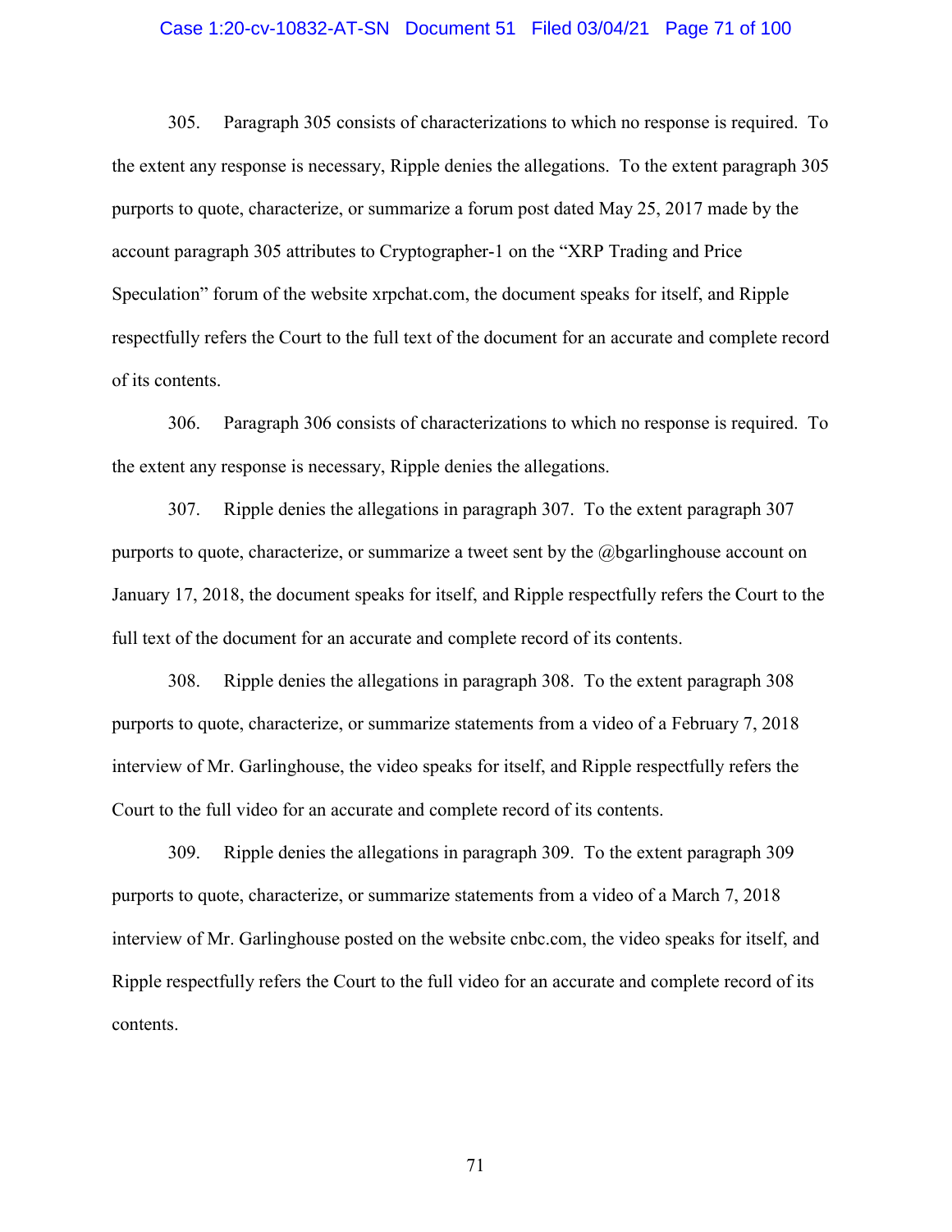305. Paragraph 305 consists of characterizations to which no response is required. To the extent any response is necessary, Ripple denies the allegations. To the extent paragraph 305 purports to quote, characterize, or summarize a forum post dated May 25, 2017 made by the account paragraph 305 attributes to Cryptographer-1 on the "XRP Trading and Price Speculation" forum of the website xrpchat.com, the document speaks for itself, and Ripple respectfully refers the Court to the full text of the document for an accurate and complete record of its contents.

306. Paragraph 306 consists of characterizations to which no response is required. To the extent any response is necessary, Ripple denies the allegations.

307. Ripple denies the allegations in paragraph 307. To the extent paragraph 307 purports to quote, characterize, or summarize a tweet sent by the @bgarlinghouse account on January 17, 2018, the document speaks for itself, and Ripple respectfully refers the Court to the full text of the document for an accurate and complete record of its contents.

308. Ripple denies the allegations in paragraph 308. To the extent paragraph 308 purports to quote, characterize, or summarize statements from a video of a February 7, 2018 interview of Mr. Garlinghouse, the video speaks for itself, and Ripple respectfully refers the Court to the full video for an accurate and complete record of its contents.

309. Ripple denies the allegations in paragraph 309. To the extent paragraph 309 purports to quote, characterize, or summarize statements from a video of a March 7, 2018 interview of Mr. Garlinghouse posted on the website cnbc.com, the video speaks for itself, and Ripple respectfully refers the Court to the full video for an accurate and complete record of its contents.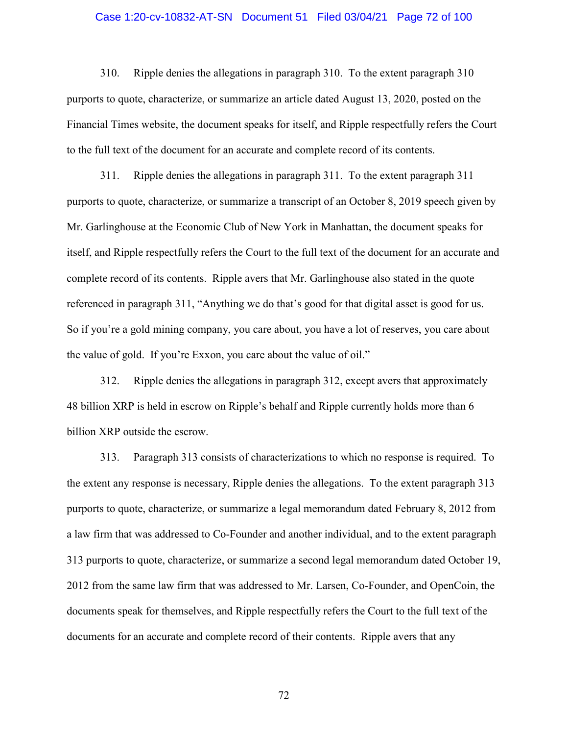310. Ripple denies the allegations in paragraph 310. To the extent paragraph 310 purports to quote, characterize, or summarize an article dated August 13, 2020, posted on the Financial Times website, the document speaks for itself, and Ripple respectfully refers the Court to the full text of the document for an accurate and complete record of its contents.

311. Ripple denies the allegations in paragraph 311. To the extent paragraph 311 purports to quote, characterize, or summarize a transcript of an October 8, 2019 speech given by Mr. Garlinghouse at the Economic Club of New York in Manhattan, the document speaks for itself, and Ripple respectfully refers the Court to the full text of the document for an accurate and complete record of its contents. Ripple avers that Mr. Garlinghouse also stated in the quote referenced in paragraph 311, "Anything we do that's good for that digital asset is good for us. So if you're a gold mining company, you care about, you have a lot of reserves, you care about the value of gold. If you're Exxon, you care about the value of oil."

312. Ripple denies the allegations in paragraph 312, except avers that approximately 48 billion XRP is held in escrow on Ripple's behalf and Ripple currently holds more than 6 billion XRP outside the escrow.

313. Paragraph 313 consists of characterizations to which no response is required. To the extent any response is necessary, Ripple denies the allegations. To the extent paragraph 313 purports to quote, characterize, or summarize a legal memorandum dated February 8, 2012 from a law firm that was addressed to Co-Founder and another individual, and to the extent paragraph 313 purports to quote, characterize, or summarize a second legal memorandum dated October 19, 2012 from the same law firm that was addressed to Mr. Larsen, Co-Founder, and OpenCoin, the documents speak for themselves, and Ripple respectfully refers the Court to the full text of the documents for an accurate and complete record of their contents. Ripple avers that any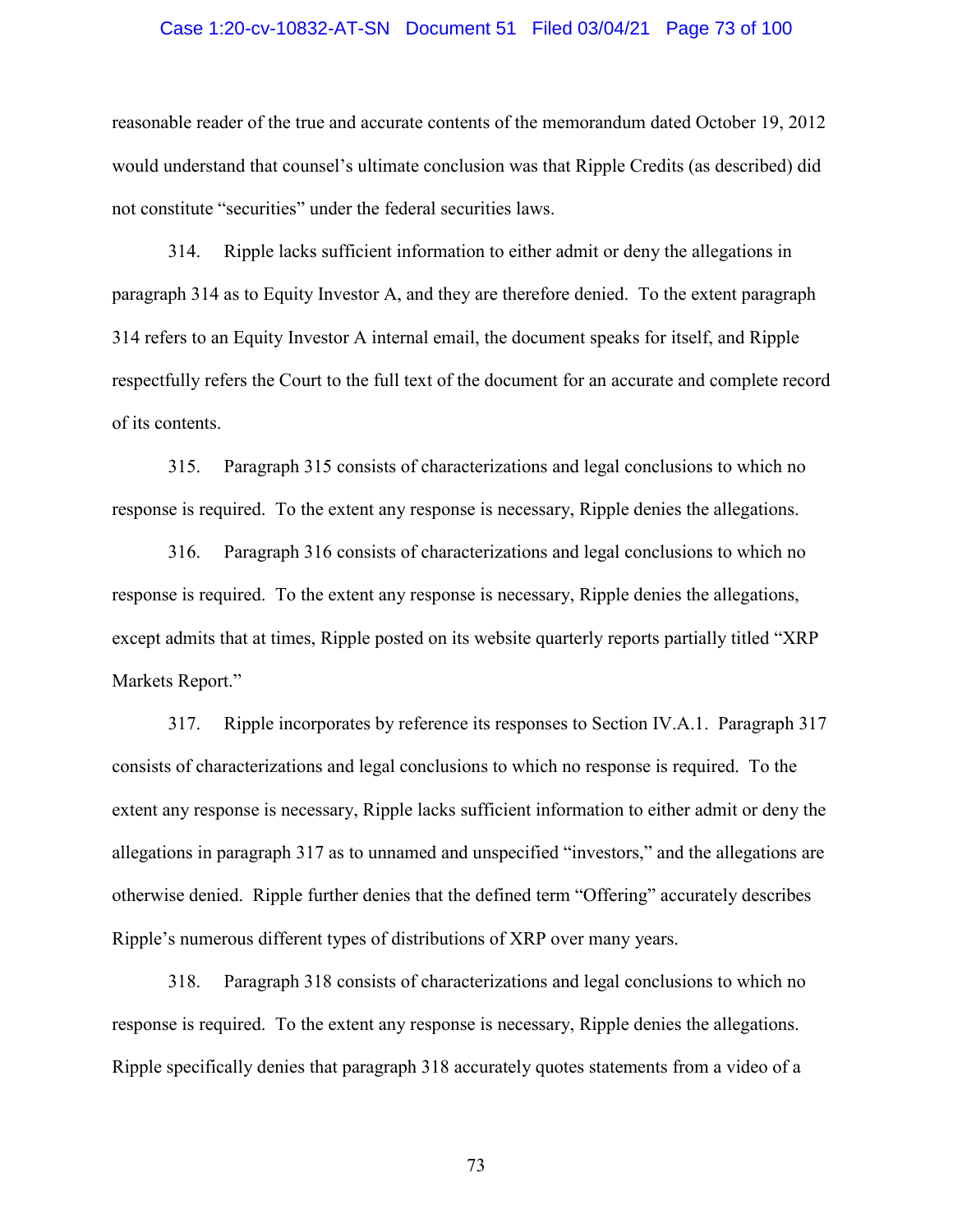reasonable reader of the true and accurate contents of the memorandum dated October 19, 2012 would understand that counsel's ultimate conclusion was that Ripple Credits (as described) did not constitute "securities" under the federal securities laws.

314. Ripple lacks sufficient information to either admit or deny the allegations in paragraph 314 as to Equity Investor A, and they are therefore denied. To the extent paragraph 314 refers to an Equity Investor A internal email, the document speaks for itself, and Ripple respectfully refers the Court to the full text of the document for an accurate and complete record of its contents.

315. Paragraph 315 consists of characterizations and legal conclusions to which no response is required. To the extent any response is necessary, Ripple denies the allegations.

316. Paragraph 316 consists of characterizations and legal conclusions to which no response is required. To the extent any response is necessary, Ripple denies the allegations, except admits that at times, Ripple posted on its website quarterly reports partially titled "XRP Markets Report."

317. Ripple incorporates by reference its responses to Section IV.A.1. Paragraph 317 consists of characterizations and legal conclusions to which no response is required. To the extent any response is necessary, Ripple lacks sufficient information to either admit or deny the allegations in paragraph 317 as to unnamed and unspecified "investors," and the allegations are otherwise denied. Ripple further denies that the defined term "Offering" accurately describes Ripple's numerous different types of distributions of XRP over many years.

318. Paragraph 318 consists of characterizations and legal conclusions to which no response is required. To the extent any response is necessary, Ripple denies the allegations. Ripple specifically denies that paragraph 318 accurately quotes statements from a video of a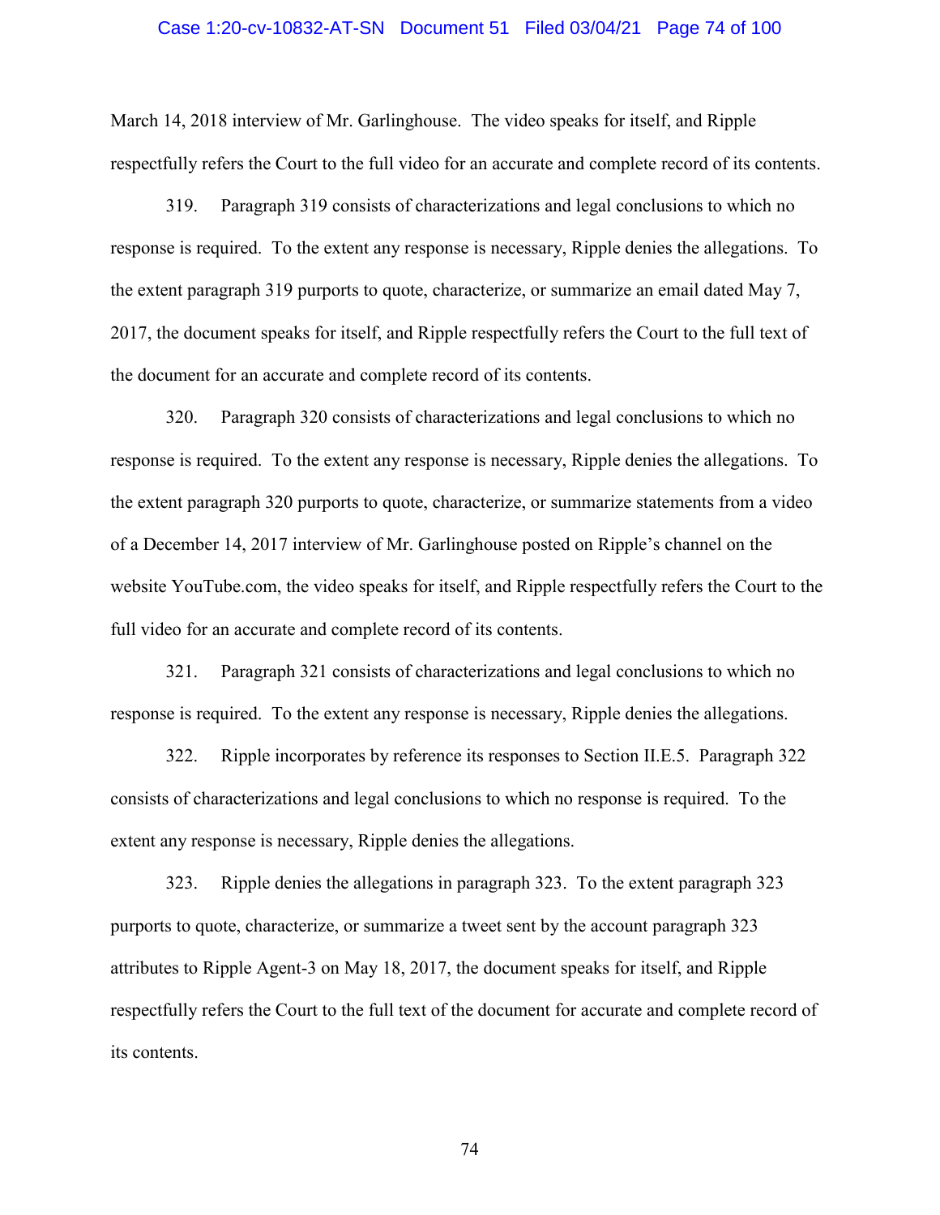March 14, 2018 interview of Mr. Garlinghouse. The video speaks for itself, and Ripple respectfully refers the Court to the full video for an accurate and complete record of its contents.

319. Paragraph 319 consists of characterizations and legal conclusions to which no response is required. To the extent any response is necessary, Ripple denies the allegations. To the extent paragraph 319 purports to quote, characterize, or summarize an email dated May 7, 2017, the document speaks for itself, and Ripple respectfully refers the Court to the full text of the document for an accurate and complete record of its contents.

320. Paragraph 320 consists of characterizations and legal conclusions to which no response is required. To the extent any response is necessary, Ripple denies the allegations. To the extent paragraph 320 purports to quote, characterize, or summarize statements from a video of a December 14, 2017 interview of Mr. Garlinghouse posted on Ripple's channel on the website YouTube.com, the video speaks for itself, and Ripple respectfully refers the Court to the full video for an accurate and complete record of its contents.

321. Paragraph 321 consists of characterizations and legal conclusions to which no response is required. To the extent any response is necessary, Ripple denies the allegations.

322. Ripple incorporates by reference its responses to Section II.E.5. Paragraph 322 consists of characterizations and legal conclusions to which no response is required. To the extent any response is necessary, Ripple denies the allegations.

323. Ripple denies the allegations in paragraph 323. To the extent paragraph 323 purports to quote, characterize, or summarize a tweet sent by the account paragraph 323 attributes to Ripple Agent-3 on May 18, 2017, the document speaks for itself, and Ripple respectfully refers the Court to the full text of the document for accurate and complete record of its contents.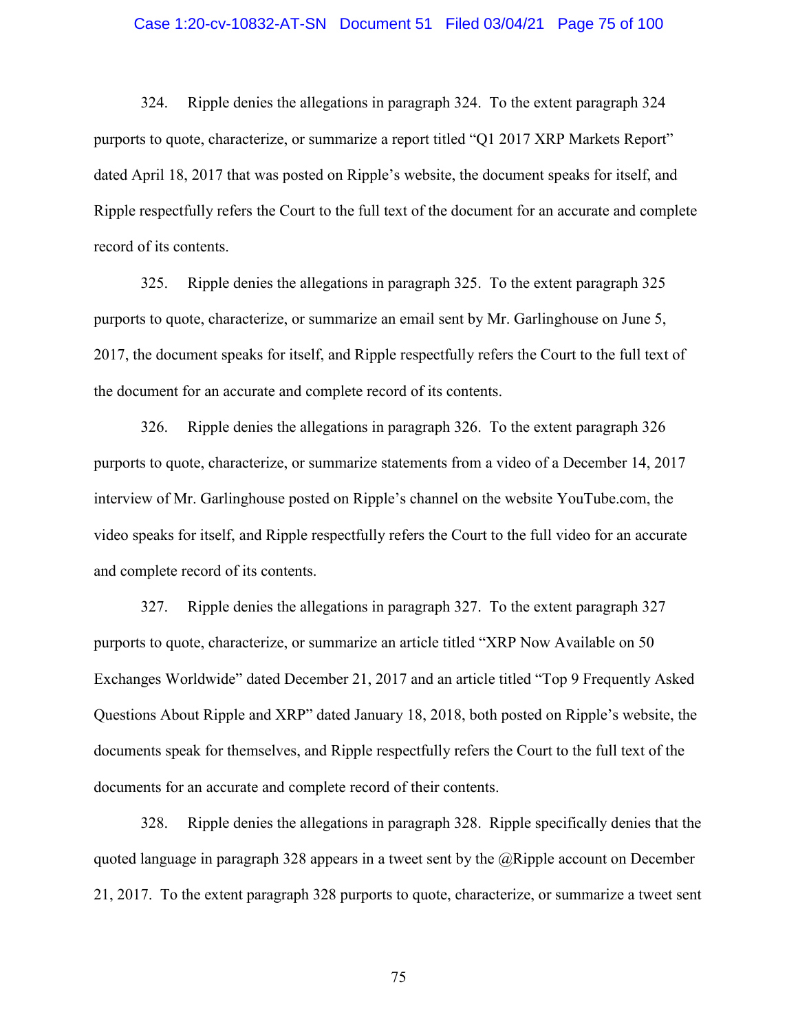324. Ripple denies the allegations in paragraph 324. To the extent paragraph 324 purports to quote, characterize, or summarize a report titled "Q1 2017 XRP Markets Report" dated April 18, 2017 that was posted on Ripple's website, the document speaks for itself, and Ripple respectfully refers the Court to the full text of the document for an accurate and complete record of its contents.

325. Ripple denies the allegations in paragraph 325. To the extent paragraph 325 purports to quote, characterize, or summarize an email sent by Mr. Garlinghouse on June 5, 2017, the document speaks for itself, and Ripple respectfully refers the Court to the full text of the document for an accurate and complete record of its contents.

326. Ripple denies the allegations in paragraph 326. To the extent paragraph 326 purports to quote, characterize, or summarize statements from a video of a December 14, 2017 interview of Mr. Garlinghouse posted on Ripple's channel on the website YouTube.com, the video speaks for itself, and Ripple respectfully refers the Court to the full video for an accurate and complete record of its contents.

327. Ripple denies the allegations in paragraph 327. To the extent paragraph 327 purports to quote, characterize, or summarize an article titled "XRP Now Available on 50 Exchanges Worldwide" dated December 21, 2017 and an article titled "Top 9 Frequently Asked Questions About Ripple and XRP" dated January 18, 2018, both posted on Ripple's website, the documents speak for themselves, and Ripple respectfully refers the Court to the full text of the documents for an accurate and complete record of their contents.

328. Ripple denies the allegations in paragraph 328. Ripple specifically denies that the quoted language in paragraph 328 appears in a tweet sent by the @Ripple account on December 21, 2017. To the extent paragraph 328 purports to quote, characterize, or summarize a tweet sent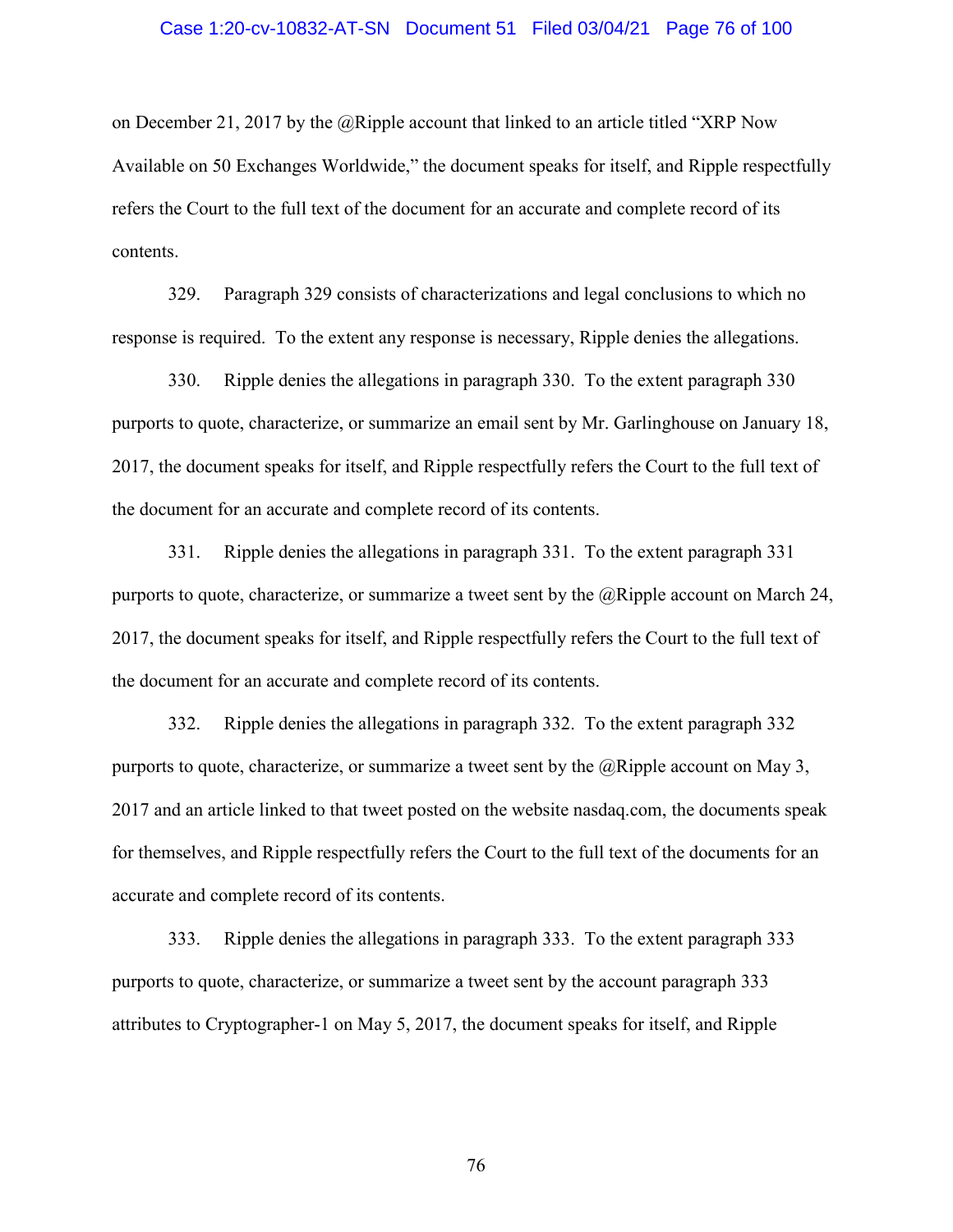on December 21, 2017 by the @Ripple account that linked to an article titled "XRP Now Available on 50 Exchanges Worldwide," the document speaks for itself, and Ripple respectfully refers the Court to the full text of the document for an accurate and complete record of its contents.

329. Paragraph 329 consists of characterizations and legal conclusions to which no response is required. To the extent any response is necessary, Ripple denies the allegations.

330. Ripple denies the allegations in paragraph 330. To the extent paragraph 330 purports to quote, characterize, or summarize an email sent by Mr. Garlinghouse on January 18, 2017, the document speaks for itself, and Ripple respectfully refers the Court to the full text of the document for an accurate and complete record of its contents.

331. Ripple denies the allegations in paragraph 331. To the extent paragraph 331 purports to quote, characterize, or summarize a tweet sent by the @Ripple account on March 24, 2017, the document speaks for itself, and Ripple respectfully refers the Court to the full text of the document for an accurate and complete record of its contents.

332. Ripple denies the allegations in paragraph 332. To the extent paragraph 332 purports to quote, characterize, or summarize a tweet sent by the @Ripple account on May 3, 2017 and an article linked to that tweet posted on the website nasdaq.com, the documents speak for themselves, and Ripple respectfully refers the Court to the full text of the documents for an accurate and complete record of its contents.

333. Ripple denies the allegations in paragraph 333. To the extent paragraph 333 purports to quote, characterize, or summarize a tweet sent by the account paragraph 333 attributes to Cryptographer-1 on May 5, 2017, the document speaks for itself, and Ripple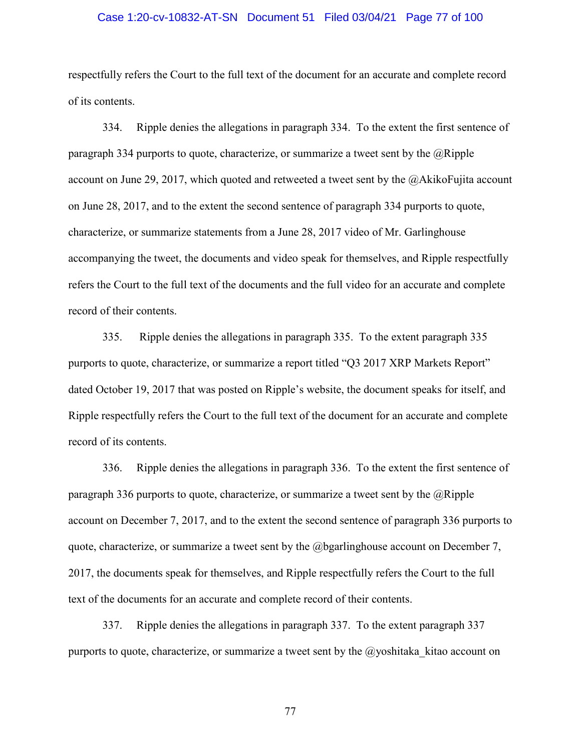respectfully refers the Court to the full text of the document for an accurate and complete record of its contents.

334. Ripple denies the allegations in paragraph 334. To the extent the first sentence of paragraph 334 purports to quote, characterize, or summarize a tweet sent by the @Ripple account on June 29, 2017, which quoted and retweeted a tweet sent by the @AkikoFujita account on June 28, 2017, and to the extent the second sentence of paragraph 334 purports to quote, characterize, or summarize statements from a June 28, 2017 video of Mr. Garlinghouse accompanying the tweet, the documents and video speak for themselves, and Ripple respectfully refers the Court to the full text of the documents and the full video for an accurate and complete record of their contents.

335. Ripple denies the allegations in paragraph 335. To the extent paragraph 335 purports to quote, characterize, or summarize a report titled "Q3 2017 XRP Markets Report" dated October 19, 2017 that was posted on Ripple's website, the document speaks for itself, and Ripple respectfully refers the Court to the full text of the document for an accurate and complete record of its contents.

336. Ripple denies the allegations in paragraph 336. To the extent the first sentence of paragraph 336 purports to quote, characterize, or summarize a tweet sent by the @Ripple account on December 7, 2017, and to the extent the second sentence of paragraph 336 purports to quote, characterize, or summarize a tweet sent by the @bgarlinghouse account on December 7, 2017, the documents speak for themselves, and Ripple respectfully refers the Court to the full text of the documents for an accurate and complete record of their contents.

337. Ripple denies the allegations in paragraph 337. To the extent paragraph 337 purports to quote, characterize, or summarize a tweet sent by the @yoshitaka_kitao account on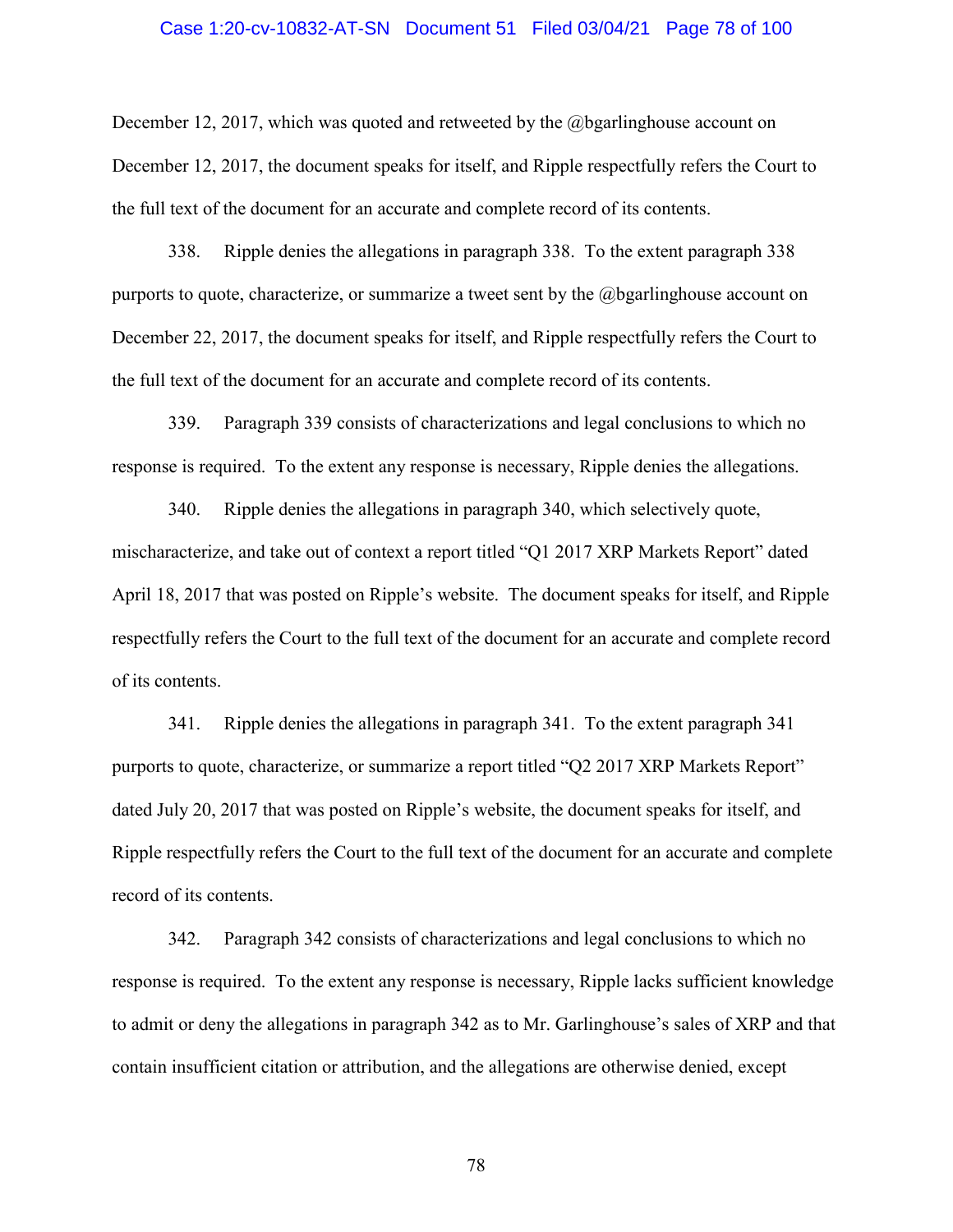December 12, 2017, which was quoted and retweeted by the @bgarlinghouse account on December 12, 2017, the document speaks for itself, and Ripple respectfully refers the Court to the full text of the document for an accurate and complete record of its contents.

338. Ripple denies the allegations in paragraph 338. To the extent paragraph 338 purports to quote, characterize, or summarize a tweet sent by the @bgarlinghouse account on December 22, 2017, the document speaks for itself, and Ripple respectfully refers the Court to the full text of the document for an accurate and complete record of its contents.

339. Paragraph 339 consists of characterizations and legal conclusions to which no response is required. To the extent any response is necessary, Ripple denies the allegations.

340. Ripple denies the allegations in paragraph 340, which selectively quote, mischaracterize, and take out of context a report titled "Q1 2017 XRP Markets Report" dated April 18, 2017 that was posted on Ripple's website. The document speaks for itself, and Ripple respectfully refers the Court to the full text of the document for an accurate and complete record of its contents.

341. Ripple denies the allegations in paragraph 341. To the extent paragraph 341 purports to quote, characterize, or summarize a report titled "Q2 2017 XRP Markets Report" dated July 20, 2017 that was posted on Ripple's website, the document speaks for itself, and Ripple respectfully refers the Court to the full text of the document for an accurate and complete record of its contents.

342. Paragraph 342 consists of characterizations and legal conclusions to which no response is required. To the extent any response is necessary, Ripple lacks sufficient knowledge to admit or deny the allegations in paragraph 342 as to Mr. Garlinghouse's sales of XRP and that contain insufficient citation or attribution, and the allegations are otherwise denied, except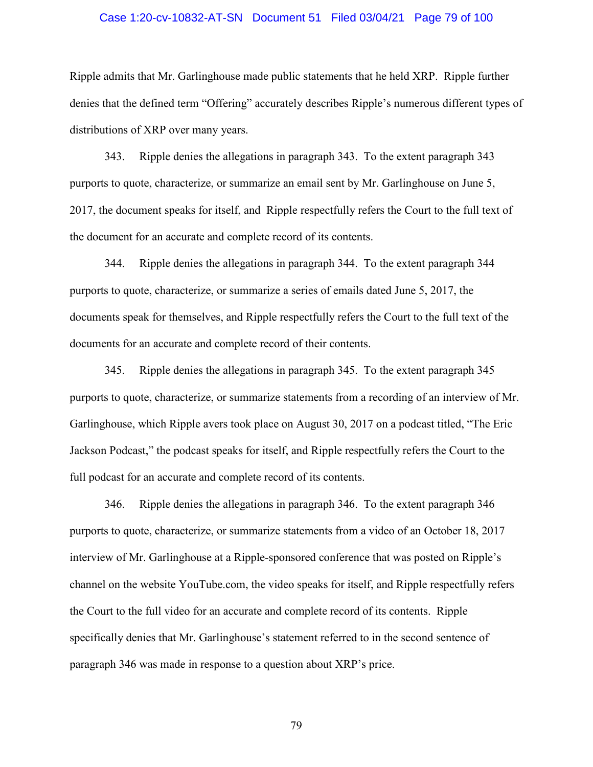Ripple admits that Mr. Garlinghouse made public statements that he held XRP. Ripple further denies that the defined term "Offering" accurately describes Ripple's numerous different types of distributions of XRP over many years.

343. Ripple denies the allegations in paragraph 343. To the extent paragraph 343 purports to quote, characterize, or summarize an email sent by Mr. Garlinghouse on June 5, 2017, the document speaks for itself, and Ripple respectfully refers the Court to the full text of the document for an accurate and complete record of its contents.

344. Ripple denies the allegations in paragraph 344. To the extent paragraph 344 purports to quote, characterize, or summarize a series of emails dated June 5, 2017, the documents speak for themselves, and Ripple respectfully refers the Court to the full text of the documents for an accurate and complete record of their contents.

345. Ripple denies the allegations in paragraph 345. To the extent paragraph 345 purports to quote, characterize, or summarize statements from a recording of an interview of Mr. Garlinghouse, which Ripple avers took place on August 30, 2017 on a podcast titled, "The Eric Jackson Podcast," the podcast speaks for itself, and Ripple respectfully refers the Court to the full podcast for an accurate and complete record of its contents.

346. Ripple denies the allegations in paragraph 346. To the extent paragraph 346 purports to quote, characterize, or summarize statements from a video of an October 18, 2017 interview of Mr. Garlinghouse at a Ripple-sponsored conference that was posted on Ripple's channel on the website YouTube.com, the video speaks for itself, and Ripple respectfully refers the Court to the full video for an accurate and complete record of its contents. Ripple specifically denies that Mr. Garlinghouse's statement referred to in the second sentence of paragraph 346 was made in response to a question about XRP's price.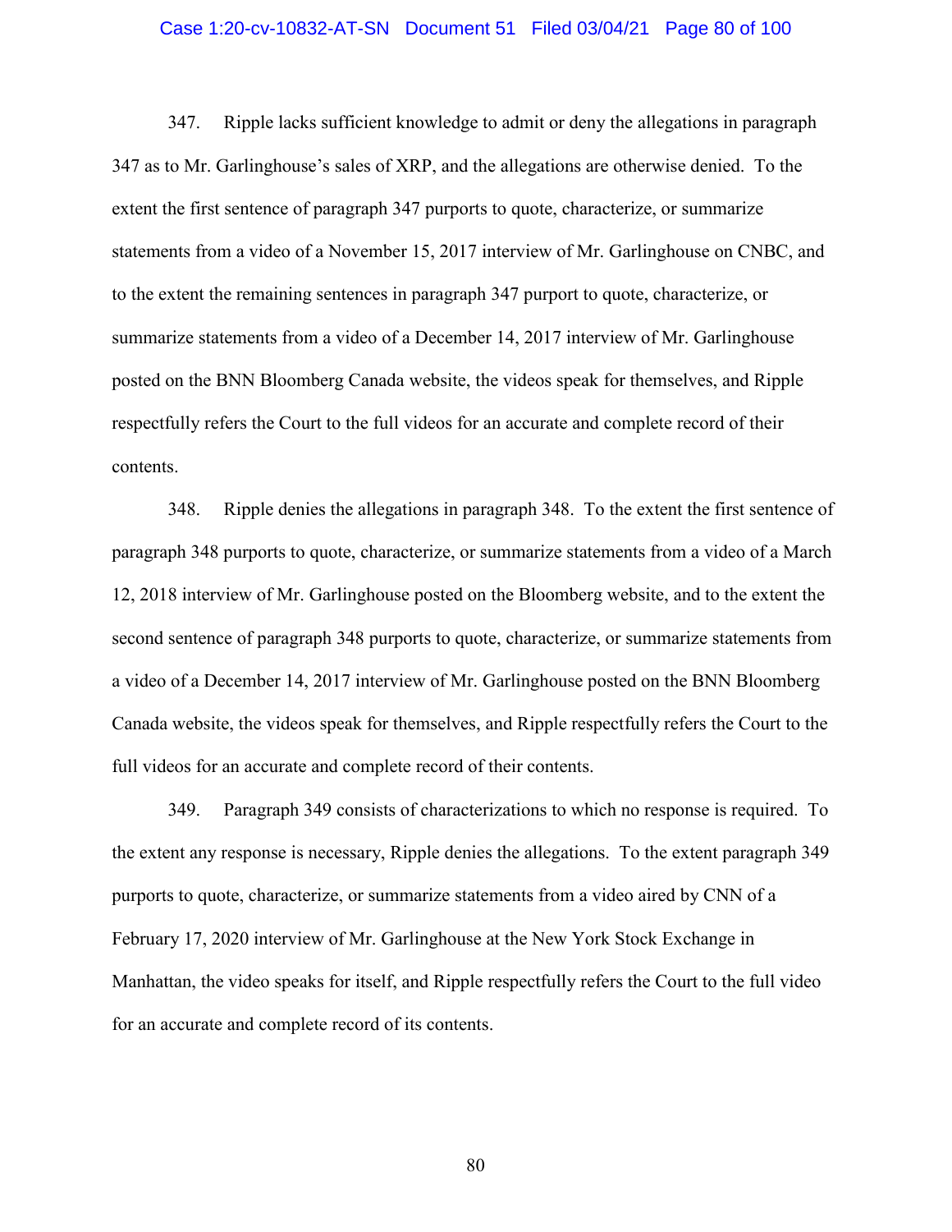347. Ripple lacks sufficient knowledge to admit or deny the allegations in paragraph 347 as to Mr. Garlinghouse's sales of XRP, and the allegations are otherwise denied. To the extent the first sentence of paragraph 347 purports to quote, characterize, or summarize statements from a video of a November 15, 2017 interview of Mr. Garlinghouse on CNBC, and to the extent the remaining sentences in paragraph 347 purport to quote, characterize, or summarize statements from a video of a December 14, 2017 interview of Mr. Garlinghouse posted on the BNN Bloomberg Canada website, the videos speak for themselves, and Ripple respectfully refers the Court to the full videos for an accurate and complete record of their contents.

348. Ripple denies the allegations in paragraph 348. To the extent the first sentence of paragraph 348 purports to quote, characterize, or summarize statements from a video of a March 12, 2018 interview of Mr. Garlinghouse posted on the Bloomberg website, and to the extent the second sentence of paragraph 348 purports to quote, characterize, or summarize statements from a video of a December 14, 2017 interview of Mr. Garlinghouse posted on the BNN Bloomberg Canada website, the videos speak for themselves, and Ripple respectfully refers the Court to the full videos for an accurate and complete record of their contents.

349. Paragraph 349 consists of characterizations to which no response is required. To the extent any response is necessary, Ripple denies the allegations. To the extent paragraph 349 purports to quote, characterize, or summarize statements from a video aired by CNN of a February 17, 2020 interview of Mr. Garlinghouse at the New York Stock Exchange in Manhattan, the video speaks for itself, and Ripple respectfully refers the Court to the full video for an accurate and complete record of its contents.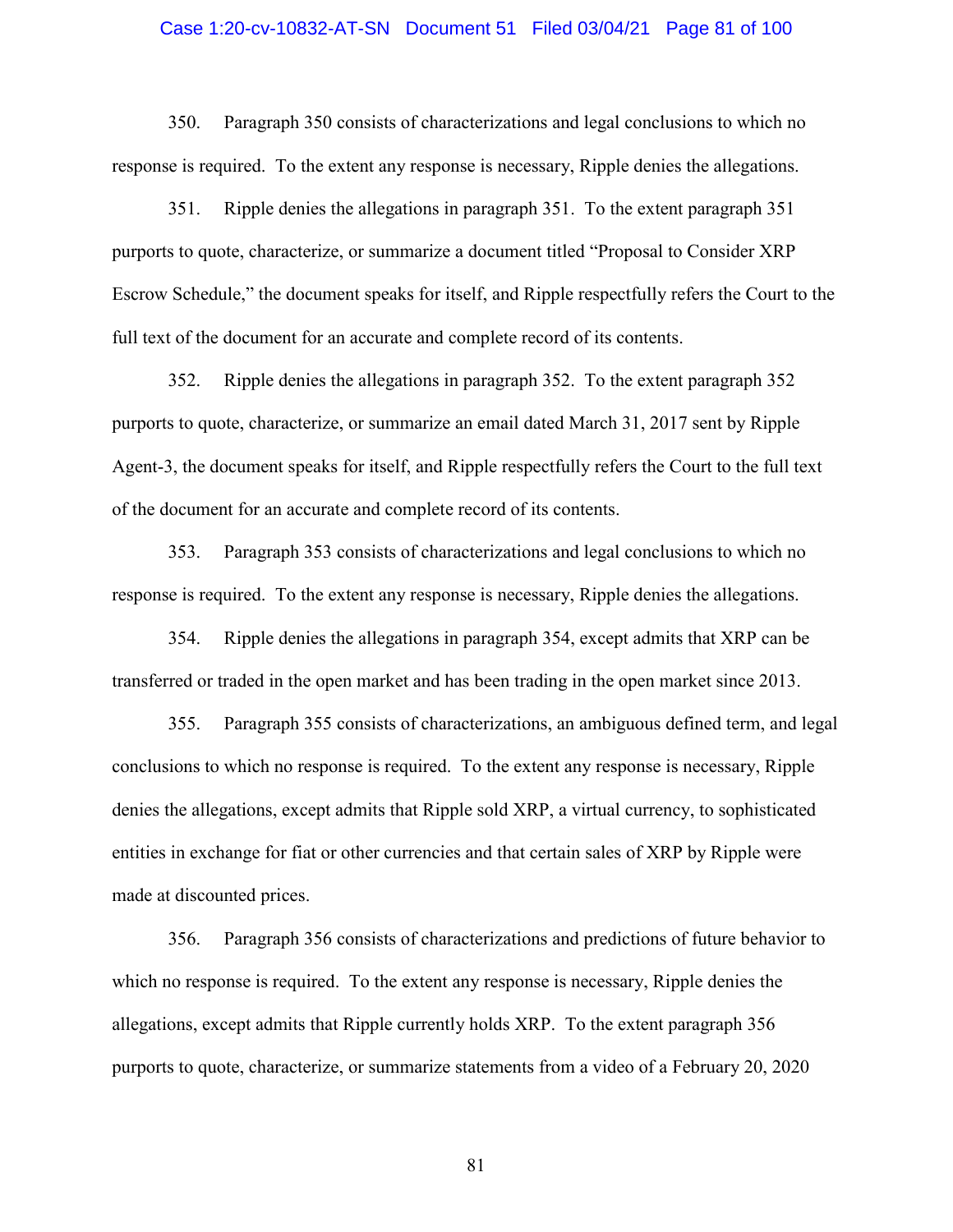350. Paragraph 350 consists of characterizations and legal conclusions to which no response is required. To the extent any response is necessary, Ripple denies the allegations.

351. Ripple denies the allegations in paragraph 351. To the extent paragraph 351 purports to quote, characterize, or summarize a document titled "Proposal to Consider XRP Escrow Schedule," the document speaks for itself, and Ripple respectfully refers the Court to the full text of the document for an accurate and complete record of its contents.

352. Ripple denies the allegations in paragraph 352. To the extent paragraph 352 purports to quote, characterize, or summarize an email dated March 31, 2017 sent by Ripple Agent-3, the document speaks for itself, and Ripple respectfully refers the Court to the full text of the document for an accurate and complete record of its contents.

353. Paragraph 353 consists of characterizations and legal conclusions to which no response is required. To the extent any response is necessary, Ripple denies the allegations.

354. Ripple denies the allegations in paragraph 354, except admits that XRP can be transferred or traded in the open market and has been trading in the open market since 2013.

355. Paragraph 355 consists of characterizations, an ambiguous defined term, and legal conclusions to which no response is required. To the extent any response is necessary, Ripple denies the allegations, except admits that Ripple sold XRP, a virtual currency, to sophisticated entities in exchange for fiat or other currencies and that certain sales of XRP by Ripple were made at discounted prices.

356. Paragraph 356 consists of characterizations and predictions of future behavior to which no response is required. To the extent any response is necessary, Ripple denies the allegations, except admits that Ripple currently holds XRP. To the extent paragraph 356 purports to quote, characterize, or summarize statements from a video of a February 20, 2020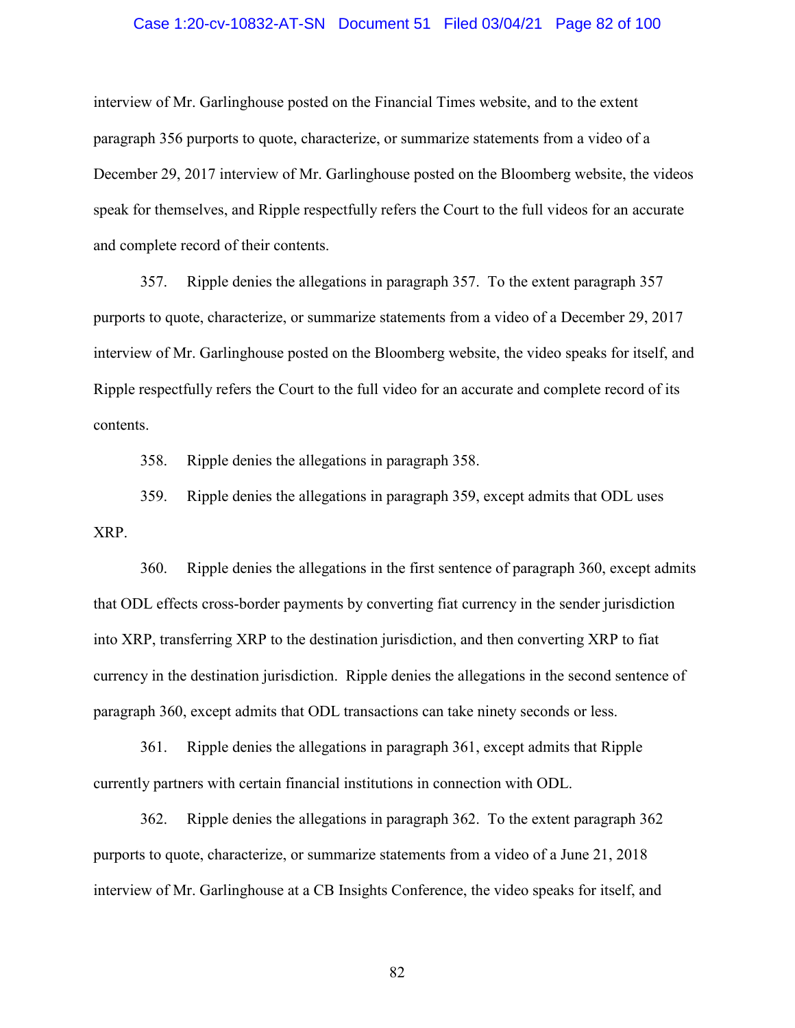interview of Mr. Garlinghouse posted on the Financial Times website, and to the extent paragraph 356 purports to quote, characterize, or summarize statements from a video of a December 29, 2017 interview of Mr. Garlinghouse posted on the Bloomberg website, the videos speak for themselves, and Ripple respectfully refers the Court to the full videos for an accurate and complete record of their contents.

357. Ripple denies the allegations in paragraph 357. To the extent paragraph 357 purports to quote, characterize, or summarize statements from a video of a December 29, 2017 interview of Mr. Garlinghouse posted on the Bloomberg website, the video speaks for itself, and Ripple respectfully refers the Court to the full video for an accurate and complete record of its contents.

358. Ripple denies the allegations in paragraph 358.

359. Ripple denies the allegations in paragraph 359, except admits that ODL uses XRP.

360. Ripple denies the allegations in the first sentence of paragraph 360, except admits that ODL effects cross-border payments by converting fiat currency in the sender jurisdiction into XRP, transferring XRP to the destination jurisdiction, and then converting XRP to fiat currency in the destination jurisdiction. Ripple denies the allegations in the second sentence of paragraph 360, except admits that ODL transactions can take ninety seconds or less.

361. Ripple denies the allegations in paragraph 361, except admits that Ripple currently partners with certain financial institutions in connection with ODL.

362. Ripple denies the allegations in paragraph 362. To the extent paragraph 362 purports to quote, characterize, or summarize statements from a video of a June 21, 2018 interview of Mr. Garlinghouse at a CB Insights Conference, the video speaks for itself, and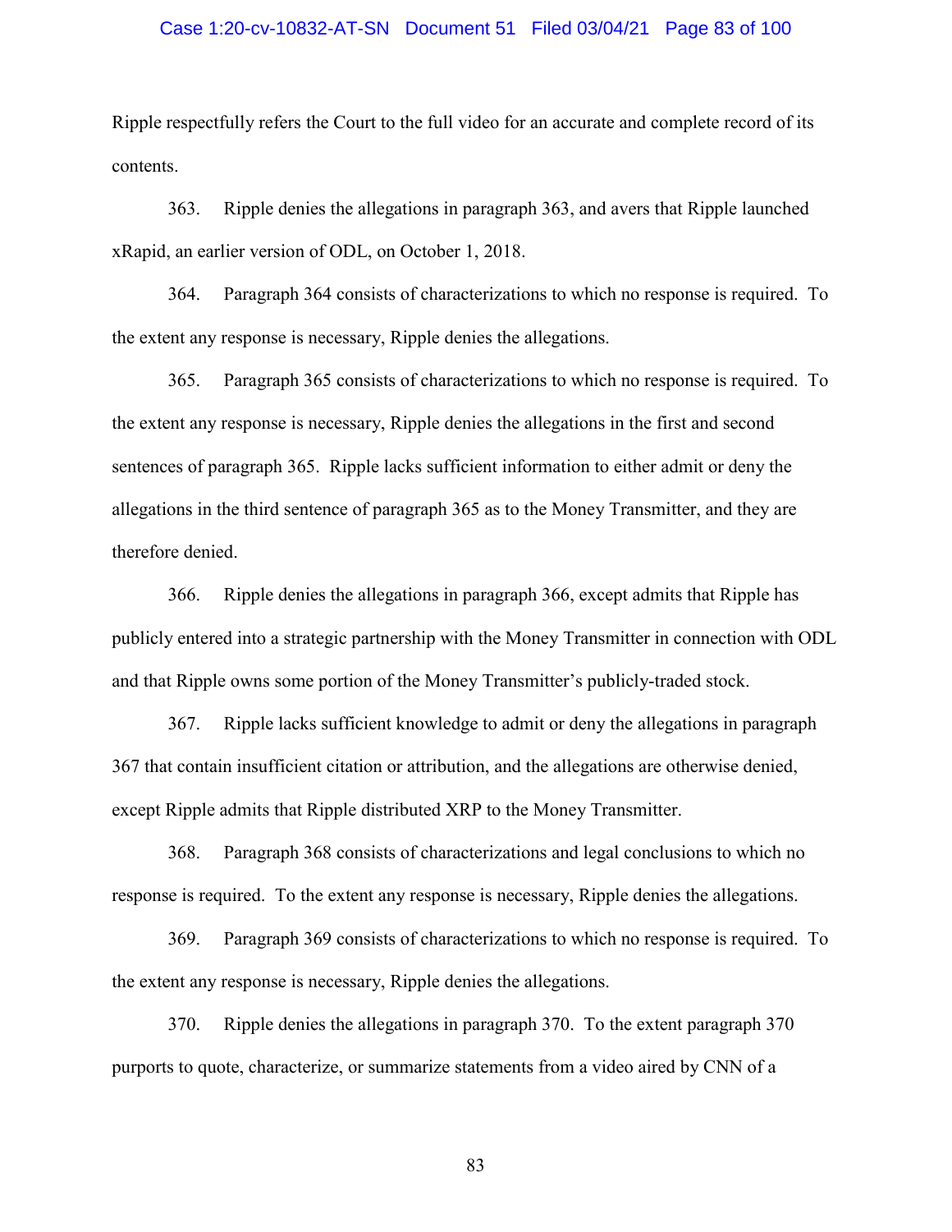Ripple respectfully refers the Court to the full video for an accurate and complete record of its contents.

363. Ripple denies the allegations in paragraph 363, and avers that Ripple launched xRapid, an earlier version of ODL, on October 1, 2018.

364. Paragraph 364 consists of characterizations to which no response is required. To the extent any response is necessary, Ripple denies the allegations.

365. Paragraph 365 consists of characterizations to which no response is required. To the extent any response is necessary, Ripple denies the allegations in the first and second sentences of paragraph 365. Ripple lacks sufficient information to either admit or deny the allegations in the third sentence of paragraph 365 as to the Money Transmitter, and they are therefore denied.

366. Ripple denies the allegations in paragraph 366, except admits that Ripple has publicly entered into a strategic partnership with the Money Transmitter in connection with ODL and that Ripple owns some portion of the Money Transmitter's publicly-traded stock.

367. Ripple lacks sufficient knowledge to admit or deny the allegations in paragraph 367 that contain insufficient citation or attribution, and the allegations are otherwise denied, except Ripple admits that Ripple distributed XRP to the Money Transmitter.

368. Paragraph 368 consists of characterizations and legal conclusions to which no response is required. To the extent any response is necessary, Ripple denies the allegations.

369. Paragraph 369 consists of characterizations to which no response is required. To the extent any response is necessary, Ripple denies the allegations.

370. Ripple denies the allegations in paragraph 370. To the extent paragraph 370 purports to quote, characterize, or summarize statements from a video aired by CNN of a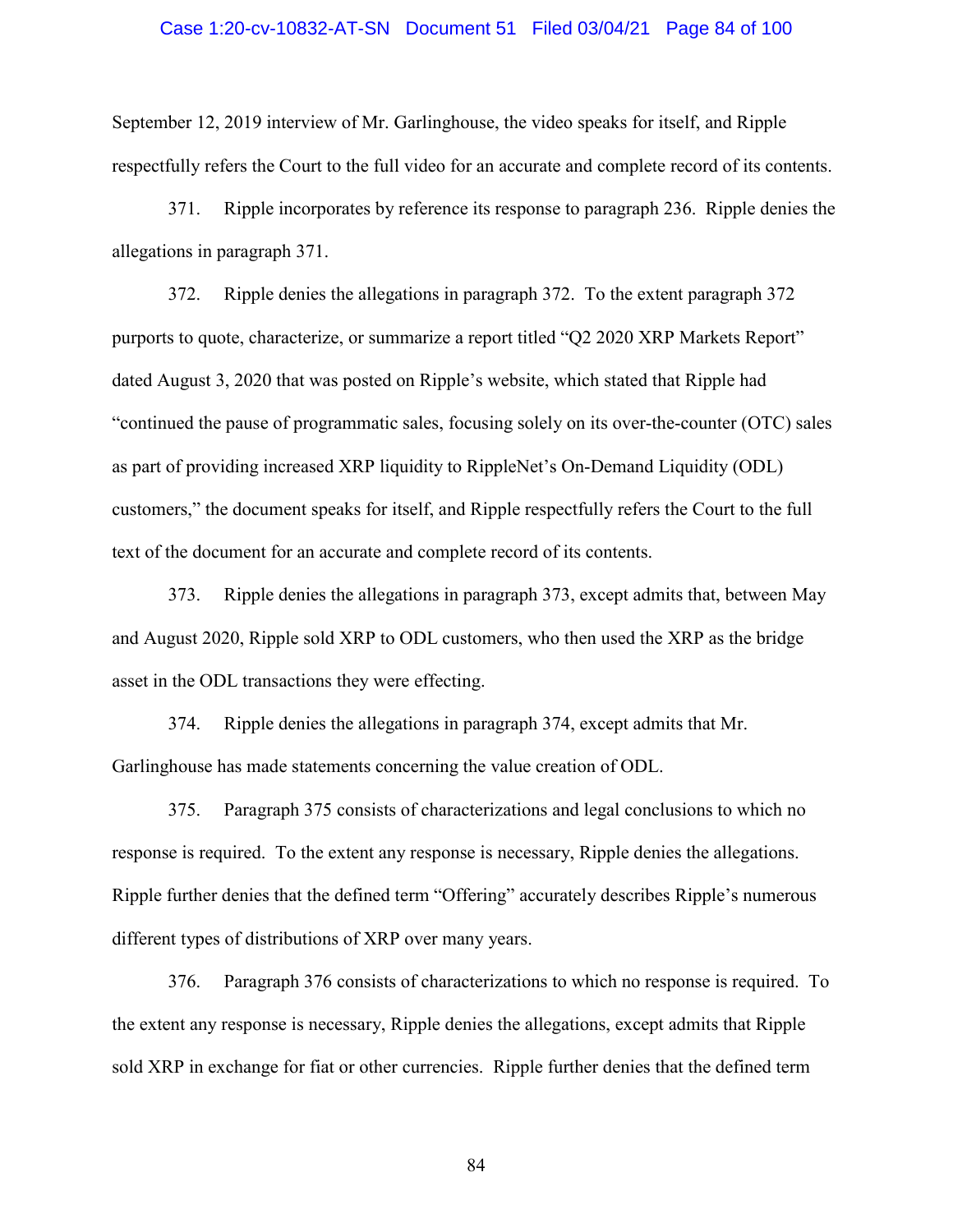September 12, 2019 interview of Mr. Garlinghouse, the video speaks for itself, and Ripple respectfully refers the Court to the full video for an accurate and complete record of its contents.

371. Ripple incorporates by reference its response to paragraph 236. Ripple denies the allegations in paragraph 371.

372. Ripple denies the allegations in paragraph 372. To the extent paragraph 372 purports to quote, characterize, or summarize a report titled "Q2 2020 XRP Markets Report" dated August 3, 2020 that was posted on Ripple's website, which stated that Ripple had "continued the pause of programmatic sales, focusing solely on its over-the-counter (OTC) sales as part of providing increased XRP liquidity to RippleNet's On-Demand Liquidity (ODL) customers," the document speaks for itself, and Ripple respectfully refers the Court to the full text of the document for an accurate and complete record of its contents.

373. Ripple denies the allegations in paragraph 373, except admits that, between May and August 2020, Ripple sold XRP to ODL customers, who then used the XRP as the bridge asset in the ODL transactions they were effecting.

374. Ripple denies the allegations in paragraph 374, except admits that Mr. Garlinghouse has made statements concerning the value creation of ODL.

375. Paragraph 375 consists of characterizations and legal conclusions to which no response is required. To the extent any response is necessary, Ripple denies the allegations. Ripple further denies that the defined term "Offering" accurately describes Ripple's numerous different types of distributions of XRP over many years.

376. Paragraph 376 consists of characterizations to which no response is required. To the extent any response is necessary, Ripple denies the allegations, except admits that Ripple sold XRP in exchange for fiat or other currencies. Ripple further denies that the defined term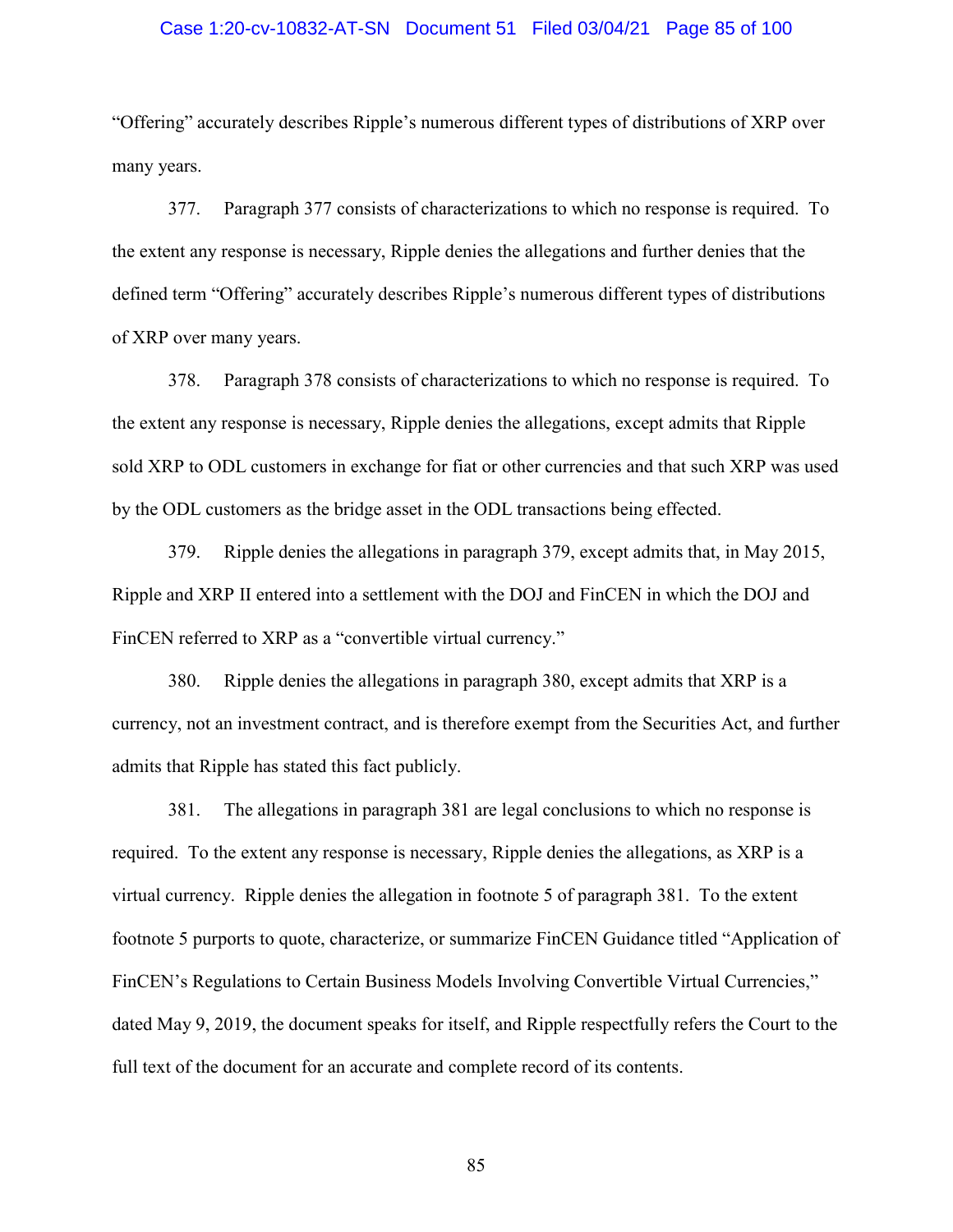"Offering" accurately describes Ripple's numerous different types of distributions of XRP over many years.

377. Paragraph 377 consists of characterizations to which no response is required. To the extent any response is necessary, Ripple denies the allegations and further denies that the defined term "Offering" accurately describes Ripple's numerous different types of distributions of XRP over many years.

378. Paragraph 378 consists of characterizations to which no response is required. To the extent any response is necessary, Ripple denies the allegations, except admits that Ripple sold XRP to ODL customers in exchange for fiat or other currencies and that such XRP was used by the ODL customers as the bridge asset in the ODL transactions being effected.

379. Ripple denies the allegations in paragraph 379, except admits that, in May 2015, Ripple and XRP II entered into a settlement with the DOJ and FinCEN in which the DOJ and FinCEN referred to XRP as a "convertible virtual currency."

380. Ripple denies the allegations in paragraph 380, except admits that XRP is a currency, not an investment contract, and is therefore exempt from the Securities Act, and further admits that Ripple has stated this fact publicly.

381. The allegations in paragraph 381 are legal conclusions to which no response is required. To the extent any response is necessary, Ripple denies the allegations, as XRP is a virtual currency. Ripple denies the allegation in footnote 5 of paragraph 381. To the extent footnote 5 purports to quote, characterize, or summarize FinCEN Guidance titled "Application of FinCEN's Regulations to Certain Business Models Involving Convertible Virtual Currencies," dated May 9, 2019, the document speaks for itself, and Ripple respectfully refers the Court to the full text of the document for an accurate and complete record of its contents.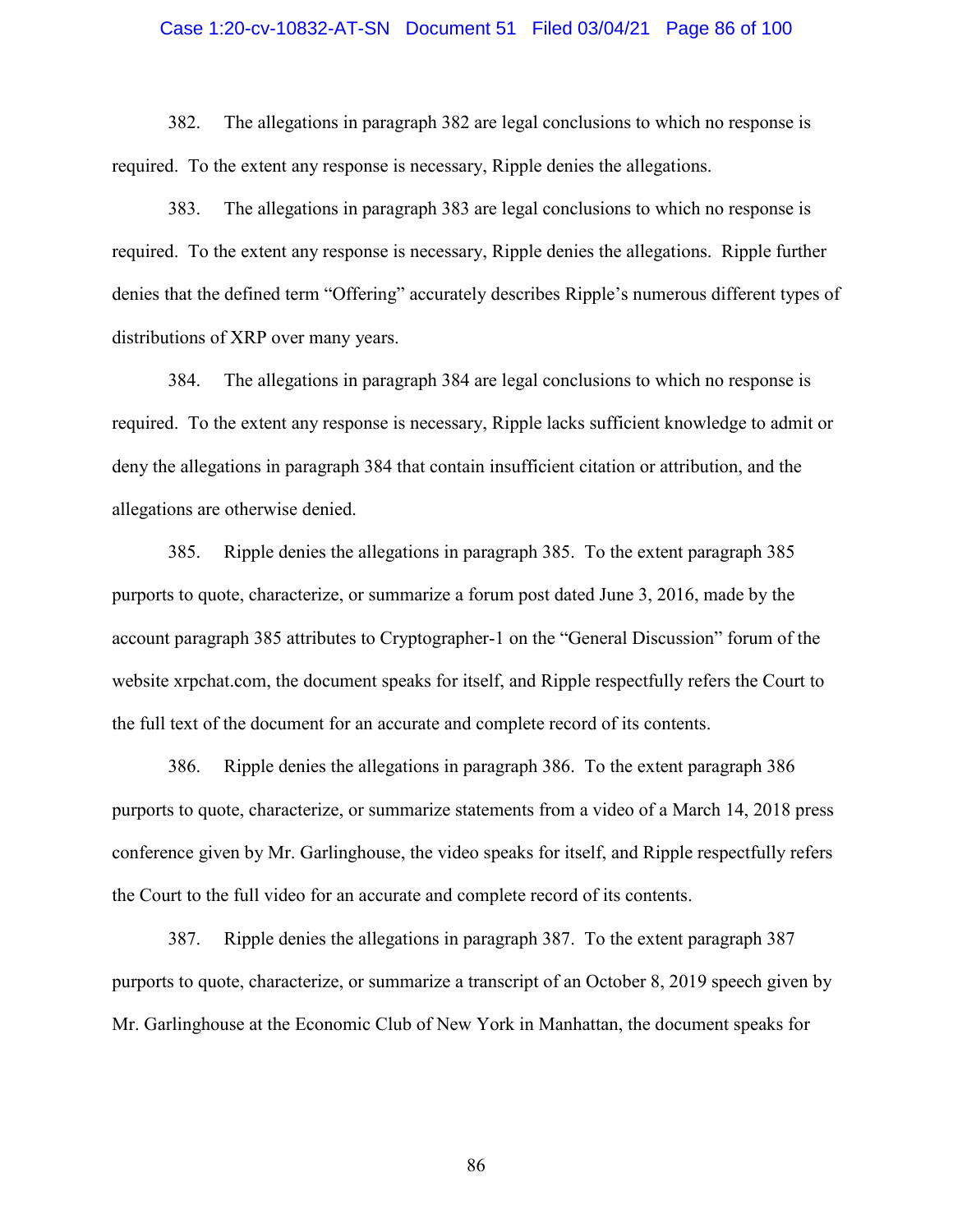382. The allegations in paragraph 382 are legal conclusions to which no response is required. To the extent any response is necessary, Ripple denies the allegations.

383. The allegations in paragraph 383 are legal conclusions to which no response is required. To the extent any response is necessary, Ripple denies the allegations. Ripple further denies that the defined term "Offering" accurately describes Ripple's numerous different types of distributions of XRP over many years.

384. The allegations in paragraph 384 are legal conclusions to which no response is required. To the extent any response is necessary, Ripple lacks sufficient knowledge to admit or deny the allegations in paragraph 384 that contain insufficient citation or attribution, and the allegations are otherwise denied.

385. Ripple denies the allegations in paragraph 385. To the extent paragraph 385 purports to quote, characterize, or summarize a forum post dated June 3, 2016, made by the account paragraph 385 attributes to Cryptographer-1 on the "General Discussion" forum of the website xrpchat.com, the document speaks for itself, and Ripple respectfully refers the Court to the full text of the document for an accurate and complete record of its contents.

386. Ripple denies the allegations in paragraph 386. To the extent paragraph 386 purports to quote, characterize, or summarize statements from a video of a March 14, 2018 press conference given by Mr. Garlinghouse, the video speaks for itself, and Ripple respectfully refers the Court to the full video for an accurate and complete record of its contents.

387. Ripple denies the allegations in paragraph 387. To the extent paragraph 387 purports to quote, characterize, or summarize a transcript of an October 8, 2019 speech given by Mr. Garlinghouse at the Economic Club of New York in Manhattan, the document speaks for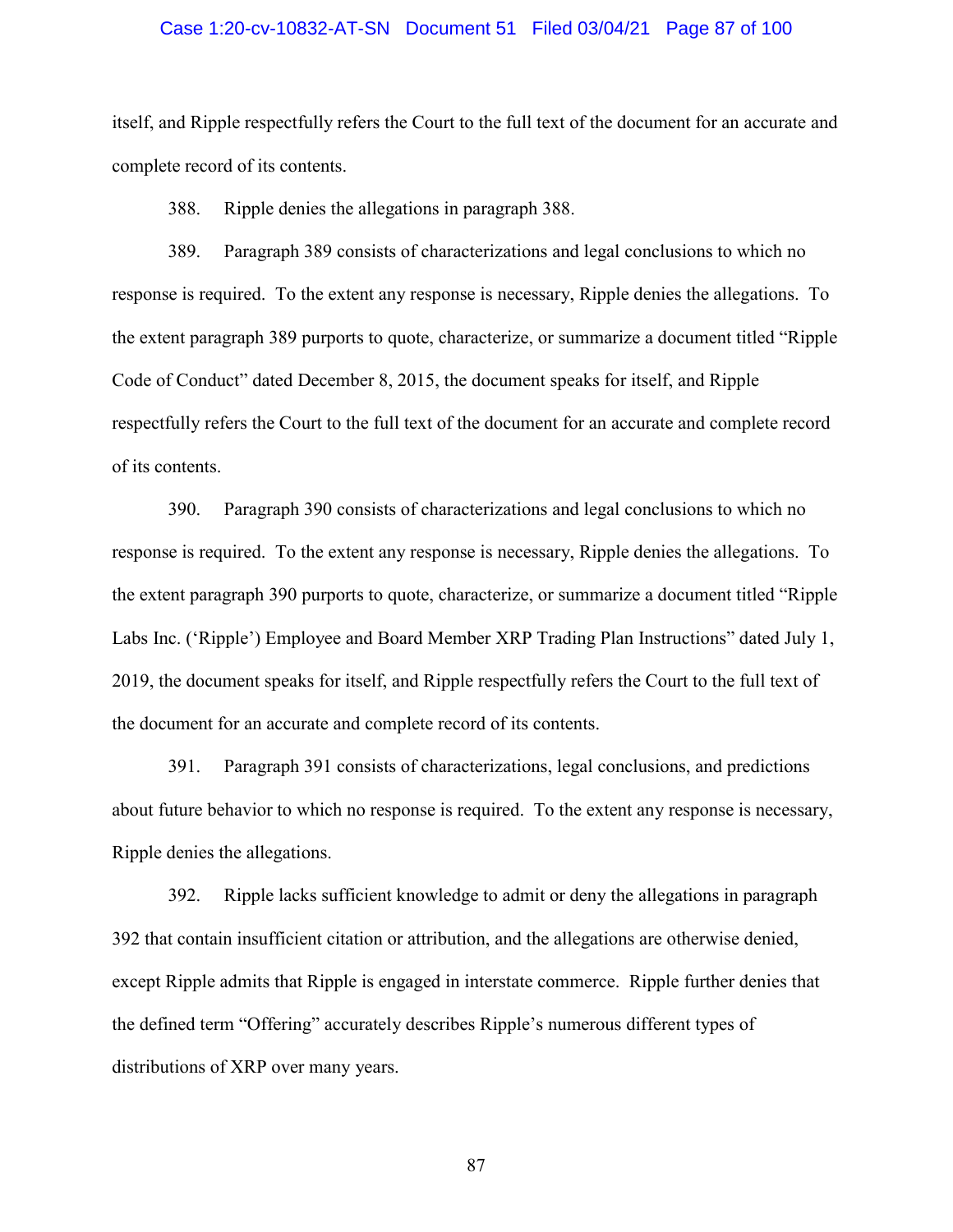itself, and Ripple respectfully refers the Court to the full text of the document for an accurate and complete record of its contents.

388. Ripple denies the allegations in paragraph 388.

389. Paragraph 389 consists of characterizations and legal conclusions to which no response is required. To the extent any response is necessary, Ripple denies the allegations. To the extent paragraph 389 purports to quote, characterize, or summarize a document titled "Ripple Code of Conduct" dated December 8, 2015, the document speaks for itself, and Ripple respectfully refers the Court to the full text of the document for an accurate and complete record of its contents.

390. Paragraph 390 consists of characterizations and legal conclusions to which no response is required. To the extent any response is necessary, Ripple denies the allegations. To the extent paragraph 390 purports to quote, characterize, or summarize a document titled "Ripple Labs Inc. ('Ripple') Employee and Board Member XRP Trading Plan Instructions" dated July 1, 2019, the document speaks for itself, and Ripple respectfully refers the Court to the full text of the document for an accurate and complete record of its contents.

391. Paragraph 391 consists of characterizations, legal conclusions, and predictions about future behavior to which no response is required. To the extent any response is necessary, Ripple denies the allegations.

392. Ripple lacks sufficient knowledge to admit or deny the allegations in paragraph 392 that contain insufficient citation or attribution, and the allegations are otherwise denied, except Ripple admits that Ripple is engaged in interstate commerce. Ripple further denies that the defined term "Offering" accurately describes Ripple's numerous different types of distributions of XRP over many years.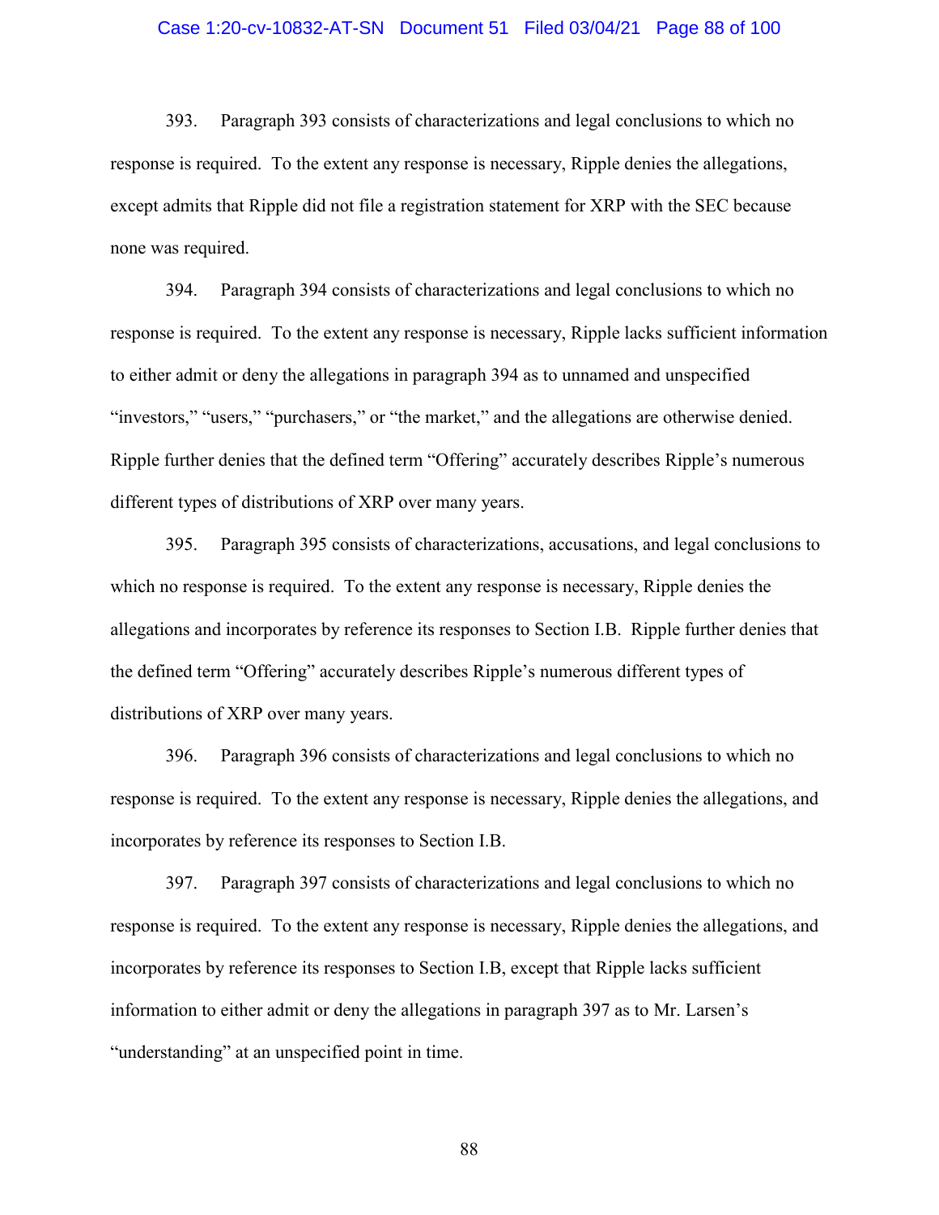393. Paragraph 393 consists of characterizations and legal conclusions to which no response is required. To the extent any response is necessary, Ripple denies the allegations, except admits that Ripple did not file a registration statement for XRP with the SEC because none was required.

394. Paragraph 394 consists of characterizations and legal conclusions to which no response is required. To the extent any response is necessary, Ripple lacks sufficient information to either admit or deny the allegations in paragraph 394 as to unnamed and unspecified "investors," "users," "purchasers," or "the market," and the allegations are otherwise denied. Ripple further denies that the defined term "Offering" accurately describes Ripple's numerous different types of distributions of XRP over many years.

395. Paragraph 395 consists of characterizations, accusations, and legal conclusions to which no response is required. To the extent any response is necessary, Ripple denies the allegations and incorporates by reference its responses to Section I.B. Ripple further denies that the defined term "Offering" accurately describes Ripple's numerous different types of distributions of XRP over many years.

396. Paragraph 396 consists of characterizations and legal conclusions to which no response is required. To the extent any response is necessary, Ripple denies the allegations, and incorporates by reference its responses to Section I.B.

397. Paragraph 397 consists of characterizations and legal conclusions to which no response is required. To the extent any response is necessary, Ripple denies the allegations, and incorporates by reference its responses to Section I.B, except that Ripple lacks sufficient information to either admit or deny the allegations in paragraph 397 as to Mr. Larsen's "understanding" at an unspecified point in time.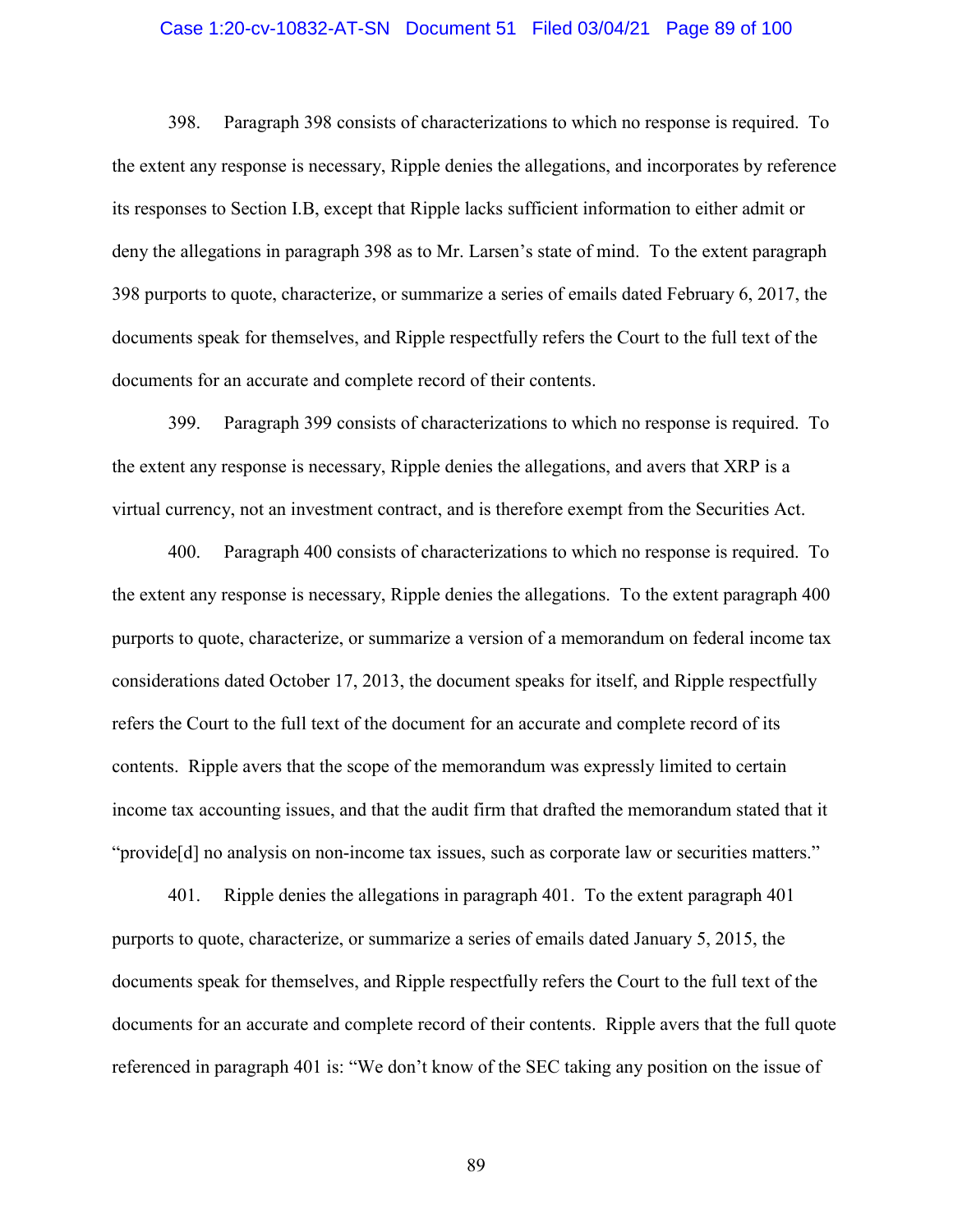398. Paragraph 398 consists of characterizations to which no response is required. To the extent any response is necessary, Ripple denies the allegations, and incorporates by reference its responses to Section I.B, except that Ripple lacks sufficient information to either admit or deny the allegations in paragraph 398 as to Mr. Larsen's state of mind. To the extent paragraph 398 purports to quote, characterize, or summarize a series of emails dated February 6, 2017, the documents speak for themselves, and Ripple respectfully refers the Court to the full text of the documents for an accurate and complete record of their contents.

399. Paragraph 399 consists of characterizations to which no response is required. To the extent any response is necessary, Ripple denies the allegations, and avers that XRP is a virtual currency, not an investment contract, and is therefore exempt from the Securities Act.

400. Paragraph 400 consists of characterizations to which no response is required. To the extent any response is necessary, Ripple denies the allegations. To the extent paragraph 400 purports to quote, characterize, or summarize a version of a memorandum on federal income tax considerations dated October 17, 2013, the document speaks for itself, and Ripple respectfully refers the Court to the full text of the document for an accurate and complete record of its contents. Ripple avers that the scope of the memorandum was expressly limited to certain income tax accounting issues, and that the audit firm that drafted the memorandum stated that it "provide[d] no analysis on non-income tax issues, such as corporate law or securities matters."

401. Ripple denies the allegations in paragraph 401. To the extent paragraph 401 purports to quote, characterize, or summarize a series of emails dated January 5, 2015, the documents speak for themselves, and Ripple respectfully refers the Court to the full text of the documents for an accurate and complete record of their contents. Ripple avers that the full quote referenced in paragraph 401 is: "We don't know of the SEC taking any position on the issue of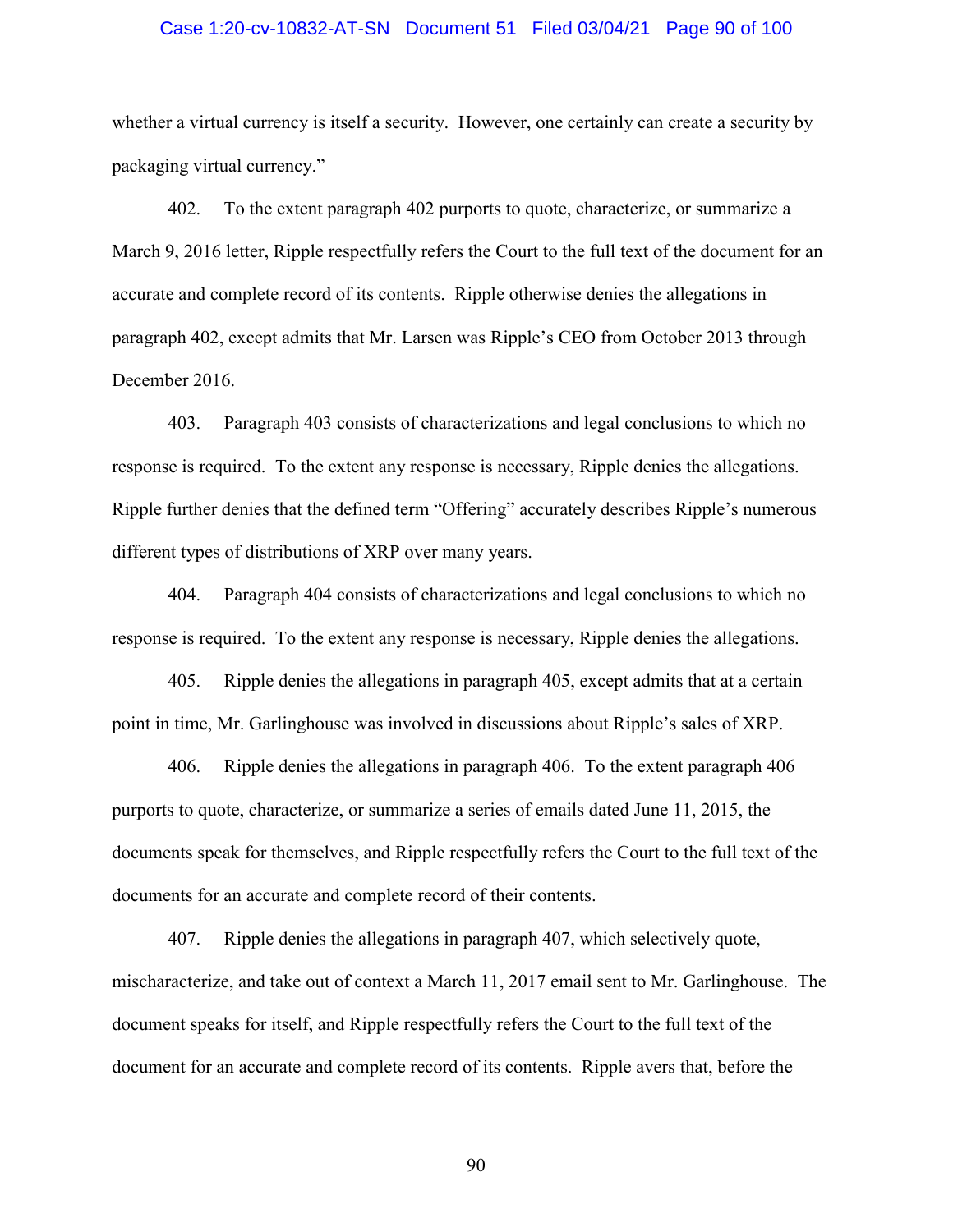whether a virtual currency is itself a security. However, one certainly can create a security by packaging virtual currency."

402. To the extent paragraph 402 purports to quote, characterize, or summarize a March 9, 2016 letter, Ripple respectfully refers the Court to the full text of the document for an accurate and complete record of its contents. Ripple otherwise denies the allegations in paragraph 402, except admits that Mr. Larsen was Ripple's CEO from October 2013 through December 2016.

403. Paragraph 403 consists of characterizations and legal conclusions to which no response is required. To the extent any response is necessary, Ripple denies the allegations. Ripple further denies that the defined term "Offering" accurately describes Ripple's numerous different types of distributions of XRP over many years.

404. Paragraph 404 consists of characterizations and legal conclusions to which no response is required. To the extent any response is necessary, Ripple denies the allegations.

405. Ripple denies the allegations in paragraph 405, except admits that at a certain point in time, Mr. Garlinghouse was involved in discussions about Ripple's sales of XRP.

406. Ripple denies the allegations in paragraph 406. To the extent paragraph 406 purports to quote, characterize, or summarize a series of emails dated June 11, 2015, the documents speak for themselves, and Ripple respectfully refers the Court to the full text of the documents for an accurate and complete record of their contents.

407. Ripple denies the allegations in paragraph 407, which selectively quote, mischaracterize, and take out of context a March 11, 2017 email sent to Mr. Garlinghouse. The document speaks for itself, and Ripple respectfully refers the Court to the full text of the document for an accurate and complete record of its contents. Ripple avers that, before the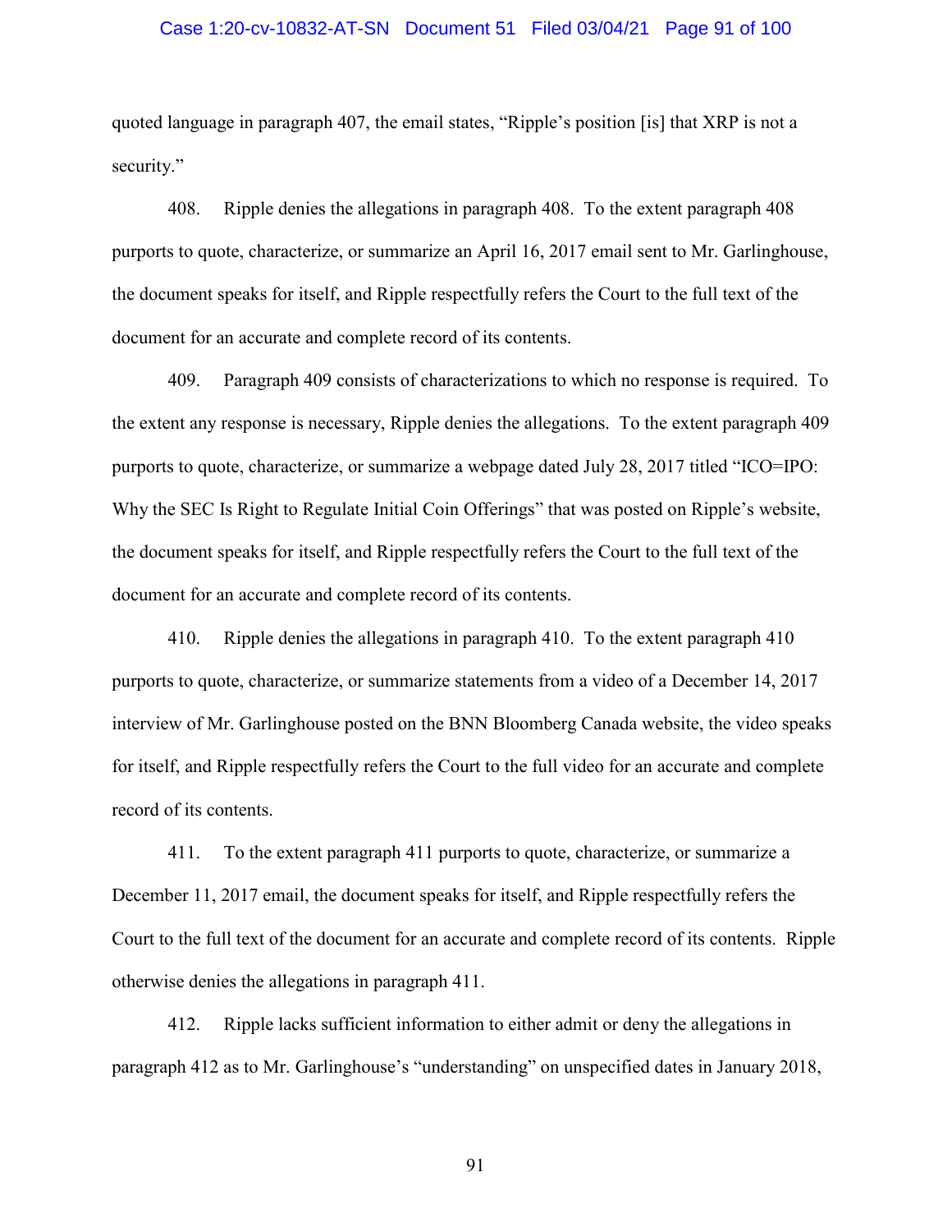quoted language in paragraph 407, the email states, "Ripple's position [is] that XRP is not a security."

408. Ripple denies the allegations in paragraph 408. To the extent paragraph 408 purports to quote, characterize, or summarize an April 16, 2017 email sent to Mr. Garlinghouse, the document speaks for itself, and Ripple respectfully refers the Court to the full text of the document for an accurate and complete record of its contents.

409. Paragraph 409 consists of characterizations to which no response is required. To the extent any response is necessary, Ripple denies the allegations. To the extent paragraph 409 purports to quote, characterize, or summarize a webpage dated July 28, 2017 titled "ICO=IPO: Why the SEC Is Right to Regulate Initial Coin Offerings" that was posted on Ripple's website, the document speaks for itself, and Ripple respectfully refers the Court to the full text of the document for an accurate and complete record of its contents.

410. Ripple denies the allegations in paragraph 410. To the extent paragraph 410 purports to quote, characterize, or summarize statements from a video of a December 14, 2017 interview of Mr. Garlinghouse posted on the BNN Bloomberg Canada website, the video speaks for itself, and Ripple respectfully refers the Court to the full video for an accurate and complete record of its contents.

411. To the extent paragraph 411 purports to quote, characterize, or summarize a December 11, 2017 email, the document speaks for itself, and Ripple respectfully refers the Court to the full text of the document for an accurate and complete record of its contents. Ripple otherwise denies the allegations in paragraph 411.

412. Ripple lacks sufficient information to either admit or deny the allegations in paragraph 412 as to Mr. Garlinghouse's "understanding" on unspecified dates in January 2018,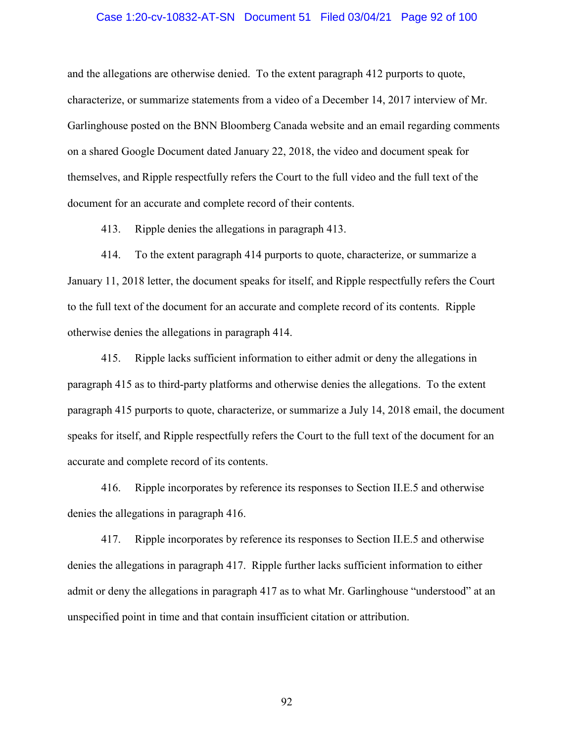and the allegations are otherwise denied. To the extent paragraph 412 purports to quote, characterize, or summarize statements from a video of a December 14, 2017 interview of Mr. Garlinghouse posted on the BNN Bloomberg Canada website and an email regarding comments on a shared Google Document dated January 22, 2018, the video and document speak for themselves, and Ripple respectfully refers the Court to the full video and the full text of the document for an accurate and complete record of their contents.

413. Ripple denies the allegations in paragraph 413.

414. To the extent paragraph 414 purports to quote, characterize, or summarize a January 11, 2018 letter, the document speaks for itself, and Ripple respectfully refers the Court to the full text of the document for an accurate and complete record of its contents. Ripple otherwise denies the allegations in paragraph 414.

415. Ripple lacks sufficient information to either admit or deny the allegations in paragraph 415 as to third-party platforms and otherwise denies the allegations. To the extent paragraph 415 purports to quote, characterize, or summarize a July 14, 2018 email, the document speaks for itself, and Ripple respectfully refers the Court to the full text of the document for an accurate and complete record of its contents.

416. Ripple incorporates by reference its responses to Section II.E.5 and otherwise denies the allegations in paragraph 416.

417. Ripple incorporates by reference its responses to Section II.E.5 and otherwise denies the allegations in paragraph 417. Ripple further lacks sufficient information to either admit or deny the allegations in paragraph 417 as to what Mr. Garlinghouse "understood" at an unspecified point in time and that contain insufficient citation or attribution.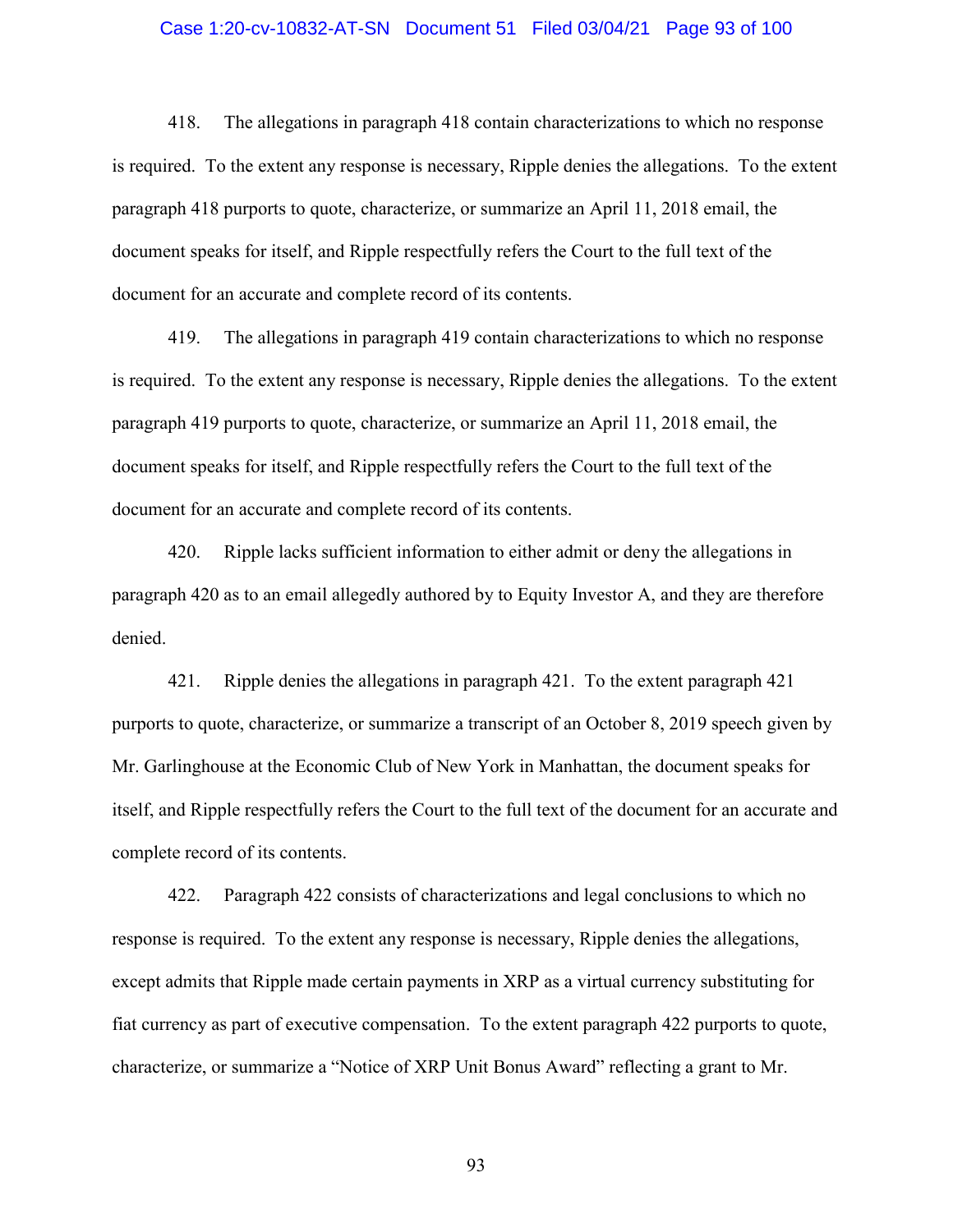418. The allegations in paragraph 418 contain characterizations to which no response is required. To the extent any response is necessary, Ripple denies the allegations. To the extent paragraph 418 purports to quote, characterize, or summarize an April 11, 2018 email, the document speaks for itself, and Ripple respectfully refers the Court to the full text of the document for an accurate and complete record of its contents.

419. The allegations in paragraph 419 contain characterizations to which no response is required. To the extent any response is necessary, Ripple denies the allegations. To the extent paragraph 419 purports to quote, characterize, or summarize an April 11, 2018 email, the document speaks for itself, and Ripple respectfully refers the Court to the full text of the document for an accurate and complete record of its contents.

420. Ripple lacks sufficient information to either admit or deny the allegations in paragraph 420 as to an email allegedly authored by to Equity Investor A, and they are therefore denied.

421. Ripple denies the allegations in paragraph 421. To the extent paragraph 421 purports to quote, characterize, or summarize a transcript of an October 8, 2019 speech given by Mr. Garlinghouse at the Economic Club of New York in Manhattan, the document speaks for itself, and Ripple respectfully refers the Court to the full text of the document for an accurate and complete record of its contents.

422. Paragraph 422 consists of characterizations and legal conclusions to which no response is required. To the extent any response is necessary, Ripple denies the allegations, except admits that Ripple made certain payments in XRP as a virtual currency substituting for fiat currency as part of executive compensation. To the extent paragraph 422 purports to quote, characterize, or summarize a "Notice of XRP Unit Bonus Award" reflecting a grant to Mr.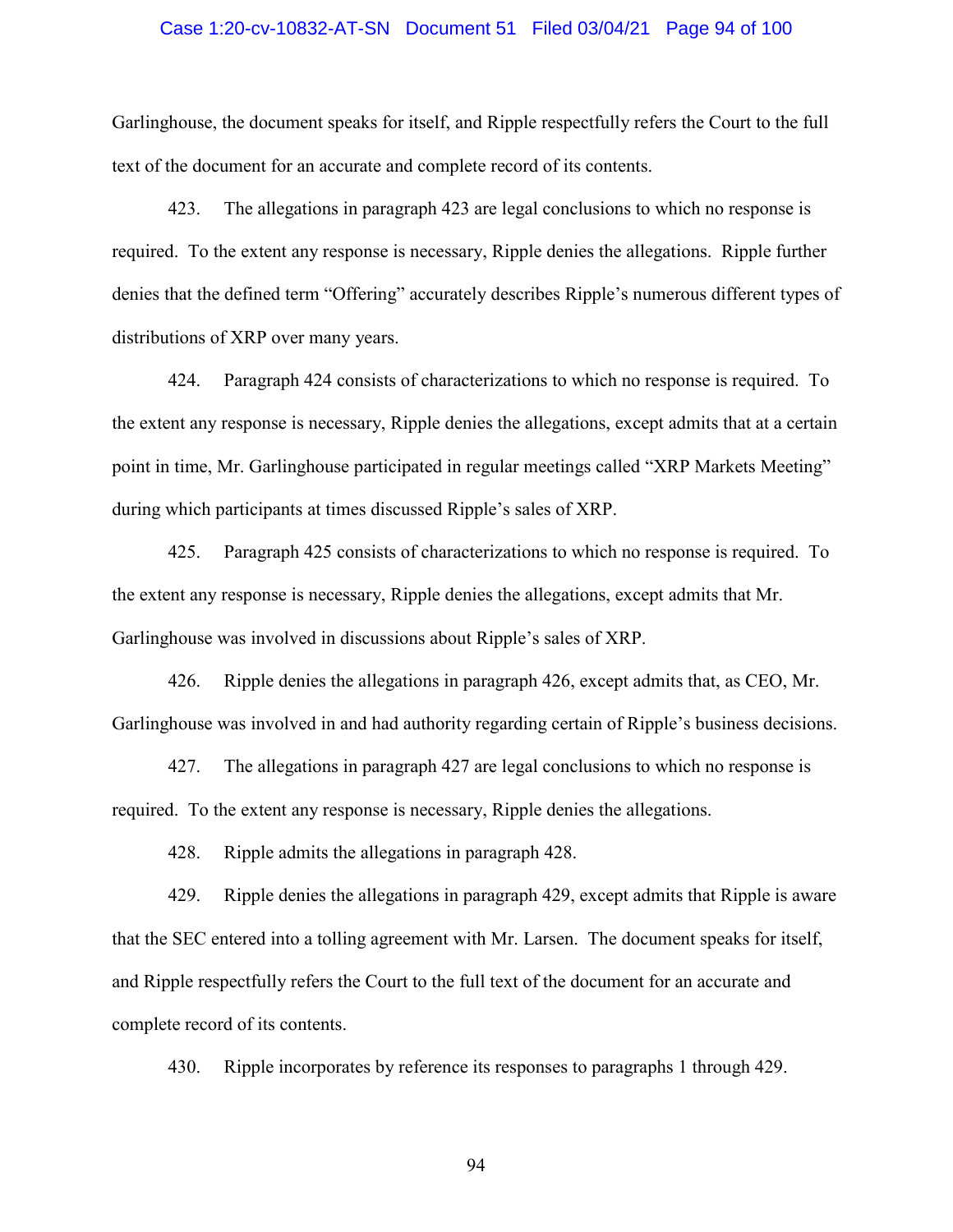Garlinghouse, the document speaks for itself, and Ripple respectfully refers the Court to the full text of the document for an accurate and complete record of its contents.

423. The allegations in paragraph 423 are legal conclusions to which no response is required. To the extent any response is necessary, Ripple denies the allegations. Ripple further denies that the defined term "Offering" accurately describes Ripple's numerous different types of distributions of XRP over many years.

424. Paragraph 424 consists of characterizations to which no response is required. To the extent any response is necessary, Ripple denies the allegations, except admits that at a certain point in time, Mr. Garlinghouse participated in regular meetings called "XRP Markets Meeting" during which participants at times discussed Ripple's sales of XRP.

425. Paragraph 425 consists of characterizations to which no response is required. To the extent any response is necessary, Ripple denies the allegations, except admits that Mr. Garlinghouse was involved in discussions about Ripple's sales of XRP.

426. Ripple denies the allegations in paragraph 426, except admits that, as CEO, Mr. Garlinghouse was involved in and had authority regarding certain of Ripple's business decisions.

427. The allegations in paragraph 427 are legal conclusions to which no response is required. To the extent any response is necessary, Ripple denies the allegations.

428. Ripple admits the allegations in paragraph 428.

429. Ripple denies the allegations in paragraph 429, except admits that Ripple is aware that the SEC entered into a tolling agreement with Mr. Larsen. The document speaks for itself, and Ripple respectfully refers the Court to the full text of the document for an accurate and complete record of its contents.

430. Ripple incorporates by reference its responses to paragraphs 1 through 429.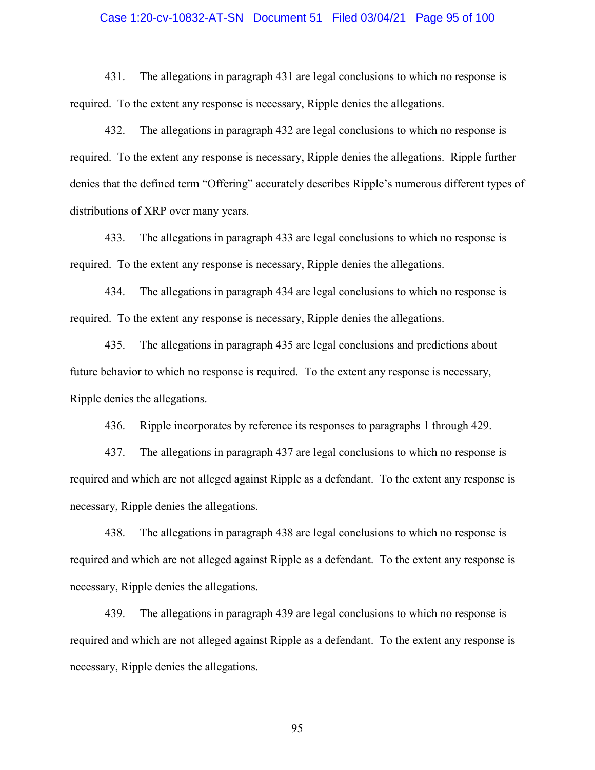431. The allegations in paragraph 431 are legal conclusions to which no response is required. To the extent any response is necessary, Ripple denies the allegations.

432. The allegations in paragraph 432 are legal conclusions to which no response is required. To the extent any response is necessary, Ripple denies the allegations. Ripple further denies that the defined term "Offering" accurately describes Ripple's numerous different types of distributions of XRP over many years.

433. The allegations in paragraph 433 are legal conclusions to which no response is required. To the extent any response is necessary, Ripple denies the allegations.

434. The allegations in paragraph 434 are legal conclusions to which no response is required. To the extent any response is necessary, Ripple denies the allegations.

435. The allegations in paragraph 435 are legal conclusions and predictions about future behavior to which no response is required. To the extent any response is necessary, Ripple denies the allegations.

436. Ripple incorporates by reference its responses to paragraphs 1 through 429.

437. The allegations in paragraph 437 are legal conclusions to which no response is required and which are not alleged against Ripple as a defendant. To the extent any response is necessary, Ripple denies the allegations.

438. The allegations in paragraph 438 are legal conclusions to which no response is required and which are not alleged against Ripple as a defendant. To the extent any response is necessary, Ripple denies the allegations.

439. The allegations in paragraph 439 are legal conclusions to which no response is required and which are not alleged against Ripple as a defendant. To the extent any response is necessary, Ripple denies the allegations.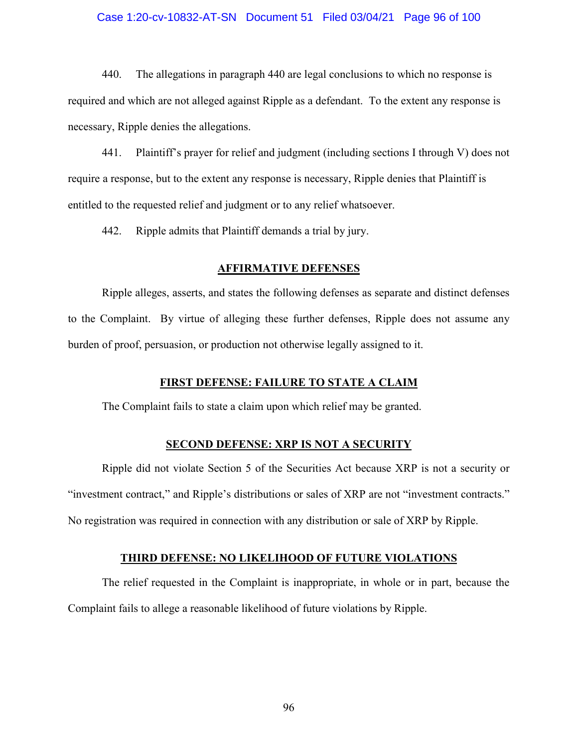440. The allegations in paragraph 440 are legal conclusions to which no response is required and which are not alleged against Ripple as a defendant. To the extent any response is necessary, Ripple denies the allegations.

441. Plaintiff's prayer for relief and judgment (including sections I through V) does not require a response, but to the extent any response is necessary, Ripple denies that Plaintiff is entitled to the requested relief and judgment or to any relief whatsoever.

442. Ripple admits that Plaintiff demands a trial by jury.

## AFFIRMATIVE DEFENSES

Ripple alleges, asserts, and states the following defenses as separate and distinct defenses to the Complaint. By virtue of alleging these further defenses, Ripple does not assume any burden of proof, persuasion, or production not otherwise legally assigned to it.

### FIRST DEFENSE: FAILURE TO STATE A CLAIM

The Complaint fails to state a claim upon which relief may be granted.

### SECOND DEFENSE: XRP IS NOT A SECURITY

Ripple did not violate Section 5 of the Securities Act because XRP is not a security or "investment contract," and Ripple's distributions or sales of XRP are not "investment contracts." No registration was required in connection with any distribution or sale of XRP by Ripple.

### THIRD DEFENSE: NO LIKELIHOOD OF FUTURE VIOLATIONS

The relief requested in the Complaint is inappropriate, in whole or in part, because the Complaint fails to allege a reasonable likelihood of future violations by Ripple.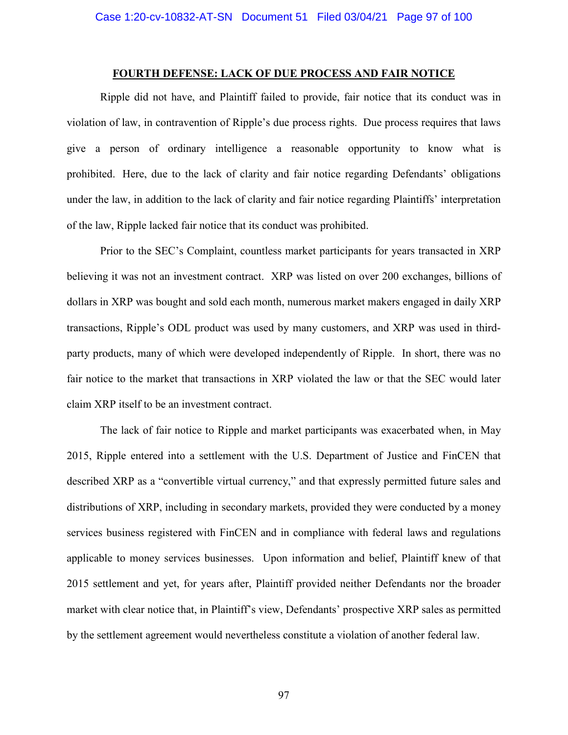## FOURTH DEFENSE: LACK OF DUE PROCESS AND FAIR NOTICE

Ripple did not have, and Plaintiff failed to provide, fair notice that its conduct was in violation of law, in contravention of Ripple's due process rights. Due process requires that laws give a person of ordinary intelligence a reasonable opportunity to know what is prohibited. Here, due to the lack of clarity and fair notice regarding Defendants' obligations under the law, in addition to the lack of clarity and fair notice regarding Plaintiffs' interpretation of the law, Ripple lacked fair notice that its conduct was prohibited.

Prior to the SEC's Complaint, countless market participants for years transacted in XRP believing it was not an investment contract. XRP was listed on over 200 exchanges, billions of dollars in XRP was bought and sold each month, numerous market makers engaged in daily XRP transactions, Ripple's ODL product was used by many customers, and XRP was used in third-party products, many of which were developed independently of Ripple. In short, there was no fair notice to the market that transactions in XRP violated the law or that the SEC would later claim XRP itself to be an investment contract.

The lack of fair notice to Ripple and market participants was exacerbated when, in May 2015, Ripple entered into a settlement with the U.S. Department of Justice and FinCEN that described XRP as a "convertible virtual currency," and that expressly permitted future sales and distributions of XRP, including in secondary markets, provided they were conducted by a money services business registered with FinCEN and in compliance with federal laws and regulations applicable to money services businesses. Upon information and belief, Plaintiff knew of that 2015 settlement and yet, for years after, Plaintiff provided neither Defendants nor the broader market with clear notice that, in Plaintiff's view, Defendants' prospective XRP sales as permitted by the settlement agreement would nevertheless constitute a violation of another federal law.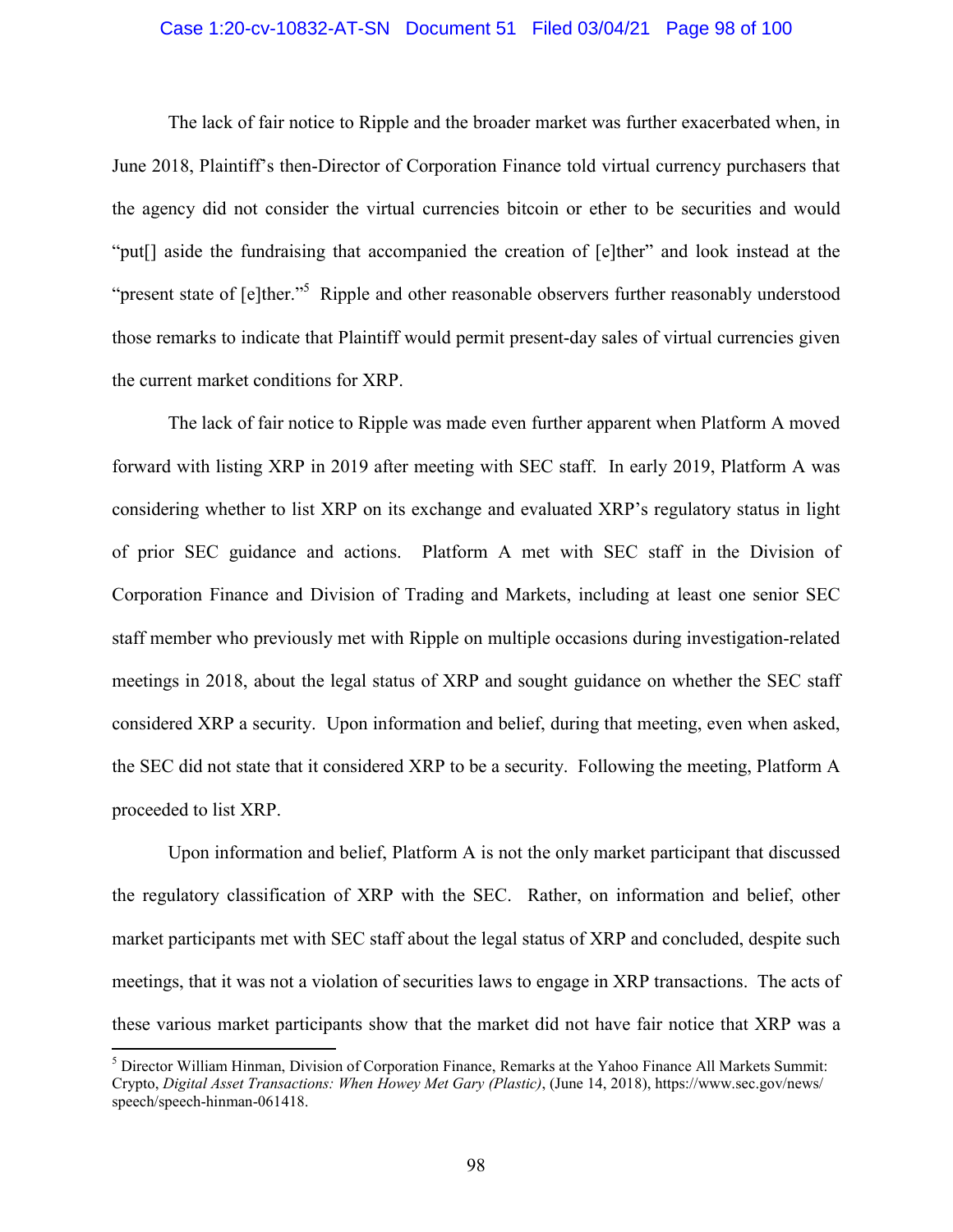The lack of fair notice to Ripple and the broader market was further exacerbated when, in June 2018, Plaintiff's then-Director of Corporation Finance told virtual currency purchasers that the agency did not consider the virtual currencies bitcoin or ether to be securities and would "put[] aside the fundraising that accompanied the creation of [e]ther" and look instead at the "present state of [e]ther."[5] Ripple and other reasonable observers further reasonably understood those remarks to indicate that Plaintiff would permit present-day sales of virtual currencies given the current market conditions for XRP.

The lack of fair notice to Ripple was made even further apparent when Platform A moved forward with listing XRP in 2019 after meeting with SEC staff. In early 2019, Platform A was considering whether to list XRP on its exchange and evaluated XRP's regulatory status in light of prior SEC guidance and actions. Platform A met with SEC staff in the Division of Corporation Finance and Division of Trading and Markets, including at least one senior SEC staff member who previously met with Ripple on multiple occasions during investigation-related meetings in 2018, about the legal status of XRP and sought guidance on whether the SEC staff considered XRP a security. Upon information and belief, during that meeting, even when asked, the SEC did not state that it considered XRP to be a security. Following the meeting, Platform A proceeded to list XRP.

Upon information and belief, Platform A is not the only market participant that discussed the regulatory classification of XRP with the SEC. Rather, on information and belief, other market participants met with SEC staff about the legal status of XRP and concluded, despite such meetings, that it was not a violation of securities laws to engage in XRP transactions. The acts of these various market participants show that the market did not have fair notice that XRP was a

---

[5] Director William Hinman, Division of Corporation Finance, Remarks at the Yahoo Finance All Markets Summit: Crypto, *Digital Asset Transactions: When Howey Met Gary (Plastic)*, (June 14, 2018), https://www.sec.gov/news/speech/speech-hinman-061418.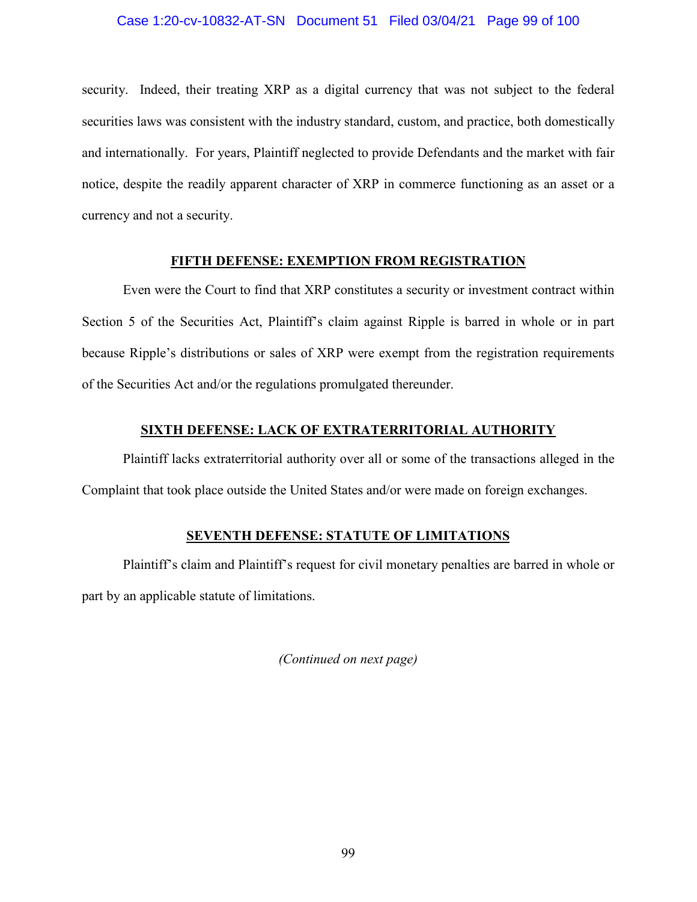security. Indeed, their treating XRP as a digital currency that was not subject to the federal securities laws was consistent with the industry standard, custom, and practice, both domestically and internationally. For years, Plaintiff neglected to provide Defendants and the market with fair notice, despite the readily apparent character of XRP in commerce functioning as an asset or a currency and not a security.

## FIFTH DEFENSE: EXEMPTION FROM REGISTRATION

Even were the Court to find that XRP constitutes a security or investment contract within Section 5 of the Securities Act, Plaintiff's claim against Ripple is barred in whole or in part because Ripple's distributions or sales of XRP were exempt from the registration requirements of the Securities Act and/or the regulations promulgated thereunder.

## SIXTH DEFENSE: LACK OF EXTRATERRITORIAL AUTHORITY

Plaintiff lacks extraterritorial authority over all or some of the transactions alleged in the Complaint that took place outside the United States and/or were made on foreign exchanges.

## SEVENTH DEFENSE: STATUTE OF LIMITATIONS

Plaintiff's claim and Plaintiff's request for civil monetary penalties are barred in whole or part by an applicable statute of limitations.

*(Continued on next page)*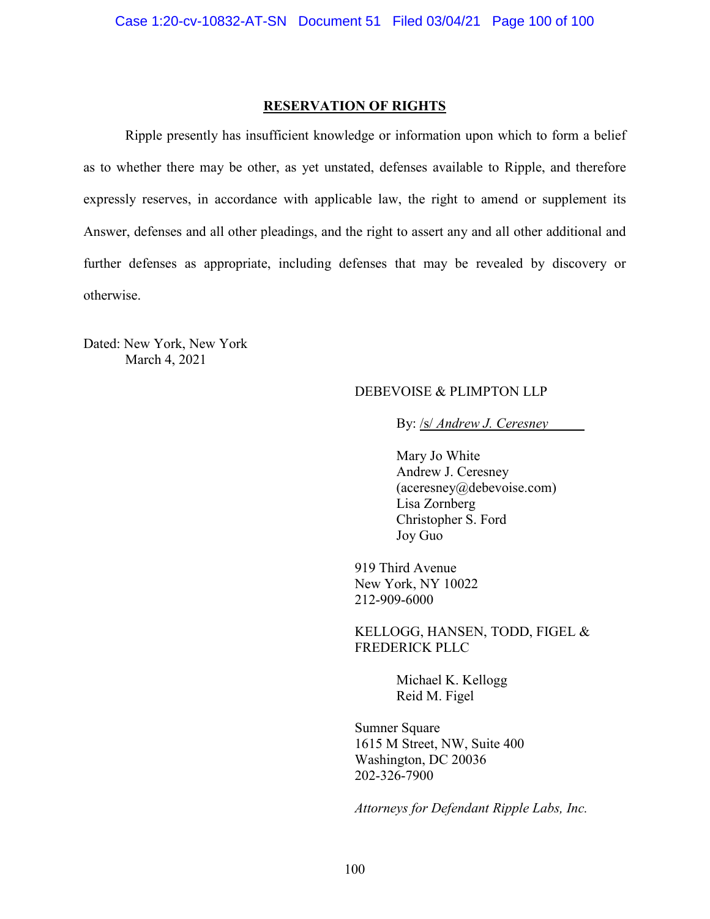## RESERVATION OF RIGHTS

Ripple presently has insufficient knowledge or information upon which to form a belief as to whether there may be other, as yet unstated, defenses available to Ripple, and therefore expressly reserves, in accordance with applicable law, the right to amend or supplement its Answer, defenses and all other pleadings, and the right to assert any and all other additional and further defenses as appropriate, including defenses that may be revealed by discovery or otherwise.

Dated: New York, New York
March 4, 2021

DEBEVOISE & PLIMPTON LLP

By: /s/ *Andrew J. Ceresney*

Mary Jo White
Andrew J. Ceresney
(aceresney@debevoise.com)
Lisa Zornberg
Christopher S. Ford
Joy Guo

919 Third Avenue
New York, NY 10022
212-909-6000

KELLOGG, HANSEN, TODD, FIGEL & FREDERICK PLLC

Michael K. Kellogg
Reid M. Figel

Sumner Square
1615 M Street, NW, Suite 400
Washington, DC 20036
202-326-7900

*Attorneys for Defendant Ripple Labs, Inc.*